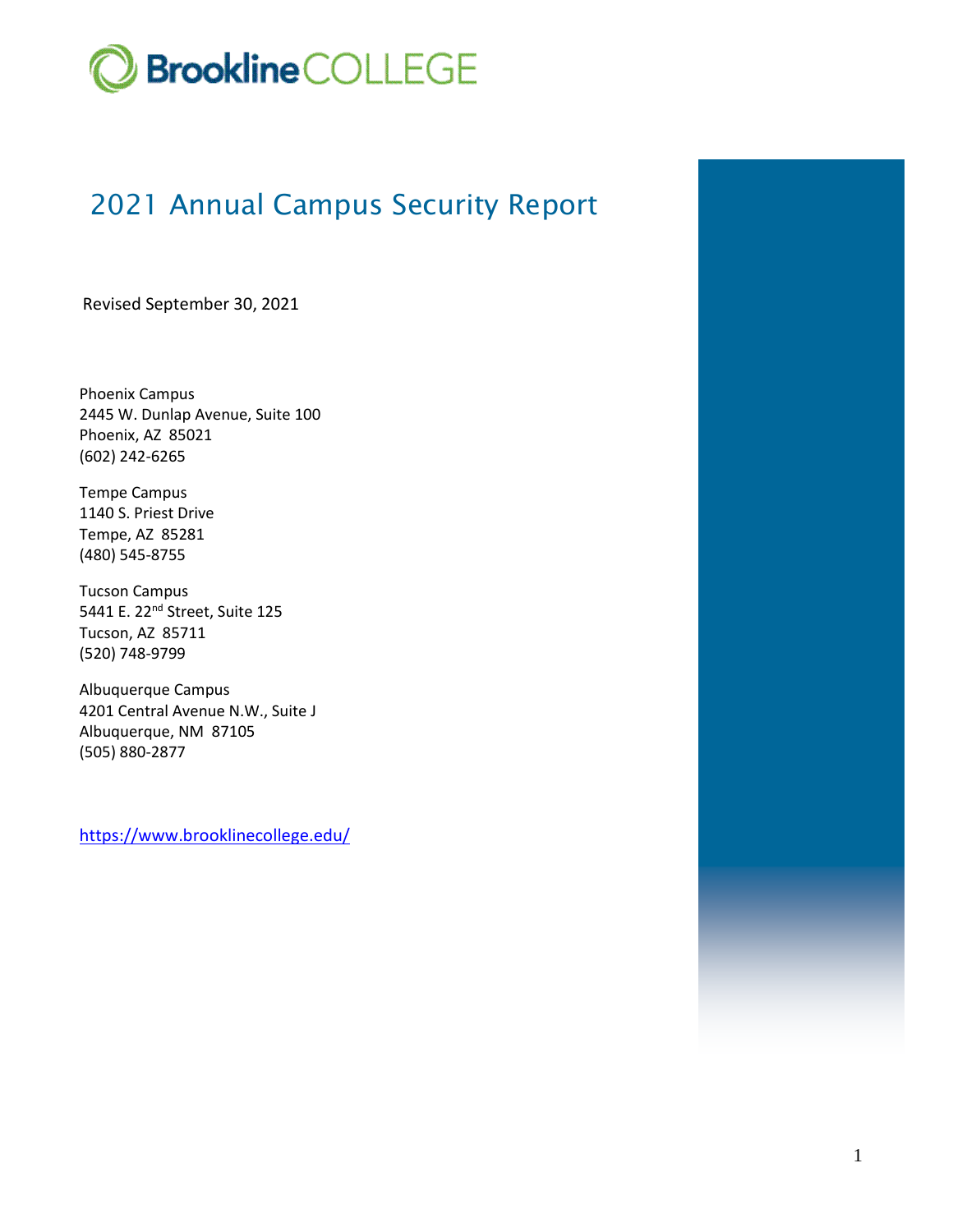# Brookline COLLEGE

## 2021 Annual Campus Security Report

Revised September 30, 2021

Phoenix Campus
2445 W. Dunlap Avenue, Suite 100
Phoenix, AZ 85021
(602) 242-6265

Tempe Campus
1140 S. Priest Drive
Tempe, AZ 85281
(480) 545-8755

Tucson Campus
5441 E. 22nd Street, Suite 125
Tucson, AZ 85711
(520) 748-9799

Albuquerque Campus
4201 Central Avenue N.W., Suite J
Albuquerque, NM 87105
(505) 880-2877

https://www.brooklinecollege.edu/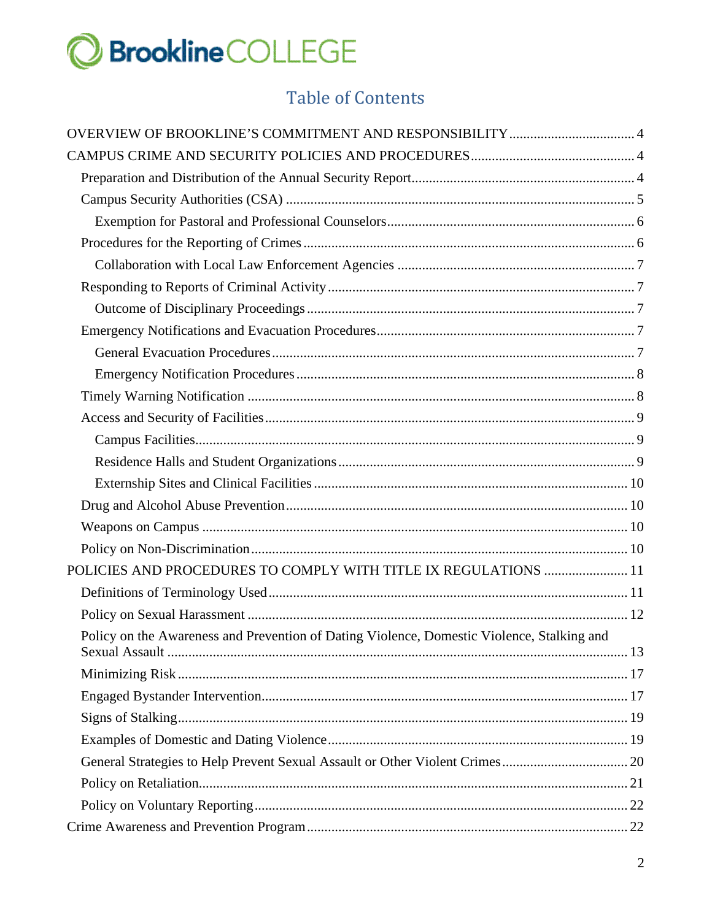Brookline COLLEGE

# Table of Contents

- OVERVIEW OF BROOKLINE'S COMMITMENT AND RESPONSIBILITY .... 4
- CAMPUS CRIME AND SECURITY POLICIES AND PROCEDURES .... 4
  - Preparation and Distribution of the Annual Security Report .... 4
  - Campus Security Authorities (CSA) .... 5
    - Exemption for Pastoral and Professional Counselors .... 6
  - Procedures for the Reporting of Crimes .... 6
    - Collaboration with Local Law Enforcement Agencies .... 7
  - Responding to Reports of Criminal Activity .... 7
    - Outcome of Disciplinary Proceedings .... 7
  - Emergency Notifications and Evacuation Procedures .... 7
    - General Evacuation Procedures .... 7
    - Emergency Notification Procedures .... 8
  - Timely Warning Notification .... 8
  - Access and Security of Facilities .... 9
    - Campus Facilities .... 9
    - Residence Halls and Student Organizations .... 9
    - Externship Sites and Clinical Facilities .... 10
  - Drug and Alcohol Abuse Prevention .... 10
  - Weapons on Campus .... 10
  - Policy on Non-Discrimination .... 10
- POLICIES AND PROCEDURES TO COMPLY WITH TITLE IX REGULATIONS .... 11
  - Definitions of Terminology Used .... 11
  - Policy on Sexual Harassment .... 12
  - Policy on the Awareness and Prevention of Dating Violence, Domestic Violence, Stalking and Sexual Assault .... 13
  - Minimizing Risk .... 17
  - Engaged Bystander Intervention .... 17
  - Signs of Stalking .... 19
  - Examples of Domestic and Dating Violence .... 19
  - General Strategies to Help Prevent Sexual Assault or Other Violent Crimes .... 20
  - Policy on Retaliation .... 21
  - Policy on Voluntary Reporting .... 22
- Crime Awareness and Prevention Program .... 22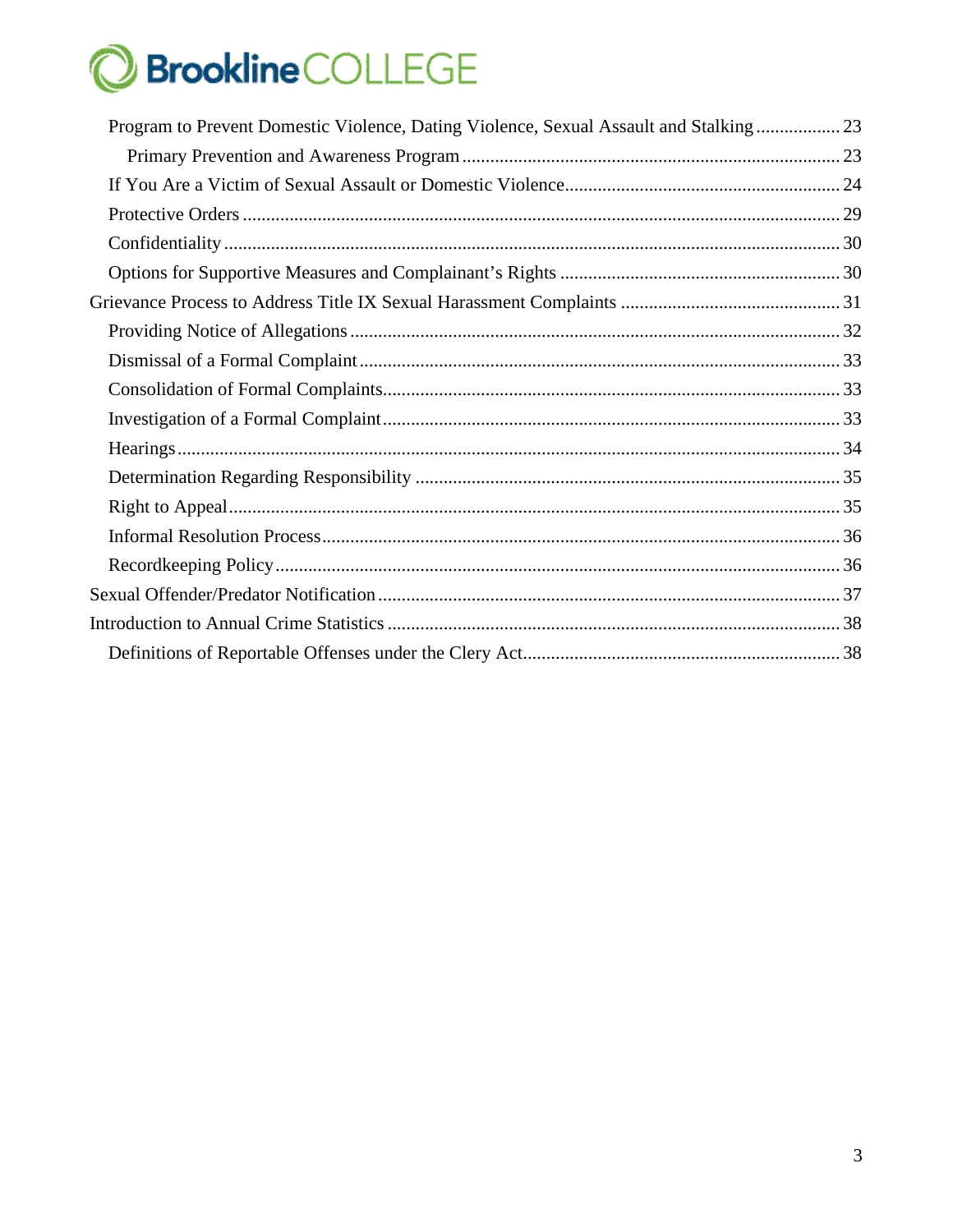Program to Prevent Domestic Violence, Dating Violence, Sexual Assault and Stalking .................. 23

Primary Prevention and Awareness Program ................................................................................ 23

If You Are a Victim of Sexual Assault or Domestic Violence .......................................................... 24

Protective Orders .............................................................................................................................. 29

Confidentiality .................................................................................................................................. 30

Options for Supportive Measures and Complainant's Rights ........................................................... 30

Grievance Process to Address Title IX Sexual Harassment Complaints .............................................. 31

Providing Notice of Allegations ....................................................................................................... 32

Dismissal of a Formal Complaint ..................................................................................................... 33

Consolidation of Formal Complaints ................................................................................................ 33

Investigation of a Formal Complaint ................................................................................................ 33

Hearings ........................................................................................................................................... 34

Determination Regarding Responsibility .......................................................................................... 35

Right to Appeal ................................................................................................................................. 35

Informal Resolution Process .............................................................................................................. 36

Recordkeeping Policy ....................................................................................................................... 36

Sexual Offender/Predator Notification .................................................................................................. 37

Introduction to Annual Crime Statistics ................................................................................................ 38

Definitions of Reportable Offenses under the Clery Act .................................................................. 38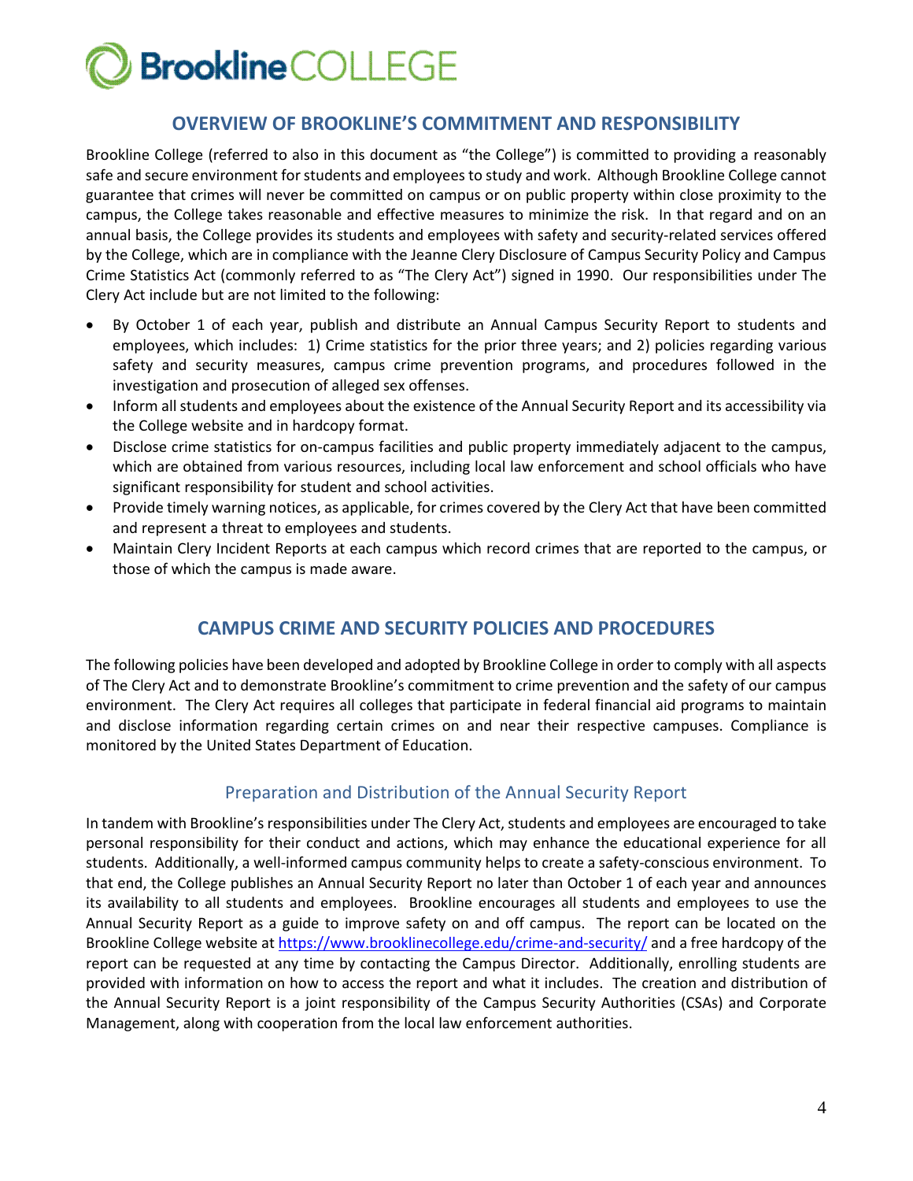## OVERVIEW OF BROOKLINE'S COMMITMENT AND RESPONSIBILITY

Brookline College (referred to also in this document as "the College") is committed to providing a reasonably safe and secure environment for students and employees to study and work. Although Brookline College cannot guarantee that crimes will never be committed on campus or on public property within close proximity to the campus, the College takes reasonable and effective measures to minimize the risk. In that regard and on an annual basis, the College provides its students and employees with safety and security-related services offered by the College, which are in compliance with the Jeanne Clery Disclosure of Campus Security Policy and Campus Crime Statistics Act (commonly referred to as "The Clery Act") signed in 1990. Our responsibilities under The Clery Act include but are not limited to the following:

- By October 1 of each year, publish and distribute an Annual Campus Security Report to students and employees, which includes: 1) Crime statistics for the prior three years; and 2) policies regarding various safety and security measures, campus crime prevention programs, and procedures followed in the investigation and prosecution of alleged sex offenses.
- Inform all students and employees about the existence of the Annual Security Report and its accessibility via the College website and in hardcopy format.
- Disclose crime statistics for on-campus facilities and public property immediately adjacent to the campus, which are obtained from various resources, including local law enforcement and school officials who have significant responsibility for student and school activities.
- Provide timely warning notices, as applicable, for crimes covered by the Clery Act that have been committed and represent a threat to employees and students.
- Maintain Clery Incident Reports at each campus which record crimes that are reported to the campus, or those of which the campus is made aware.

## CAMPUS CRIME AND SECURITY POLICIES AND PROCEDURES

The following policies have been developed and adopted by Brookline College in order to comply with all aspects of The Clery Act and to demonstrate Brookline's commitment to crime prevention and the safety of our campus environment. The Clery Act requires all colleges that participate in federal financial aid programs to maintain and disclose information regarding certain crimes on and near their respective campuses. Compliance is monitored by the United States Department of Education.

### Preparation and Distribution of the Annual Security Report

In tandem with Brookline's responsibilities under The Clery Act, students and employees are encouraged to take personal responsibility for their conduct and actions, which may enhance the educational experience for all students. Additionally, a well-informed campus community helps to create a safety-conscious environment. To that end, the College publishes an Annual Security Report no later than October 1 of each year and announces its availability to all students and employees. Brookline encourages all students and employees to use the Annual Security Report as a guide to improve safety on and off campus. The report can be located on the Brookline College website at https://www.brooklinecollege.edu/crime-and-security/ and a free hardcopy of the report can be requested at any time by contacting the Campus Director. Additionally, enrolling students are provided with information on how to access the report and what it includes. The creation and distribution of the Annual Security Report is a joint responsibility of the Campus Security Authorities (CSAs) and Corporate Management, along with cooperation from the local law enforcement authorities.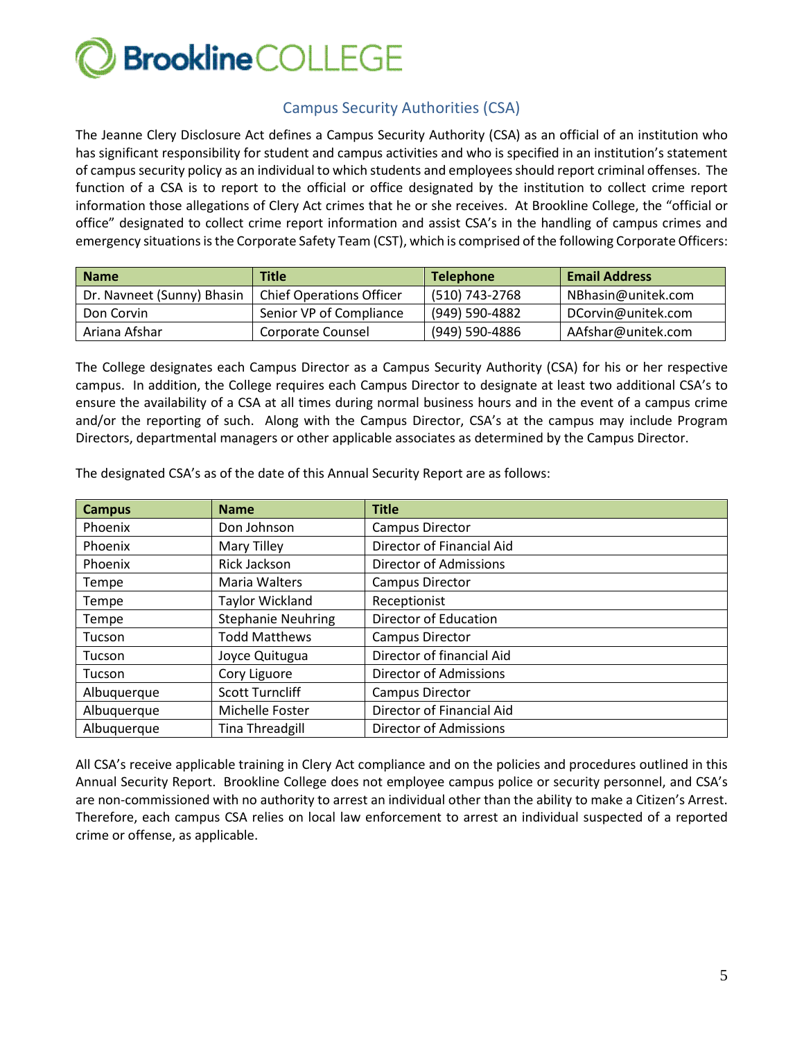# Brookline COLLEGE

## Campus Security Authorities (CSA)

The Jeanne Clery Disclosure Act defines a Campus Security Authority (CSA) as an official of an institution who has significant responsibility for student and campus activities and who is specified in an institution's statement of campus security policy as an individual to which students and employees should report criminal offenses. The function of a CSA is to report to the official or office designated by the institution to collect crime report information those allegations of Clery Act crimes that he or she receives. At Brookline College, the "official or office" designated to collect crime report information and assist CSA's in the handling of campus crimes and emergency situations is the Corporate Safety Team (CST), which is comprised of the following Corporate Officers:

| Name | Title | Telephone | Email Address |
|---|---|---|---|
| Dr. Navneet (Sunny) Bhasin | Chief Operations Officer | (510) 743-2768 | NBhasin@unitek.com |
| Don Corvin | Senior VP of Compliance | (949) 590-4882 | DCorvin@unitek.com |
| Ariana Afshar | Corporate Counsel | (949) 590-4886 | AAfshar@unitek.com |

The College designates each Campus Director as a Campus Security Authority (CSA) for his or her respective campus. In addition, the College requires each Campus Director to designate at least two additional CSA's to ensure the availability of a CSA at all times during normal business hours and in the event of a campus crime and/or the reporting of such. Along with the Campus Director, CSA's at the campus may include Program Directors, departmental managers or other applicable associates as determined by the Campus Director.

The designated CSA's as of the date of this Annual Security Report are as follows:

| Campus | Name | Title |
|---|---|---|
| Phoenix | Don Johnson | Campus Director |
| Phoenix | Mary Tilley | Director of Financial Aid |
| Phoenix | Rick Jackson | Director of Admissions |
| Tempe | Maria Walters | Campus Director |
| Tempe | Taylor Wickland | Receptionist |
| Tempe | Stephanie Neuhring | Director of Education |
| Tucson | Todd Matthews | Campus Director |
| Tucson | Joyce Quitugua | Director of financial Aid |
| Tucson | Cory Liguore | Director of Admissions |
| Albuquerque | Scott Turncliff | Campus Director |
| Albuquerque | Michelle Foster | Director of Financial Aid |
| Albuquerque | Tina Threadgill | Director of Admissions |

All CSA's receive applicable training in Clery Act compliance and on the policies and procedures outlined in this Annual Security Report. Brookline College does not employee campus police or security personnel, and CSA's are non-commissioned with no authority to arrest an individual other than the ability to make a Citizen's Arrest. Therefore, each campus CSA relies on local law enforcement to arrest an individual suspected of a reported crime or offense, as applicable.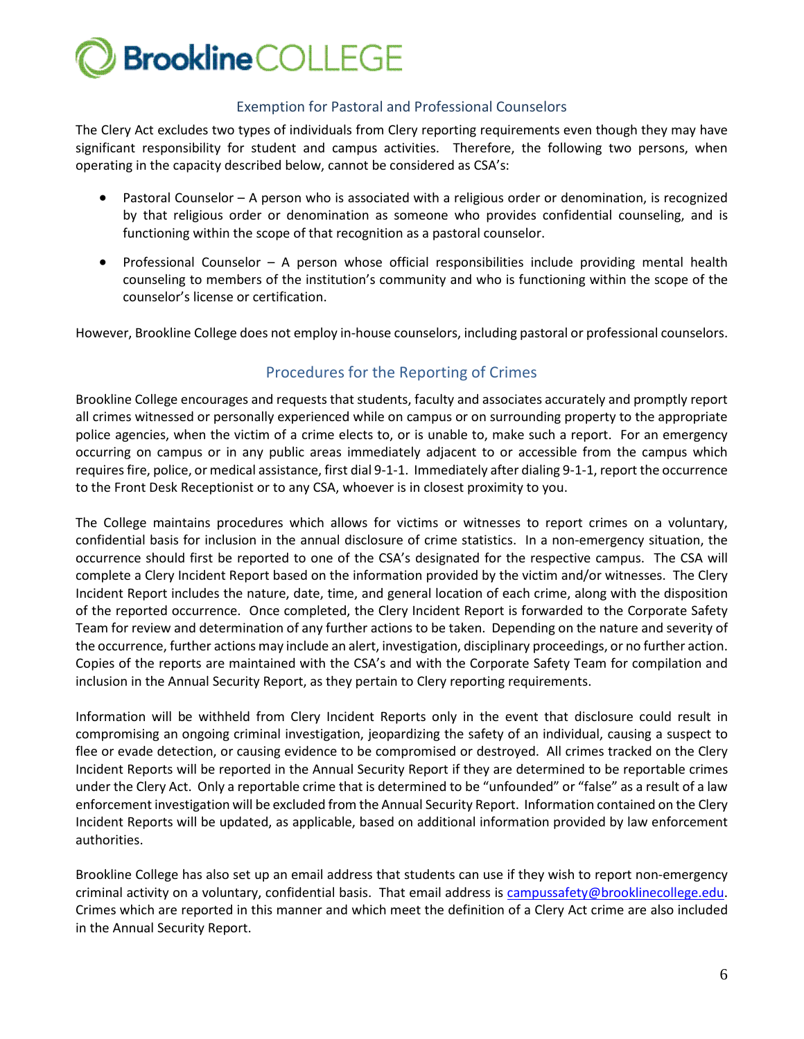## Exemption for Pastoral and Professional Counselors

The Clery Act excludes two types of individuals from Clery reporting requirements even though they may have significant responsibility for student and campus activities. Therefore, the following two persons, when operating in the capacity described below, cannot be considered as CSA's:

- Pastoral Counselor – A person who is associated with a religious order or denomination, is recognized by that religious order or denomination as someone who provides confidential counseling, and is functioning within the scope of that recognition as a pastoral counselor.
- Professional Counselor – A person whose official responsibilities include providing mental health counseling to members of the institution's community and who is functioning within the scope of the counselor's license or certification.

However, Brookline College does not employ in-house counselors, including pastoral or professional counselors.

## Procedures for the Reporting of Crimes

Brookline College encourages and requests that students, faculty and associates accurately and promptly report all crimes witnessed or personally experienced while on campus or on surrounding property to the appropriate police agencies, when the victim of a crime elects to, or is unable to, make such a report. For an emergency occurring on campus or in any public areas immediately adjacent to or accessible from the campus which requires fire, police, or medical assistance, first dial 9-1-1. Immediately after dialing 9-1-1, report the occurrence to the Front Desk Receptionist or to any CSA, whoever is in closest proximity to you.

The College maintains procedures which allows for victims or witnesses to report crimes on a voluntary, confidential basis for inclusion in the annual disclosure of crime statistics. In a non-emergency situation, the occurrence should first be reported to one of the CSA's designated for the respective campus. The CSA will complete a Clery Incident Report based on the information provided by the victim and/or witnesses. The Clery Incident Report includes the nature, date, time, and general location of each crime, along with the disposition of the reported occurrence. Once completed, the Clery Incident Report is forwarded to the Corporate Safety Team for review and determination of any further actions to be taken. Depending on the nature and severity of the occurrence, further actions may include an alert, investigation, disciplinary proceedings, or no further action. Copies of the reports are maintained with the CSA's and with the Corporate Safety Team for compilation and inclusion in the Annual Security Report, as they pertain to Clery reporting requirements.

Information will be withheld from Clery Incident Reports only in the event that disclosure could result in compromising an ongoing criminal investigation, jeopardizing the safety of an individual, causing a suspect to flee or evade detection, or causing evidence to be compromised or destroyed. All crimes tracked on the Clery Incident Reports will be reported in the Annual Security Report if they are determined to be reportable crimes under the Clery Act. Only a reportable crime that is determined to be "unfounded" or "false" as a result of a law enforcement investigation will be excluded from the Annual Security Report. Information contained on the Clery Incident Reports will be updated, as applicable, based on additional information provided by law enforcement authorities.

Brookline College has also set up an email address that students can use if they wish to report non-emergency criminal activity on a voluntary, confidential basis. That email address is campussafety@brooklinecollege.edu. Crimes which are reported in this manner and which meet the definition of a Clery Act crime are also included in the Annual Security Report.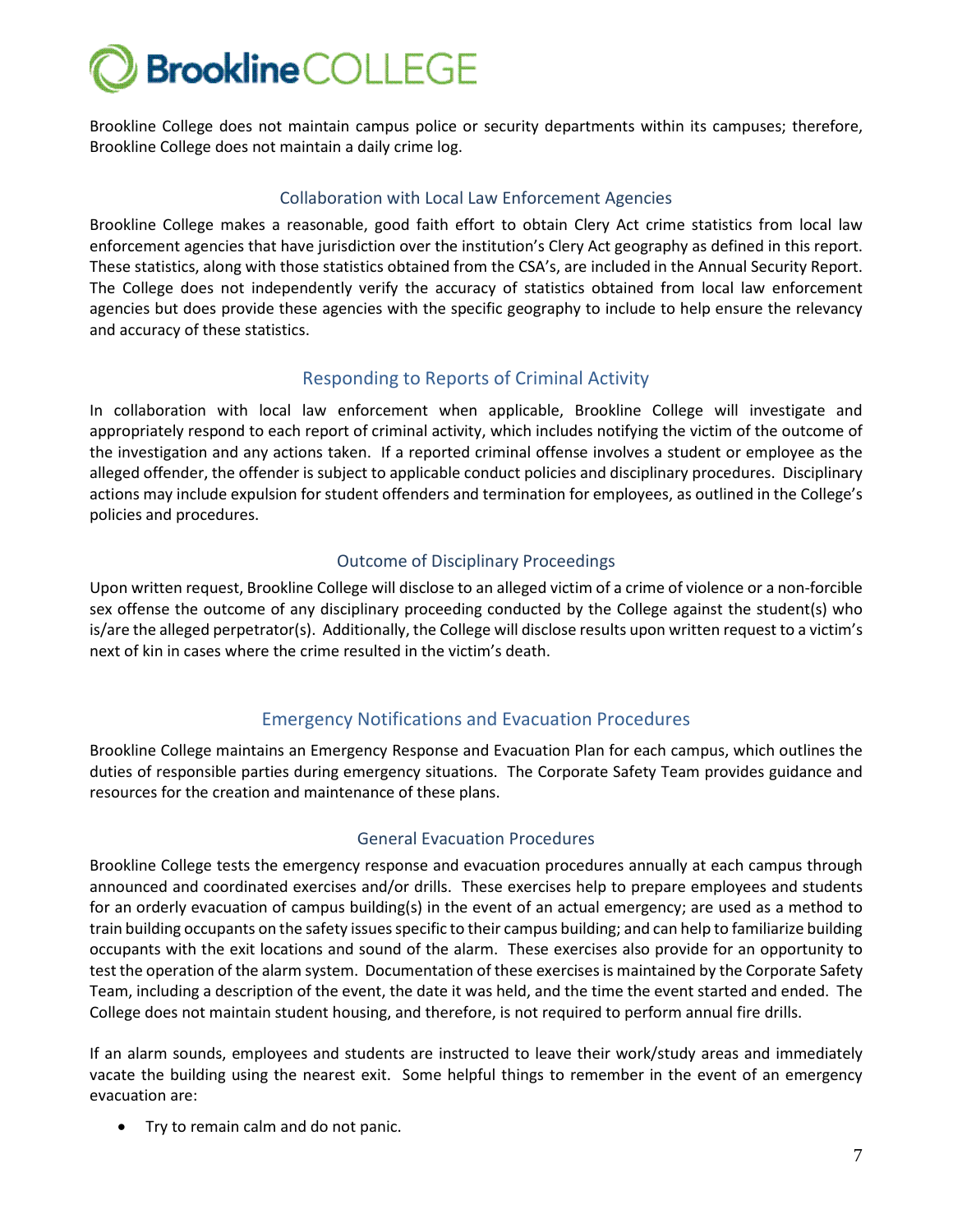Brookline College does not maintain campus police or security departments within its campuses; therefore, Brookline College does not maintain a daily crime log.

### Collaboration with Local Law Enforcement Agencies

Brookline College makes a reasonable, good faith effort to obtain Clery Act crime statistics from local law enforcement agencies that have jurisdiction over the institution's Clery Act geography as defined in this report. These statistics, along with those statistics obtained from the CSA's, are included in the Annual Security Report. The College does not independently verify the accuracy of statistics obtained from local law enforcement agencies but does provide these agencies with the specific geography to include to help ensure the relevancy and accuracy of these statistics.

## Responding to Reports of Criminal Activity

In collaboration with local law enforcement when applicable, Brookline College will investigate and appropriately respond to each report of criminal activity, which includes notifying the victim of the outcome of the investigation and any actions taken. If a reported criminal offense involves a student or employee as the alleged offender, the offender is subject to applicable conduct policies and disciplinary procedures. Disciplinary actions may include expulsion for student offenders and termination for employees, as outlined in the College's policies and procedures.

### Outcome of Disciplinary Proceedings

Upon written request, Brookline College will disclose to an alleged victim of a crime of violence or a non-forcible sex offense the outcome of any disciplinary proceeding conducted by the College against the student(s) who is/are the alleged perpetrator(s). Additionally, the College will disclose results upon written request to a victim's next of kin in cases where the crime resulted in the victim's death.

## Emergency Notifications and Evacuation Procedures

Brookline College maintains an Emergency Response and Evacuation Plan for each campus, which outlines the duties of responsible parties during emergency situations. The Corporate Safety Team provides guidance and resources for the creation and maintenance of these plans.

### General Evacuation Procedures

Brookline College tests the emergency response and evacuation procedures annually at each campus through announced and coordinated exercises and/or drills. These exercises help to prepare employees and students for an orderly evacuation of campus building(s) in the event of an actual emergency; are used as a method to train building occupants on the safety issues specific to their campus building; and can help to familiarize building occupants with the exit locations and sound of the alarm. These exercises also provide for an opportunity to test the operation of the alarm system. Documentation of these exercises is maintained by the Corporate Safety Team, including a description of the event, the date it was held, and the time the event started and ended. The College does not maintain student housing, and therefore, is not required to perform annual fire drills.

If an alarm sounds, employees and students are instructed to leave their work/study areas and immediately vacate the building using the nearest exit. Some helpful things to remember in the event of an emergency evacuation are:

- Try to remain calm and do not panic.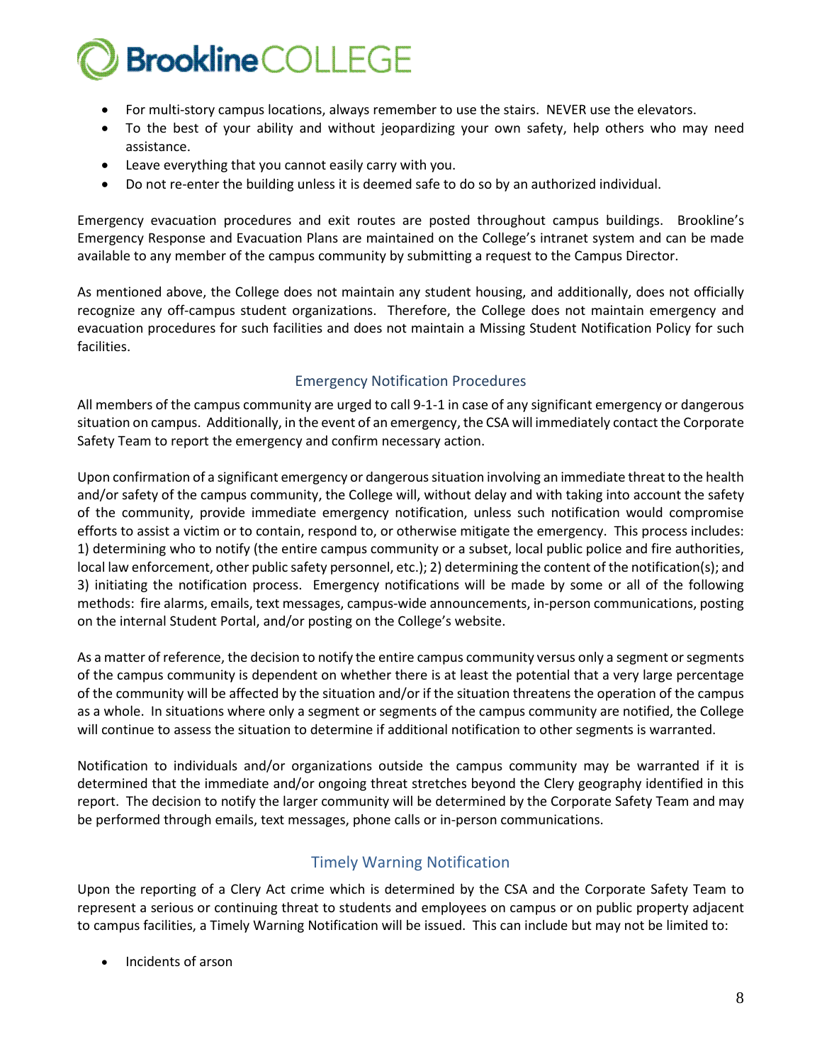- For multi-story campus locations, always remember to use the stairs. NEVER use the elevators.
- To the best of your ability and without jeopardizing your own safety, help others who may need assistance.
- Leave everything that you cannot easily carry with you.
- Do not re-enter the building unless it is deemed safe to do so by an authorized individual.

Emergency evacuation procedures and exit routes are posted throughout campus buildings. Brookline's Emergency Response and Evacuation Plans are maintained on the College's intranet system and can be made available to any member of the campus community by submitting a request to the Campus Director.

As mentioned above, the College does not maintain any student housing, and additionally, does not officially recognize any off-campus student organizations. Therefore, the College does not maintain emergency and evacuation procedures for such facilities and does not maintain a Missing Student Notification Policy for such facilities.

## Emergency Notification Procedures

All members of the campus community are urged to call 9-1-1 in case of any significant emergency or dangerous situation on campus. Additionally, in the event of an emergency, the CSA will immediately contact the Corporate Safety Team to report the emergency and confirm necessary action.

Upon confirmation of a significant emergency or dangerous situation involving an immediate threat to the health and/or safety of the campus community, the College will, without delay and with taking into account the safety of the community, provide immediate emergency notification, unless such notification would compromise efforts to assist a victim or to contain, respond to, or otherwise mitigate the emergency. This process includes: 1) determining who to notify (the entire campus community or a subset, local public police and fire authorities, local law enforcement, other public safety personnel, etc.); 2) determining the content of the notification(s); and 3) initiating the notification process. Emergency notifications will be made by some or all of the following methods: fire alarms, emails, text messages, campus-wide announcements, in-person communications, posting on the internal Student Portal, and/or posting on the College's website.

As a matter of reference, the decision to notify the entire campus community versus only a segment or segments of the campus community is dependent on whether there is at least the potential that a very large percentage of the community will be affected by the situation and/or if the situation threatens the operation of the campus as a whole. In situations where only a segment or segments of the campus community are notified, the College will continue to assess the situation to determine if additional notification to other segments is warranted.

Notification to individuals and/or organizations outside the campus community may be warranted if it is determined that the immediate and/or ongoing threat stretches beyond the Clery geography identified in this report. The decision to notify the larger community will be determined by the Corporate Safety Team and may be performed through emails, text messages, phone calls or in-person communications.

## Timely Warning Notification

Upon the reporting of a Clery Act crime which is determined by the CSA and the Corporate Safety Team to represent a serious or continuing threat to students and employees on campus or on public property adjacent to campus facilities, a Timely Warning Notification will be issued. This can include but may not be limited to:

- Incidents of arson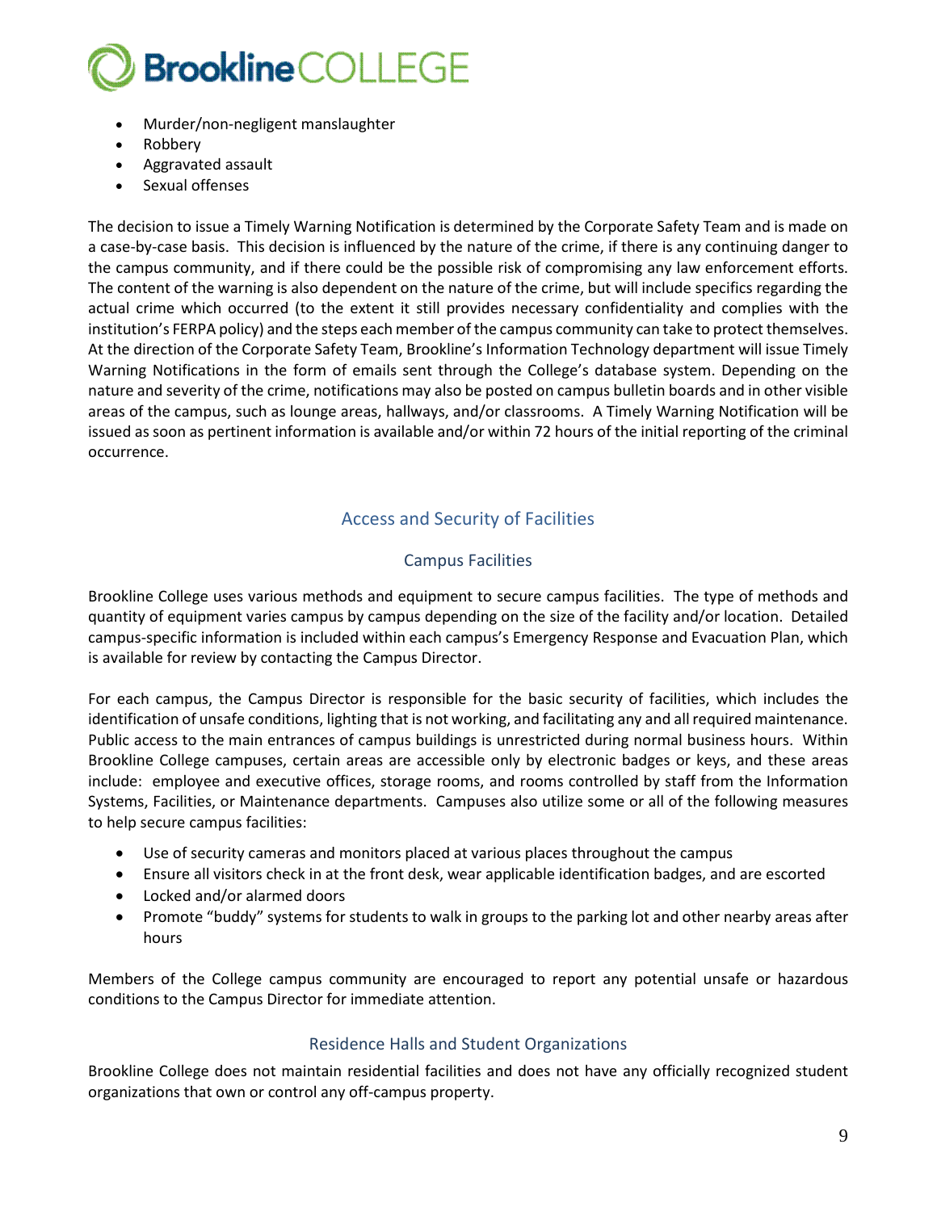- Murder/non-negligent manslaughter
- Robbery
- Aggravated assault
- Sexual offenses

The decision to issue a Timely Warning Notification is determined by the Corporate Safety Team and is made on a case-by-case basis. This decision is influenced by the nature of the crime, if there is any continuing danger to the campus community, and if there could be the possible risk of compromising any law enforcement efforts. The content of the warning is also dependent on the nature of the crime, but will include specifics regarding the actual crime which occurred (to the extent it still provides necessary confidentiality and complies with the institution's FERPA policy) and the steps each member of the campus community can take to protect themselves. At the direction of the Corporate Safety Team, Brookline's Information Technology department will issue Timely Warning Notifications in the form of emails sent through the College's database system. Depending on the nature and severity of the crime, notifications may also be posted on campus bulletin boards and in other visible areas of the campus, such as lounge areas, hallways, and/or classrooms. A Timely Warning Notification will be issued as soon as pertinent information is available and/or within 72 hours of the initial reporting of the criminal occurrence.

## Access and Security of Facilities

### Campus Facilities

Brookline College uses various methods and equipment to secure campus facilities. The type of methods and quantity of equipment varies campus by campus depending on the size of the facility and/or location. Detailed campus-specific information is included within each campus's Emergency Response and Evacuation Plan, which is available for review by contacting the Campus Director.

For each campus, the Campus Director is responsible for the basic security of facilities, which includes the identification of unsafe conditions, lighting that is not working, and facilitating any and all required maintenance. Public access to the main entrances of campus buildings is unrestricted during normal business hours. Within Brookline College campuses, certain areas are accessible only by electronic badges or keys, and these areas include: employee and executive offices, storage rooms, and rooms controlled by staff from the Information Systems, Facilities, or Maintenance departments. Campuses also utilize some or all of the following measures to help secure campus facilities:

- Use of security cameras and monitors placed at various places throughout the campus
- Ensure all visitors check in at the front desk, wear applicable identification badges, and are escorted
- Locked and/or alarmed doors
- Promote "buddy" systems for students to walk in groups to the parking lot and other nearby areas after hours

Members of the College campus community are encouraged to report any potential unsafe or hazardous conditions to the Campus Director for immediate attention.

### Residence Halls and Student Organizations

Brookline College does not maintain residential facilities and does not have any officially recognized student organizations that own or control any off-campus property.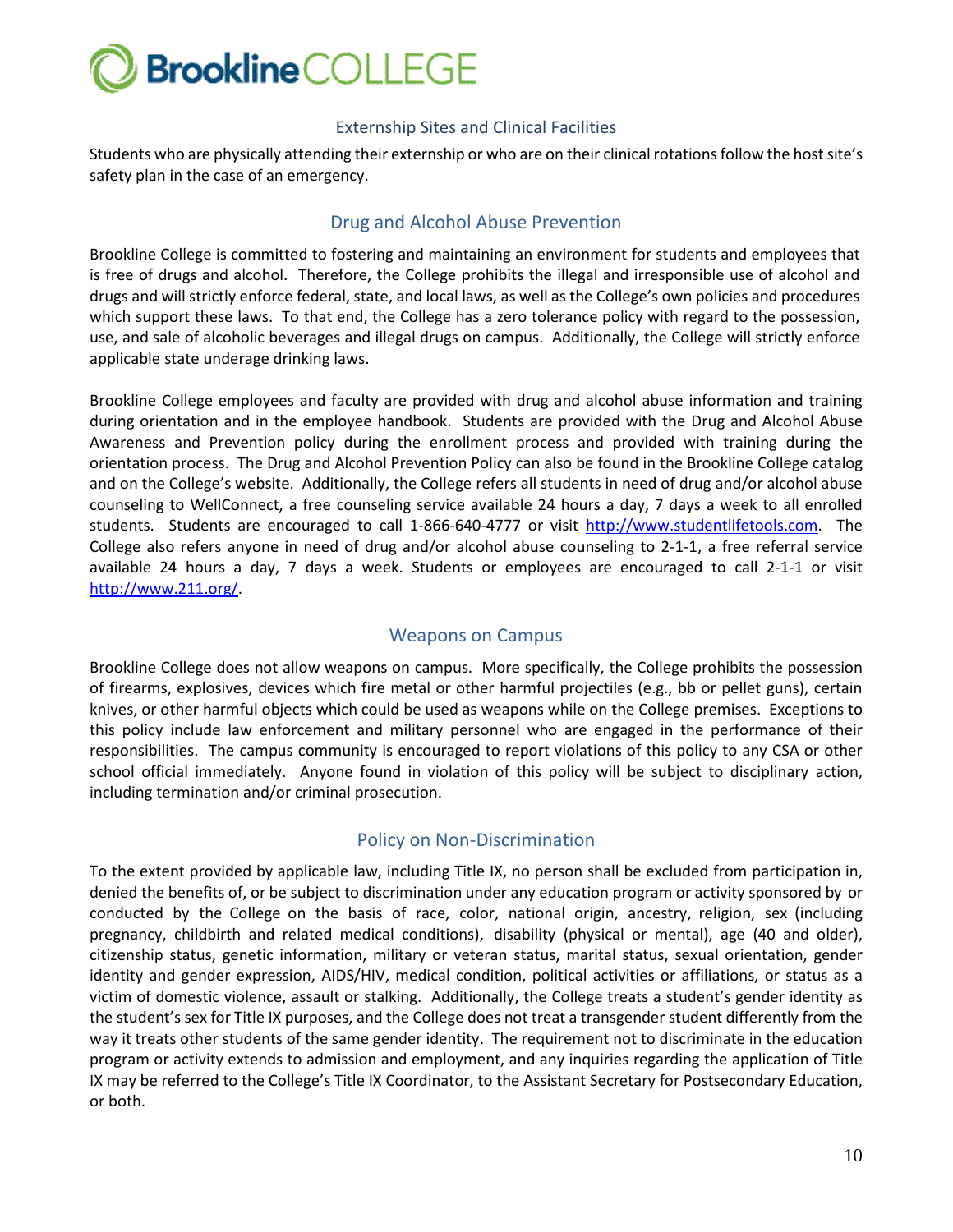## Externship Sites and Clinical Facilities

Students who are physically attending their externship or who are on their clinical rotations follow the host site's safety plan in the case of an emergency.

## Drug and Alcohol Abuse Prevention

Brookline College is committed to fostering and maintaining an environment for students and employees that is free of drugs and alcohol. Therefore, the College prohibits the illegal and irresponsible use of alcohol and drugs and will strictly enforce federal, state, and local laws, as well as the College's own policies and procedures which support these laws. To that end, the College has a zero tolerance policy with regard to the possession, use, and sale of alcoholic beverages and illegal drugs on campus. Additionally, the College will strictly enforce applicable state underage drinking laws.

Brookline College employees and faculty are provided with drug and alcohol abuse information and training during orientation and in the employee handbook. Students are provided with the Drug and Alcohol Abuse Awareness and Prevention policy during the enrollment process and provided with training during the orientation process. The Drug and Alcohol Prevention Policy can also be found in the Brookline College catalog and on the College's website. Additionally, the College refers all students in need of drug and/or alcohol abuse counseling to WellConnect, a free counseling service available 24 hours a day, 7 days a week to all enrolled students. Students are encouraged to call 1-866-640-4777 or visit http://www.studentlifetools.com. The College also refers anyone in need of drug and/or alcohol abuse counseling to 2-1-1, a free referral service available 24 hours a day, 7 days a week. Students or employees are encouraged to call 2-1-1 or visit http://www.211.org/.

## Weapons on Campus

Brookline College does not allow weapons on campus. More specifically, the College prohibits the possession of firearms, explosives, devices which fire metal or other harmful projectiles (e.g., bb or pellet guns), certain knives, or other harmful objects which could be used as weapons while on the College premises. Exceptions to this policy include law enforcement and military personnel who are engaged in the performance of their responsibilities. The campus community is encouraged to report violations of this policy to any CSA or other school official immediately. Anyone found in violation of this policy will be subject to disciplinary action, including termination and/or criminal prosecution.

## Policy on Non-Discrimination

To the extent provided by applicable law, including Title IX, no person shall be excluded from participation in, denied the benefits of, or be subject to discrimination under any education program or activity sponsored by or conducted by the College on the basis of race, color, national origin, ancestry, religion, sex (including pregnancy, childbirth and related medical conditions), disability (physical or mental), age (40 and older), citizenship status, genetic information, military or veteran status, marital status, sexual orientation, gender identity and gender expression, AIDS/HIV, medical condition, political activities or affiliations, or status as a victim of domestic violence, assault or stalking. Additionally, the College treats a student's gender identity as the student's sex for Title IX purposes, and the College does not treat a transgender student differently from the way it treats other students of the same gender identity. The requirement not to discriminate in the education program or activity extends to admission and employment, and any inquiries regarding the application of Title IX may be referred to the College's Title IX Coordinator, to the Assistant Secretary for Postsecondary Education, or both.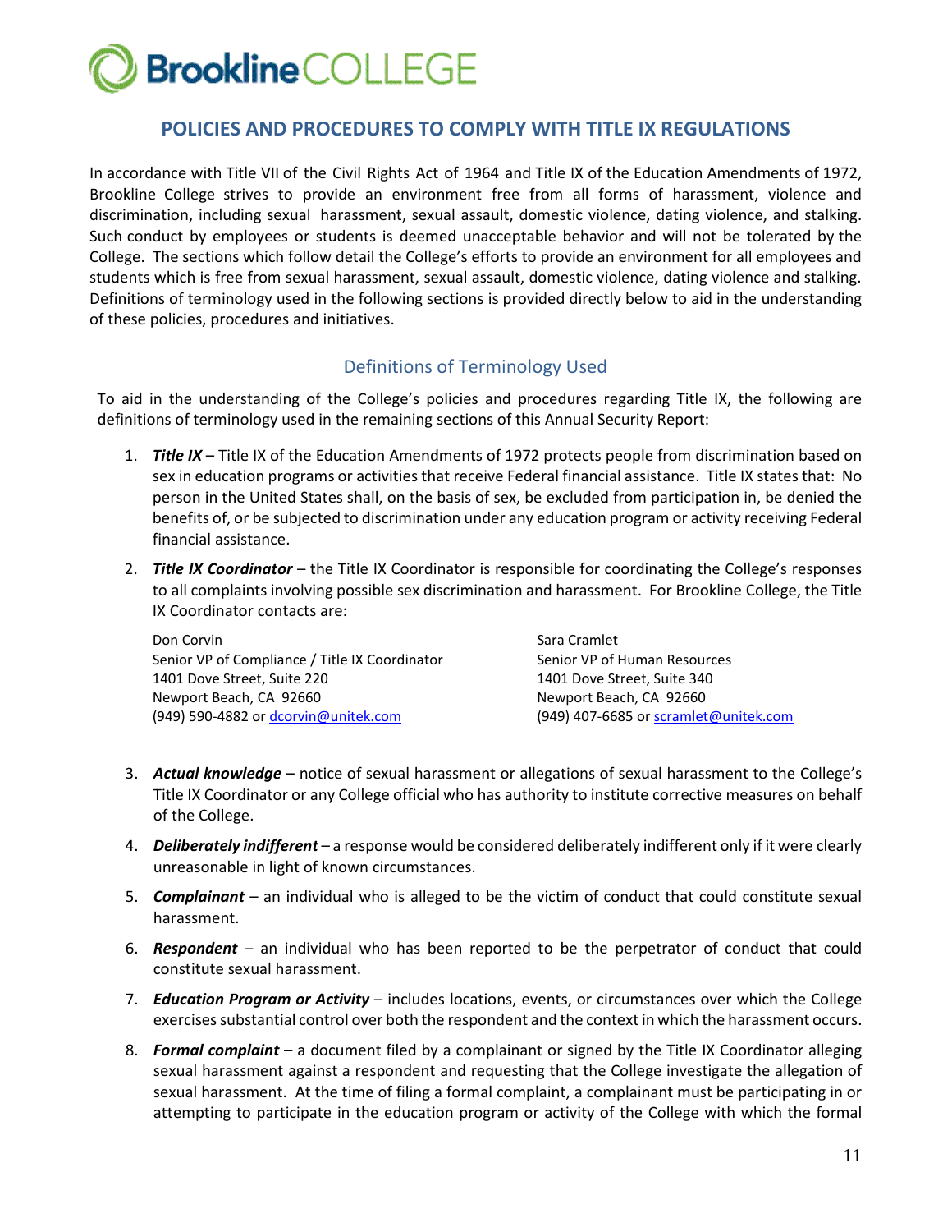# POLICIES AND PROCEDURES TO COMPLY WITH TITLE IX REGULATIONS

In accordance with Title VII of the Civil Rights Act of 1964 and Title IX of the Education Amendments of 1972, Brookline College strives to provide an environment free from all forms of harassment, violence and discrimination, including sexual harassment, sexual assault, domestic violence, dating violence, and stalking. Such conduct by employees or students is deemed unacceptable behavior and will not be tolerated by the College. The sections which follow detail the College's efforts to provide an environment for all employees and students which is free from sexual harassment, sexual assault, domestic violence, dating violence and stalking. Definitions of terminology used in the following sections is provided directly below to aid in the understanding of these policies, procedures and initiatives.

## Definitions of Terminology Used

To aid in the understanding of the College's policies and procedures regarding Title IX, the following are definitions of terminology used in the remaining sections of this Annual Security Report:

1. ***Title IX*** – Title IX of the Education Amendments of 1972 protects people from discrimination based on sex in education programs or activities that receive Federal financial assistance. Title IX states that: No person in the United States shall, on the basis of sex, be excluded from participation in, be denied the benefits of, or be subjected to discrimination under any education program or activity receiving Federal financial assistance.
2. ***Title IX Coordinator*** – the Title IX Coordinator is responsible for coordinating the College's responses to all complaints involving possible sex discrimination and harassment. For Brookline College, the Title IX Coordinator contacts are:

   Don Corvin
   Senior VP of Compliance / Title IX Coordinator
   1401 Dove Street, Suite 220
   Newport Beach, CA 92660
   (949) 590-4882 or dcorvin@unitek.com

   Sara Cramlet
   Senior VP of Human Resources
   1401 Dove Street, Suite 340
   Newport Beach, CA 92660
   (949) 407-6685 or scramlet@unitek.com

3. ***Actual knowledge*** – notice of sexual harassment or allegations of sexual harassment to the College's Title IX Coordinator or any College official who has authority to institute corrective measures on behalf of the College.
4. ***Deliberately indifferent*** – a response would be considered deliberately indifferent only if it were clearly unreasonable in light of known circumstances.
5. ***Complainant*** – an individual who is alleged to be the victim of conduct that could constitute sexual harassment.
6. ***Respondent*** – an individual who has been reported to be the perpetrator of conduct that could constitute sexual harassment.
7. ***Education Program or Activity*** – includes locations, events, or circumstances over which the College exercises substantial control over both the respondent and the context in which the harassment occurs.
8. ***Formal complaint*** – a document filed by a complainant or signed by the Title IX Coordinator alleging sexual harassment against a respondent and requesting that the College investigate the allegation of sexual harassment. At the time of filing a formal complaint, a complainant must be participating in or attempting to participate in the education program or activity of the College with which the formal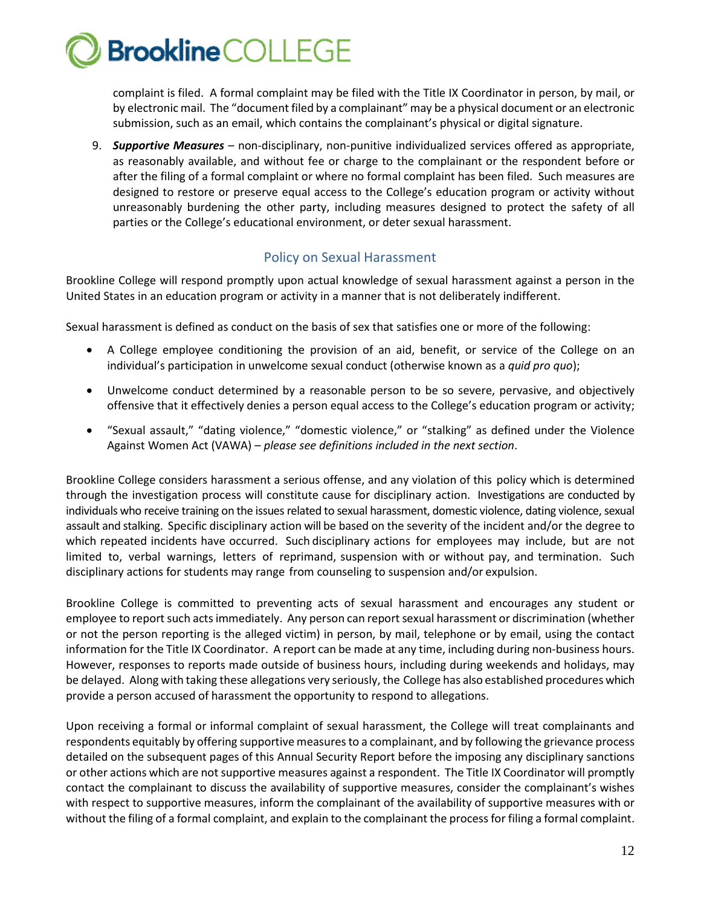complaint is filed. A formal complaint may be filed with the Title IX Coordinator in person, by mail, or by electronic mail. The "document filed by a complainant" may be a physical document or an electronic submission, such as an email, which contains the complainant's physical or digital signature.

9. ***Supportive Measures*** – non-disciplinary, non-punitive individualized services offered as appropriate, as reasonably available, and without fee or charge to the complainant or the respondent before or after the filing of a formal complaint or where no formal complaint has been filed. Such measures are designed to restore or preserve equal access to the College's education program or activity without unreasonably burdening the other party, including measures designed to protect the safety of all parties or the College's educational environment, or deter sexual harassment.

## Policy on Sexual Harassment

Brookline College will respond promptly upon actual knowledge of sexual harassment against a person in the United States in an education program or activity in a manner that is not deliberately indifferent.

Sexual harassment is defined as conduct on the basis of sex that satisfies one or more of the following:

- A College employee conditioning the provision of an aid, benefit, or service of the College on an individual's participation in unwelcome sexual conduct (otherwise known as a *quid pro quo*);
- Unwelcome conduct determined by a reasonable person to be so severe, pervasive, and objectively offensive that it effectively denies a person equal access to the College's education program or activity;
- "Sexual assault," "dating violence," "domestic violence," or "stalking" as defined under the Violence Against Women Act (VAWA) – *please see definitions included in the next section*.

Brookline College considers harassment a serious offense, and any violation of this policy which is determined through the investigation process will constitute cause for disciplinary action. Investigations are conducted by individuals who receive training on the issues related to sexual harassment, domestic violence, dating violence, sexual assault and stalking. Specific disciplinary action will be based on the severity of the incident and/or the degree to which repeated incidents have occurred. Such disciplinary actions for employees may include, but are not limited to, verbal warnings, letters of reprimand, suspension with or without pay, and termination. Such disciplinary actions for students may range from counseling to suspension and/or expulsion.

Brookline College is committed to preventing acts of sexual harassment and encourages any student or employee to report such acts immediately. Any person can report sexual harassment or discrimination (whether or not the person reporting is the alleged victim) in person, by mail, telephone or by email, using the contact information for the Title IX Coordinator. A report can be made at any time, including during non-business hours. However, responses to reports made outside of business hours, including during weekends and holidays, may be delayed. Along with taking these allegations very seriously, the College has also established procedures which provide a person accused of harassment the opportunity to respond to allegations.

Upon receiving a formal or informal complaint of sexual harassment, the College will treat complainants and respondents equitably by offering supportive measures to a complainant, and by following the grievance process detailed on the subsequent pages of this Annual Security Report before the imposing any disciplinary sanctions or other actions which are not supportive measures against a respondent. The Title IX Coordinator will promptly contact the complainant to discuss the availability of supportive measures, consider the complainant's wishes with respect to supportive measures, inform the complainant of the availability of supportive measures with or without the filing of a formal complaint, and explain to the complainant the process for filing a formal complaint.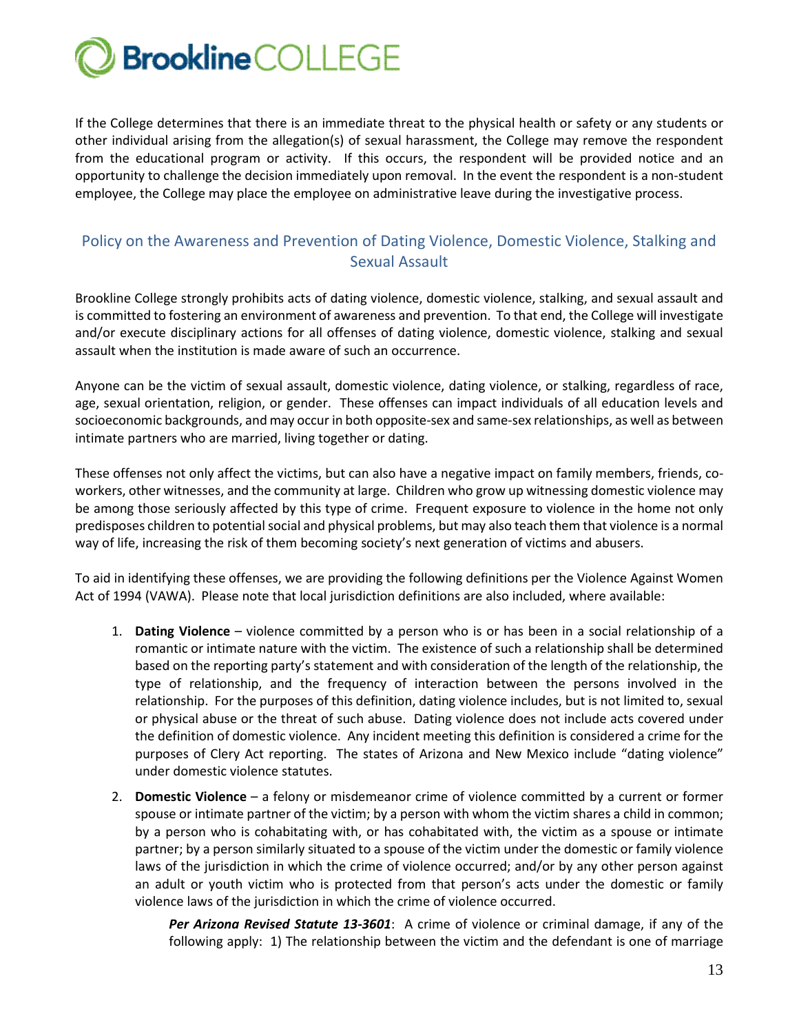If the College determines that there is an immediate threat to the physical health or safety or any students or other individual arising from the allegation(s) of sexual harassment, the College may remove the respondent from the educational program or activity. If this occurs, the respondent will be provided notice and an opportunity to challenge the decision immediately upon removal. In the event the respondent is a non-student employee, the College may place the employee on administrative leave during the investigative process.

## Policy on the Awareness and Prevention of Dating Violence, Domestic Violence, Stalking and Sexual Assault

Brookline College strongly prohibits acts of dating violence, domestic violence, stalking, and sexual assault and is committed to fostering an environment of awareness and prevention. To that end, the College will investigate and/or execute disciplinary actions for all offenses of dating violence, domestic violence, stalking and sexual assault when the institution is made aware of such an occurrence.

Anyone can be the victim of sexual assault, domestic violence, dating violence, or stalking, regardless of race, age, sexual orientation, religion, or gender. These offenses can impact individuals of all education levels and socioeconomic backgrounds, and may occur in both opposite-sex and same-sex relationships, as well as between intimate partners who are married, living together or dating.

These offenses not only affect the victims, but can also have a negative impact on family members, friends, co-workers, other witnesses, and the community at large. Children who grow up witnessing domestic violence may be among those seriously affected by this type of crime. Frequent exposure to violence in the home not only predisposes children to potential social and physical problems, but may also teach them that violence is a normal way of life, increasing the risk of them becoming society's next generation of victims and abusers.

To aid in identifying these offenses, we are providing the following definitions per the Violence Against Women Act of 1994 (VAWA). Please note that local jurisdiction definitions are also included, where available:

1. **Dating Violence** – violence committed by a person who is or has been in a social relationship of a romantic or intimate nature with the victim. The existence of such a relationship shall be determined based on the reporting party's statement and with consideration of the length of the relationship, the type of relationship, and the frequency of interaction between the persons involved in the relationship. For the purposes of this definition, dating violence includes, but is not limited to, sexual or physical abuse or the threat of such abuse. Dating violence does not include acts covered under the definition of domestic violence. Any incident meeting this definition is considered a crime for the purposes of Clery Act reporting. The states of Arizona and New Mexico include "dating violence" under domestic violence statutes.

2. **Domestic Violence** – a felony or misdemeanor crime of violence committed by a current or former spouse or intimate partner of the victim; by a person with whom the victim shares a child in common; by a person who is cohabitating with, or has cohabitated with, the victim as a spouse or intimate partner; by a person similarly situated to a spouse of the victim under the domestic or family violence laws of the jurisdiction in which the crime of violence occurred; and/or by any other person against an adult or youth victim who is protected from that person's acts under the domestic or family violence laws of the jurisdiction in which the crime of violence occurred.

   ***Per Arizona Revised Statute 13-3601***: A crime of violence or criminal damage, if any of the following apply: 1) The relationship between the victim and the defendant is one of marriage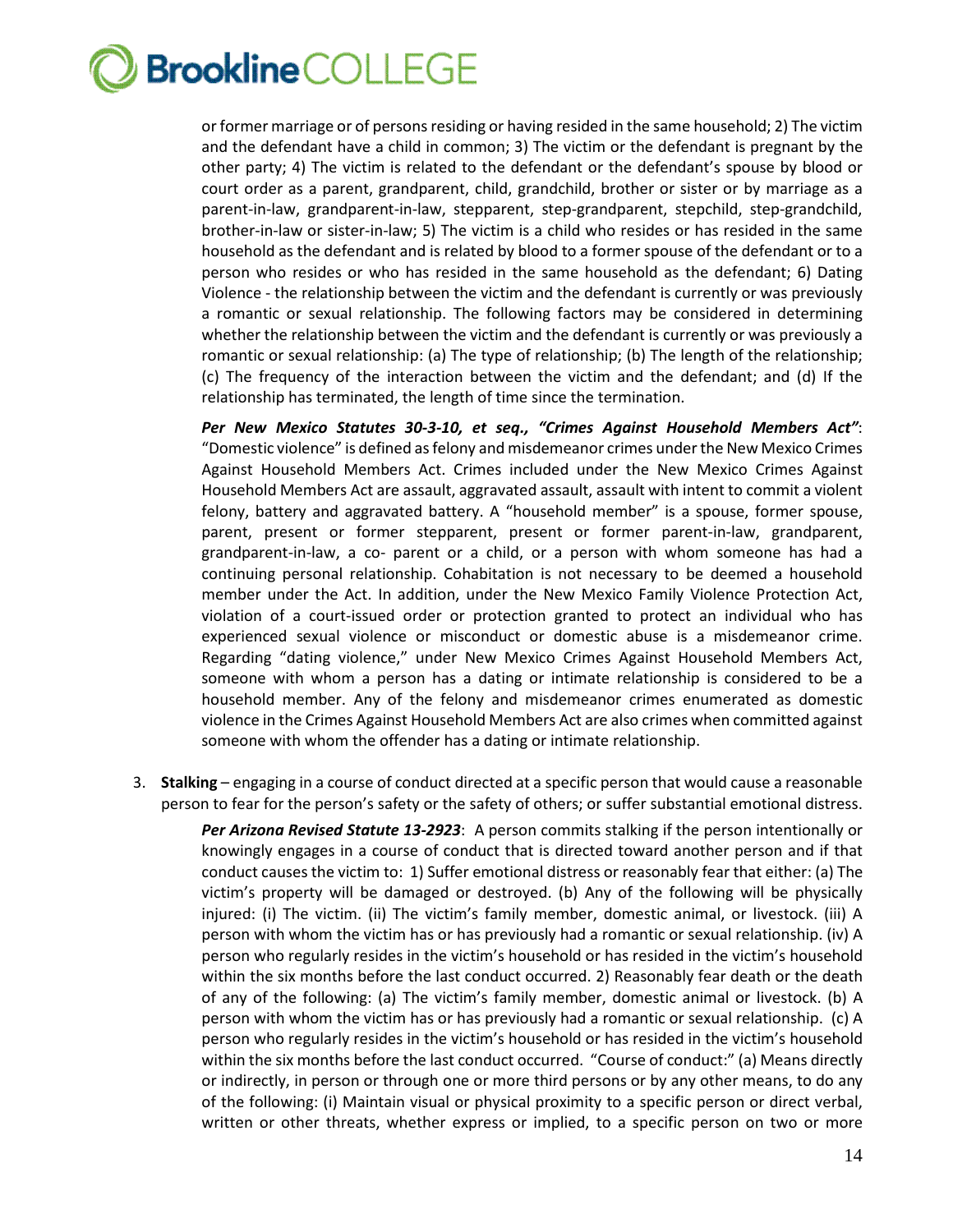or former marriage or of persons residing or having resided in the same household; 2) The victim and the defendant have a child in common; 3) The victim or the defendant is pregnant by the other party; 4) The victim is related to the defendant or the defendant's spouse by blood or court order as a parent, grandparent, child, grandchild, brother or sister or by marriage as a parent-in-law, grandparent-in-law, stepparent, step-grandparent, stepchild, step-grandchild, brother-in-law or sister-in-law; 5) The victim is a child who resides or has resided in the same household as the defendant and is related by blood to a former spouse of the defendant or to a person who resides or who has resided in the same household as the defendant; 6) Dating Violence - the relationship between the victim and the defendant is currently or was previously a romantic or sexual relationship. The following factors may be considered in determining whether the relationship between the victim and the defendant is currently or was previously a romantic or sexual relationship: (a) The type of relationship; (b) The length of the relationship; (c) The frequency of the interaction between the victim and the defendant; and (d) If the relationship has terminated, the length of time since the termination.

***Per New Mexico Statutes 30-3-10, et seq., "Crimes Against Household Members Act"***: "Domestic violence" is defined as felony and misdemeanor crimes under the New Mexico Crimes Against Household Members Act. Crimes included under the New Mexico Crimes Against Household Members Act are assault, aggravated assault, assault with intent to commit a violent felony, battery and aggravated battery. A "household member" is a spouse, former spouse, parent, present or former stepparent, present or former parent-in-law, grandparent, grandparent-in-law, a co- parent or a child, or a person with whom someone has had a continuing personal relationship. Cohabitation is not necessary to be deemed a household member under the Act. In addition, under the New Mexico Family Violence Protection Act, violation of a court-issued order or protection granted to protect an individual who has experienced sexual violence or misconduct or domestic abuse is a misdemeanor crime. Regarding "dating violence," under New Mexico Crimes Against Household Members Act, someone with whom a person has a dating or intimate relationship is considered to be a household member. Any of the felony and misdemeanor crimes enumerated as domestic violence in the Crimes Against Household Members Act are also crimes when committed against someone with whom the offender has a dating or intimate relationship.

3. **Stalking** – engaging in a course of conduct directed at a specific person that would cause a reasonable person to fear for the person's safety or the safety of others; or suffer substantial emotional distress.

   ***Per Arizona Revised Statute 13-2923***: A person commits stalking if the person intentionally or knowingly engages in a course of conduct that is directed toward another person and if that conduct causes the victim to: 1) Suffer emotional distress or reasonably fear that either: (a) The victim's property will be damaged or destroyed. (b) Any of the following will be physically injured: (i) The victim. (ii) The victim's family member, domestic animal, or livestock. (iii) A person with whom the victim has or has previously had a romantic or sexual relationship. (iv) A person who regularly resides in the victim's household or has resided in the victim's household within the six months before the last conduct occurred. 2) Reasonably fear death or the death of any of the following: (a) The victim's family member, domestic animal or livestock. (b) A person with whom the victim has or has previously had a romantic or sexual relationship. (c) A person who regularly resides in the victim's household or has resided in the victim's household within the six months before the last conduct occurred. "Course of conduct:" (a) Means directly or indirectly, in person or through one or more third persons or by any other means, to do any of the following: (i) Maintain visual or physical proximity to a specific person or direct verbal, written or other threats, whether express or implied, to a specific person on two or more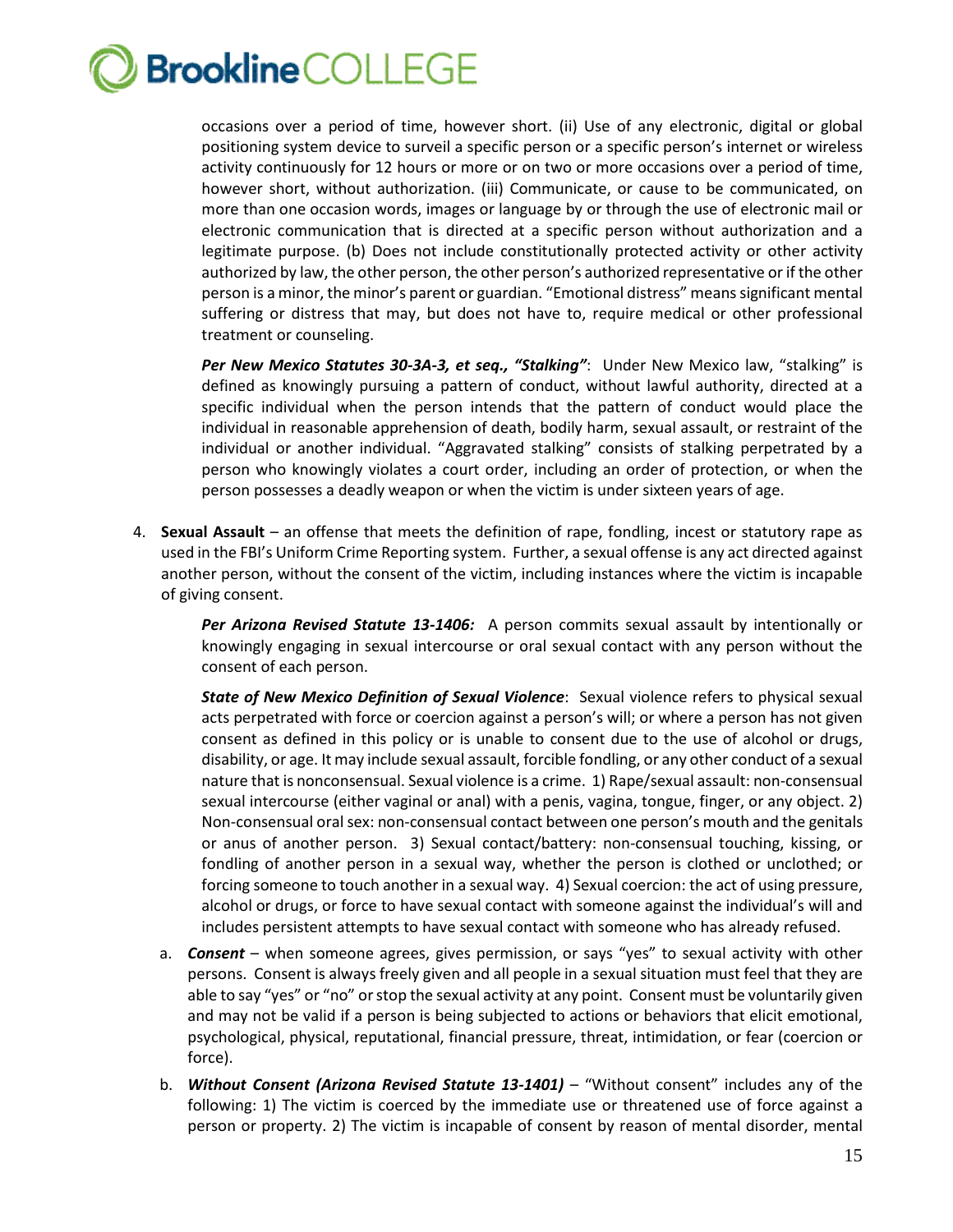occasions over a period of time, however short. (ii) Use of any electronic, digital or global positioning system device to surveil a specific person or a specific person's internet or wireless activity continuously for 12 hours or more or on two or more occasions over a period of time, however short, without authorization. (iii) Communicate, or cause to be communicated, on more than one occasion words, images or language by or through the use of electronic mail or electronic communication that is directed at a specific person without authorization and a legitimate purpose. (b) Does not include constitutionally protected activity or other activity authorized by law, the other person, the other person's authorized representative or if the other person is a minor, the minor's parent or guardian. "Emotional distress" means significant mental suffering or distress that may, but does not have to, require medical or other professional treatment or counseling.

***Per New Mexico Statutes 30-3A-3, et seq., "Stalking"***: Under New Mexico law, "stalking" is defined as knowingly pursuing a pattern of conduct, without lawful authority, directed at a specific individual when the person intends that the pattern of conduct would place the individual in reasonable apprehension of death, bodily harm, sexual assault, or restraint of the individual or another individual. "Aggravated stalking" consists of stalking perpetrated by a person who knowingly violates a court order, including an order of protection, or when the person possesses a deadly weapon or when the victim is under sixteen years of age.

4. **Sexual Assault** – an offense that meets the definition of rape, fondling, incest or statutory rape as used in the FBI's Uniform Crime Reporting system. Further, a sexual offense is any act directed against another person, without the consent of the victim, including instances where the victim is incapable of giving consent.

   ***Per Arizona Revised Statute 13-1406:*** A person commits sexual assault by intentionally or knowingly engaging in sexual intercourse or oral sexual contact with any person without the consent of each person.

   ***State of New Mexico Definition of Sexual Violence***: Sexual violence refers to physical sexual acts perpetrated with force or coercion against a person's will; or where a person has not given consent as defined in this policy or is unable to consent due to the use of alcohol or drugs, disability, or age. It may include sexual assault, forcible fondling, or any other conduct of a sexual nature that is nonconsensual. Sexual violence is a crime. 1) Rape/sexual assault: non-consensual sexual intercourse (either vaginal or anal) with a penis, vagina, tongue, finger, or any object. 2) Non-consensual oral sex: non-consensual contact between one person's mouth and the genitals or anus of another person. 3) Sexual contact/battery: non-consensual touching, kissing, or fondling of another person in a sexual way, whether the person is clothed or unclothed; or forcing someone to touch another in a sexual way. 4) Sexual coercion: the act of using pressure, alcohol or drugs, or force to have sexual contact with someone against the individual's will and includes persistent attempts to have sexual contact with someone who has already refused.

   a. ***Consent*** – when someone agrees, gives permission, or says "yes" to sexual activity with other persons. Consent is always freely given and all people in a sexual situation must feel that they are able to say "yes" or "no" or stop the sexual activity at any point. Consent must be voluntarily given and may not be valid if a person is being subjected to actions or behaviors that elicit emotional, psychological, physical, reputational, financial pressure, threat, intimidation, or fear (coercion or force).

   b. ***Without Consent (Arizona Revised Statute 13-1401)*** – "Without consent" includes any of the following: 1) The victim is coerced by the immediate use or threatened use of force against a person or property. 2) The victim is incapable of consent by reason of mental disorder, mental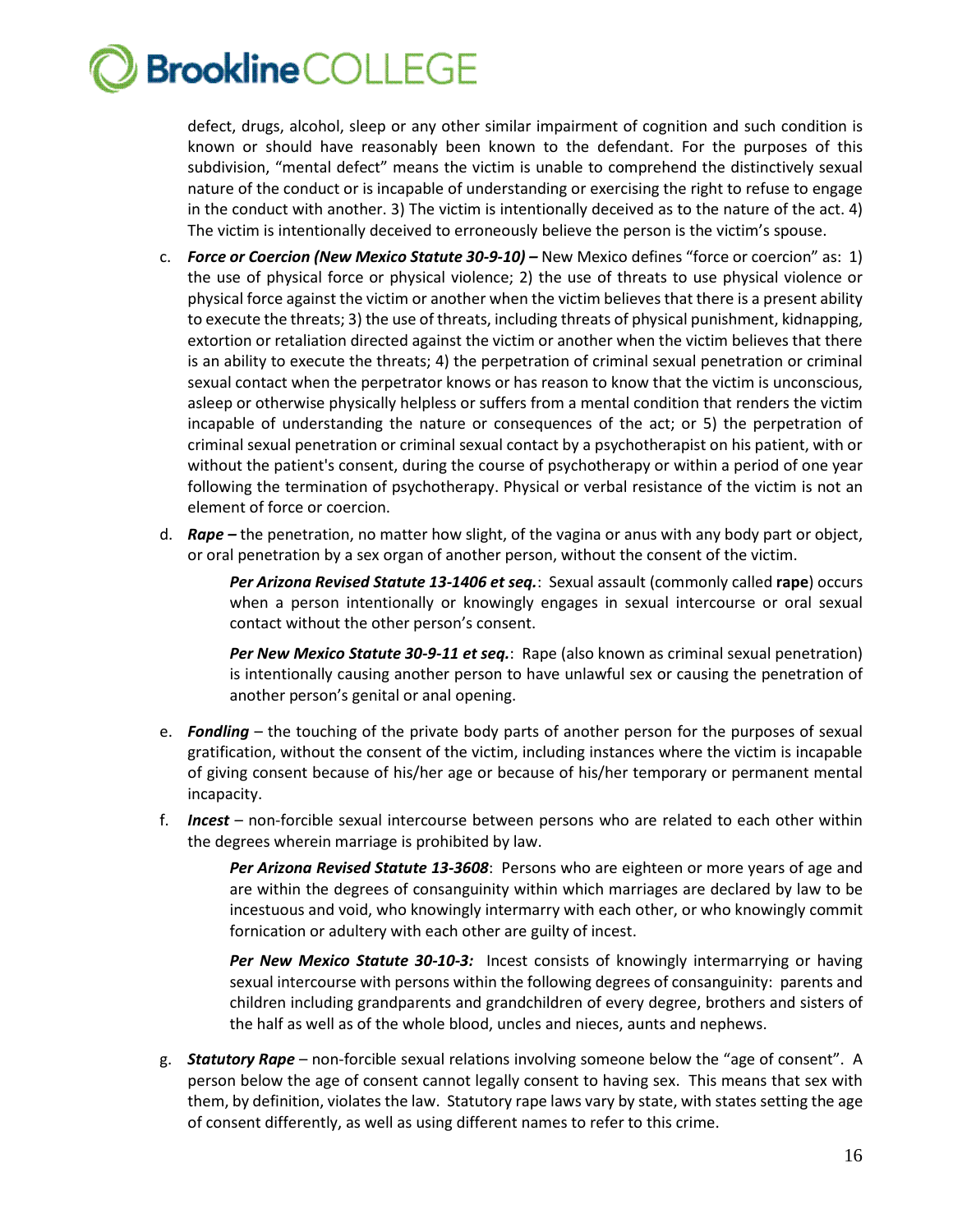defect, drugs, alcohol, sleep or any other similar impairment of cognition and such condition is known or should have reasonably been known to the defendant. For the purposes of this subdivision, "mental defect" means the victim is unable to comprehend the distinctively sexual nature of the conduct or is incapable of understanding or exercising the right to refuse to engage in the conduct with another. 3) The victim is intentionally deceived as to the nature of the act. 4) The victim is intentionally deceived to erroneously believe the person is the victim's spouse.

c. ***Force or Coercion (New Mexico Statute 30-9-10) –*** New Mexico defines "force or coercion" as: 1) the use of physical force or physical violence; 2) the use of threats to use physical violence or physical force against the victim or another when the victim believes that there is a present ability to execute the threats; 3) the use of threats, including threats of physical punishment, kidnapping, extortion or retaliation directed against the victim or another when the victim believes that there is an ability to execute the threats; 4) the perpetration of criminal sexual penetration or criminal sexual contact when the perpetrator knows or has reason to know that the victim is unconscious, asleep or otherwise physically helpless or suffers from a mental condition that renders the victim incapable of understanding the nature or consequences of the act; or 5) the perpetration of criminal sexual penetration or criminal sexual contact by a psychotherapist on his patient, with or without the patient's consent, during the course of psychotherapy or within a period of one year following the termination of psychotherapy. Physical or verbal resistance of the victim is not an element of force or coercion.

d. ***Rape –*** the penetration, no matter how slight, of the vagina or anus with any body part or object, or oral penetration by a sex organ of another person, without the consent of the victim.

    ***Per Arizona Revised Statute 13-1406 et seq.***: Sexual assault (commonly called **rape**) occurs when a person intentionally or knowingly engages in sexual intercourse or oral sexual contact without the other person's consent.

    ***Per New Mexico Statute 30-9-11 et seq.***: Rape (also known as criminal sexual penetration) is intentionally causing another person to have unlawful sex or causing the penetration of another person's genital or anal opening.

e. ***Fondling*** – the touching of the private body parts of another person for the purposes of sexual gratification, without the consent of the victim, including instances where the victim is incapable of giving consent because of his/her age or because of his/her temporary or permanent mental incapacity.

f. ***Incest*** – non-forcible sexual intercourse between persons who are related to each other within the degrees wherein marriage is prohibited by law.

    ***Per Arizona Revised Statute 13-3608***: Persons who are eighteen or more years of age and are within the degrees of consanguinity within which marriages are declared by law to be incestuous and void, who knowingly intermarry with each other, or who knowingly commit fornication or adultery with each other are guilty of incest.

    ***Per New Mexico Statute 30-10-3:*** Incest consists of knowingly intermarrying or having sexual intercourse with persons within the following degrees of consanguinity: parents and children including grandparents and grandchildren of every degree, brothers and sisters of the half as well as of the whole blood, uncles and nieces, aunts and nephews.

g. ***Statutory Rape*** – non-forcible sexual relations involving someone below the "age of consent". A person below the age of consent cannot legally consent to having sex. This means that sex with them, by definition, violates the law. Statutory rape laws vary by state, with states setting the age of consent differently, as well as using different names to refer to this crime.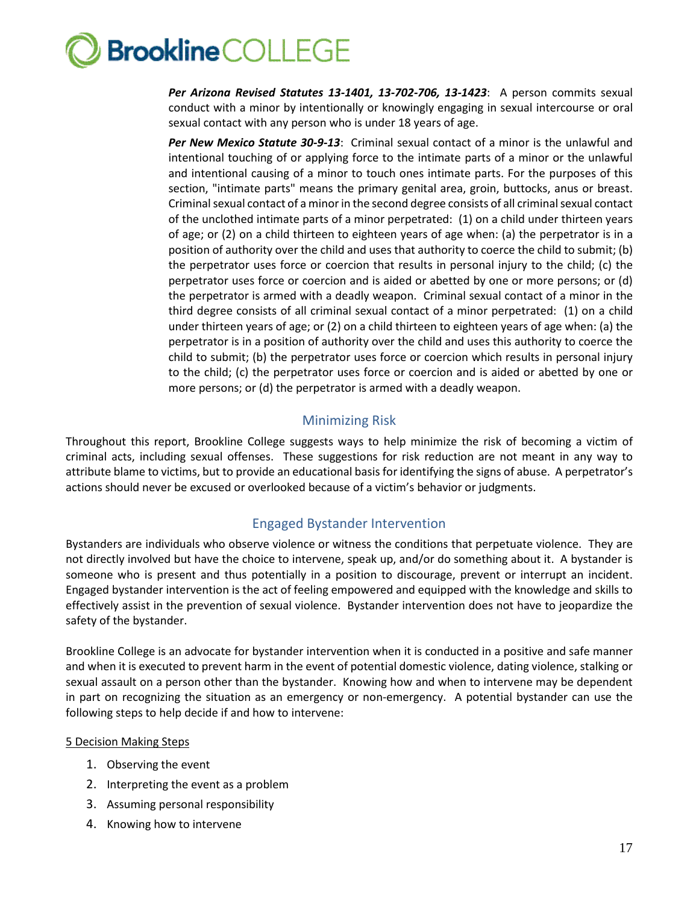***Per Arizona Revised Statutes 13-1401, 13-702-706, 13-1423***: A person commits sexual conduct with a minor by intentionally or knowingly engaging in sexual intercourse or oral sexual contact with any person who is under 18 years of age.

***Per New Mexico Statute 30-9-13***: Criminal sexual contact of a minor is the unlawful and intentional touching of or applying force to the intimate parts of a minor or the unlawful and intentional causing of a minor to touch ones intimate parts. For the purposes of this section, "intimate parts" means the primary genital area, groin, buttocks, anus or breast. Criminal sexual contact of a minor in the second degree consists of all criminal sexual contact of the unclothed intimate parts of a minor perpetrated: (1) on a child under thirteen years of age; or (2) on a child thirteen to eighteen years of age when: (a) the perpetrator is in a position of authority over the child and uses that authority to coerce the child to submit; (b) the perpetrator uses force or coercion that results in personal injury to the child; (c) the perpetrator uses force or coercion and is aided or abetted by one or more persons; or (d) the perpetrator is armed with a deadly weapon. Criminal sexual contact of a minor in the third degree consists of all criminal sexual contact of a minor perpetrated: (1) on a child under thirteen years of age; or (2) on a child thirteen to eighteen years of age when: (a) the perpetrator is in a position of authority over the child and uses this authority to coerce the child to submit; (b) the perpetrator uses force or coercion which results in personal injury to the child; (c) the perpetrator uses force or coercion and is aided or abetted by one or more persons; or (d) the perpetrator is armed with a deadly weapon.

## Minimizing Risk

Throughout this report, Brookline College suggests ways to help minimize the risk of becoming a victim of criminal acts, including sexual offenses. These suggestions for risk reduction are not meant in any way to attribute blame to victims, but to provide an educational basis for identifying the signs of abuse. A perpetrator's actions should never be excused or overlooked because of a victim's behavior or judgments.

## Engaged Bystander Intervention

Bystanders are individuals who observe violence or witness the conditions that perpetuate violence. They are not directly involved but have the choice to intervene, speak up, and/or do something about it. A bystander is someone who is present and thus potentially in a position to discourage, prevent or interrupt an incident. Engaged bystander intervention is the act of feeling empowered and equipped with the knowledge and skills to effectively assist in the prevention of sexual violence. Bystander intervention does not have to jeopardize the safety of the bystander.

Brookline College is an advocate for bystander intervention when it is conducted in a positive and safe manner and when it is executed to prevent harm in the event of potential domestic violence, dating violence, stalking or sexual assault on a person other than the bystander. Knowing how and when to intervene may be dependent in part on recognizing the situation as an emergency or non-emergency. A potential bystander can use the following steps to help decide if and how to intervene:

<u>5 Decision Making Steps</u>

1. Observing the event
2. Interpreting the event as a problem
3. Assuming personal responsibility
4. Knowing how to intervene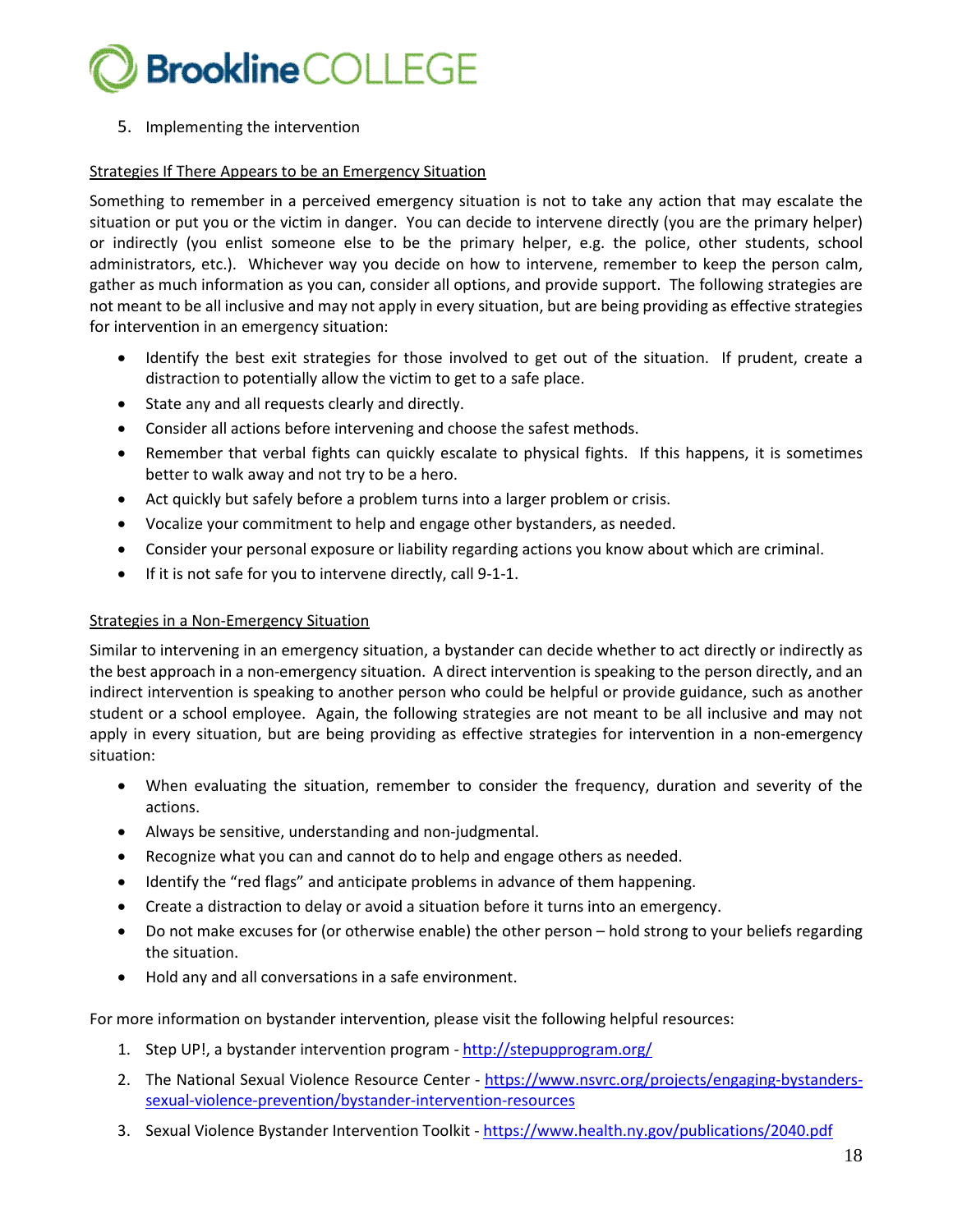5. Implementing the intervention

Strategies If There Appears to be an Emergency Situation

Something to remember in a perceived emergency situation is not to take any action that may escalate the situation or put you or the victim in danger. You can decide to intervene directly (you are the primary helper) or indirectly (you enlist someone else to be the primary helper, e.g. the police, other students, school administrators, etc.). Whichever way you decide on how to intervene, remember to keep the person calm, gather as much information as you can, consider all options, and provide support. The following strategies are not meant to be all inclusive and may not apply in every situation, but are being providing as effective strategies for intervention in an emergency situation:

- Identify the best exit strategies for those involved to get out of the situation. If prudent, create a distraction to potentially allow the victim to get to a safe place.
- State any and all requests clearly and directly.
- Consider all actions before intervening and choose the safest methods.
- Remember that verbal fights can quickly escalate to physical fights. If this happens, it is sometimes better to walk away and not try to be a hero.
- Act quickly but safely before a problem turns into a larger problem or crisis.
- Vocalize your commitment to help and engage other bystanders, as needed.
- Consider your personal exposure or liability regarding actions you know about which are criminal.
- If it is not safe for you to intervene directly, call 9-1-1.

Strategies in a Non-Emergency Situation

Similar to intervening in an emergency situation, a bystander can decide whether to act directly or indirectly as the best approach in a non-emergency situation. A direct intervention is speaking to the person directly, and an indirect intervention is speaking to another person who could be helpful or provide guidance, such as another student or a school employee. Again, the following strategies are not meant to be all inclusive and may not apply in every situation, but are being providing as effective strategies for intervention in a non-emergency situation:

- When evaluating the situation, remember to consider the frequency, duration and severity of the actions.
- Always be sensitive, understanding and non-judgmental.
- Recognize what you can and cannot do to help and engage others as needed.
- Identify the "red flags" and anticipate problems in advance of them happening.
- Create a distraction to delay or avoid a situation before it turns into an emergency.
- Do not make excuses for (or otherwise enable) the other person – hold strong to your beliefs regarding the situation.
- Hold any and all conversations in a safe environment.

For more information on bystander intervention, please visit the following helpful resources:

1. Step UP!, a bystander intervention program - http://stepupprogram.org/
2. The National Sexual Violence Resource Center - https://www.nsvrc.org/projects/engaging-bystanders-sexual-violence-prevention/bystander-intervention-resources
3. Sexual Violence Bystander Intervention Toolkit - https://www.health.ny.gov/publications/2040.pdf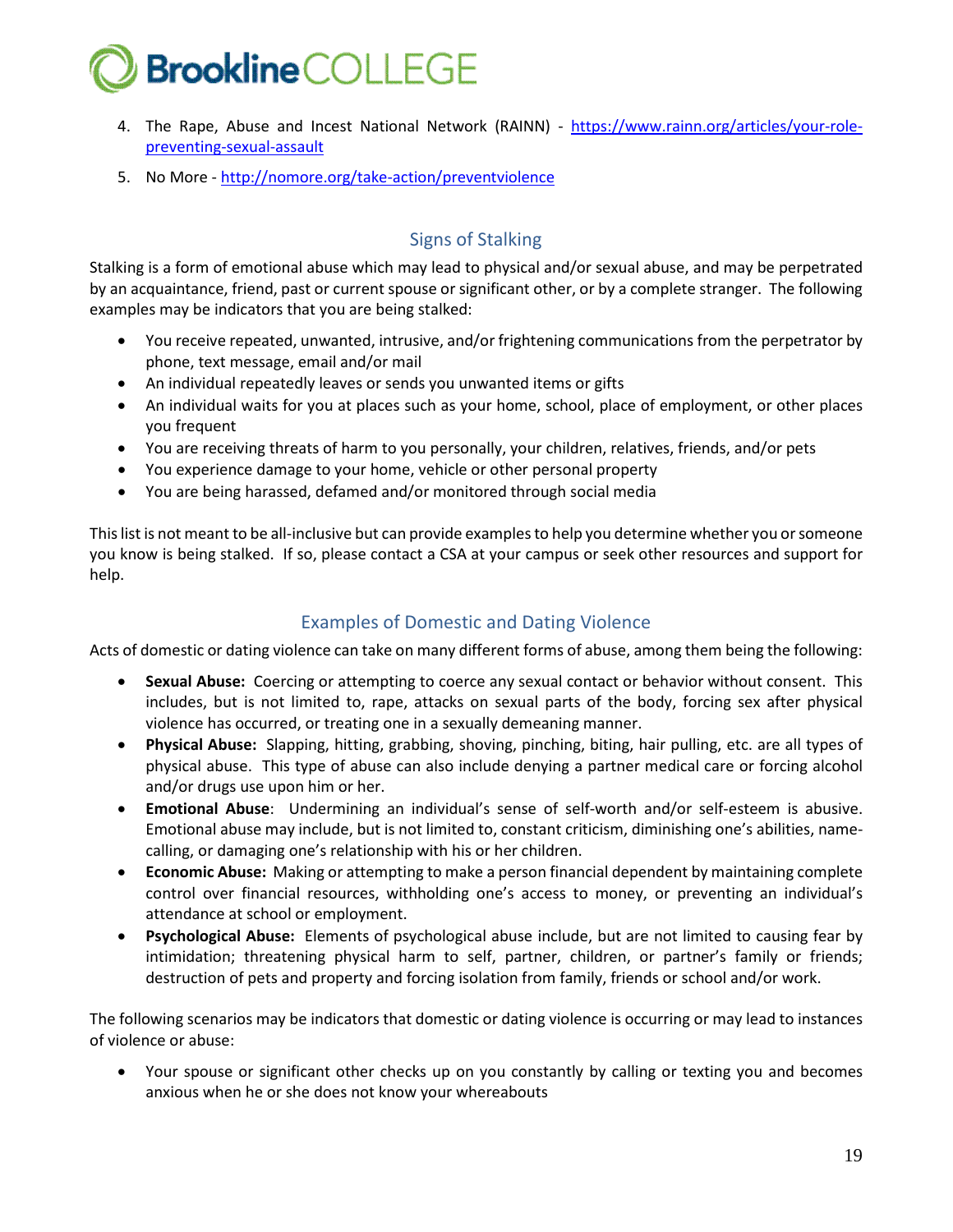4. The Rape, Abuse and Incest National Network (RAINN) - [https://www.rainn.org/articles/your-role-preventing-sexual-assault](https://www.rainn.org/articles/your-role-preventing-sexual-assault)
5. No More - [http://nomore.org/take-action/preventviolence](http://nomore.org/take-action/preventviolence)

## Signs of Stalking

Stalking is a form of emotional abuse which may lead to physical and/or sexual abuse, and may be perpetrated by an acquaintance, friend, past or current spouse or significant other, or by a complete stranger. The following examples may be indicators that you are being stalked:

- You receive repeated, unwanted, intrusive, and/or frightening communications from the perpetrator by phone, text message, email and/or mail
- An individual repeatedly leaves or sends you unwanted items or gifts
- An individual waits for you at places such as your home, school, place of employment, or other places you frequent
- You are receiving threats of harm to you personally, your children, relatives, friends, and/or pets
- You experience damage to your home, vehicle or other personal property
- You are being harassed, defamed and/or monitored through social media

This list is not meant to be all-inclusive but can provide examples to help you determine whether you or someone you know is being stalked. If so, please contact a CSA at your campus or seek other resources and support for help.

## Examples of Domestic and Dating Violence

Acts of domestic or dating violence can take on many different forms of abuse, among them being the following:

- **Sexual Abuse:** Coercing or attempting to coerce any sexual contact or behavior without consent. This includes, but is not limited to, rape, attacks on sexual parts of the body, forcing sex after physical violence has occurred, or treating one in a sexually demeaning manner.
- **Physical Abuse:** Slapping, hitting, grabbing, shoving, pinching, biting, hair pulling, etc. are all types of physical abuse. This type of abuse can also include denying a partner medical care or forcing alcohol and/or drugs use upon him or her.
- **Emotional Abuse**: Undermining an individual's sense of self-worth and/or self-esteem is abusive. Emotional abuse may include, but is not limited to, constant criticism, diminishing one's abilities, name-calling, or damaging one's relationship with his or her children.
- **Economic Abuse:** Making or attempting to make a person financial dependent by maintaining complete control over financial resources, withholding one's access to money, or preventing an individual's attendance at school or employment.
- **Psychological Abuse:** Elements of psychological abuse include, but are not limited to causing fear by intimidation; threatening physical harm to self, partner, children, or partner's family or friends; destruction of pets and property and forcing isolation from family, friends or school and/or work.

The following scenarios may be indicators that domestic or dating violence is occurring or may lead to instances of violence or abuse:

- Your spouse or significant other checks up on you constantly by calling or texting you and becomes anxious when he or she does not know your whereabouts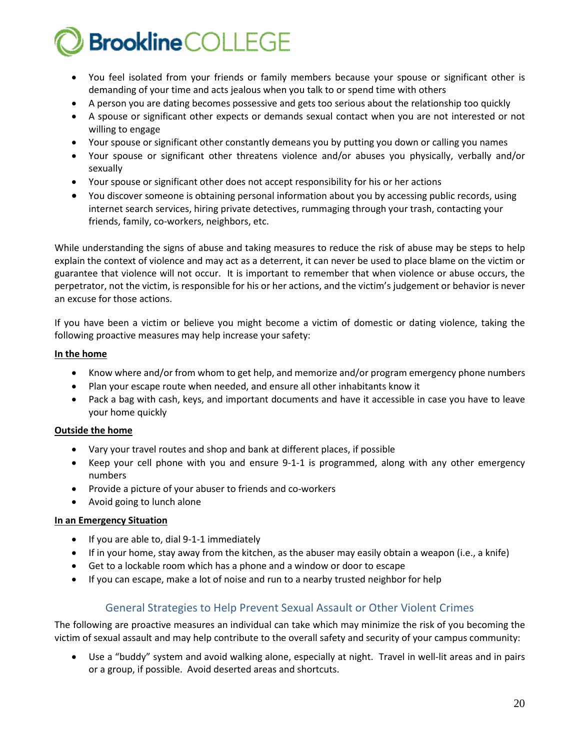- You feel isolated from your friends or family members because your spouse or significant other is demanding of your time and acts jealous when you talk to or spend time with others
- A person you are dating becomes possessive and gets too serious about the relationship too quickly
- A spouse or significant other expects or demands sexual contact when you are not interested or not willing to engage
- Your spouse or significant other constantly demeans you by putting you down or calling you names
- Your spouse or significant other threatens violence and/or abuses you physically, verbally and/or sexually
- Your spouse or significant other does not accept responsibility for his or her actions
- You discover someone is obtaining personal information about you by accessing public records, using internet search services, hiring private detectives, rummaging through your trash, contacting your friends, family, co-workers, neighbors, etc.

While understanding the signs of abuse and taking measures to reduce the risk of abuse may be steps to help explain the context of violence and may act as a deterrent, it can never be used to place blame on the victim or guarantee that violence will not occur. It is important to remember that when violence or abuse occurs, the perpetrator, not the victim, is responsible for his or her actions, and the victim's judgement or behavior is never an excuse for those actions.

If you have been a victim or believe you might become a victim of domestic or dating violence, taking the following proactive measures may help increase your safety:

**In the home**

- Know where and/or from whom to get help, and memorize and/or program emergency phone numbers
- Plan your escape route when needed, and ensure all other inhabitants know it
- Pack a bag with cash, keys, and important documents and have it accessible in case you have to leave your home quickly

**Outside the home**

- Vary your travel routes and shop and bank at different places, if possible
- Keep your cell phone with you and ensure 9-1-1 is programmed, along with any other emergency numbers
- Provide a picture of your abuser to friends and co-workers
- Avoid going to lunch alone

**In an Emergency Situation**

- If you are able to, dial 9-1-1 immediately
- If in your home, stay away from the kitchen, as the abuser may easily obtain a weapon (i.e., a knife)
- Get to a lockable room which has a phone and a window or door to escape
- If you can escape, make a lot of noise and run to a nearby trusted neighbor for help

## General Strategies to Help Prevent Sexual Assault or Other Violent Crimes

The following are proactive measures an individual can take which may minimize the risk of you becoming the victim of sexual assault and may help contribute to the overall safety and security of your campus community:

- Use a "buddy" system and avoid walking alone, especially at night. Travel in well-lit areas and in pairs or a group, if possible. Avoid deserted areas and shortcuts.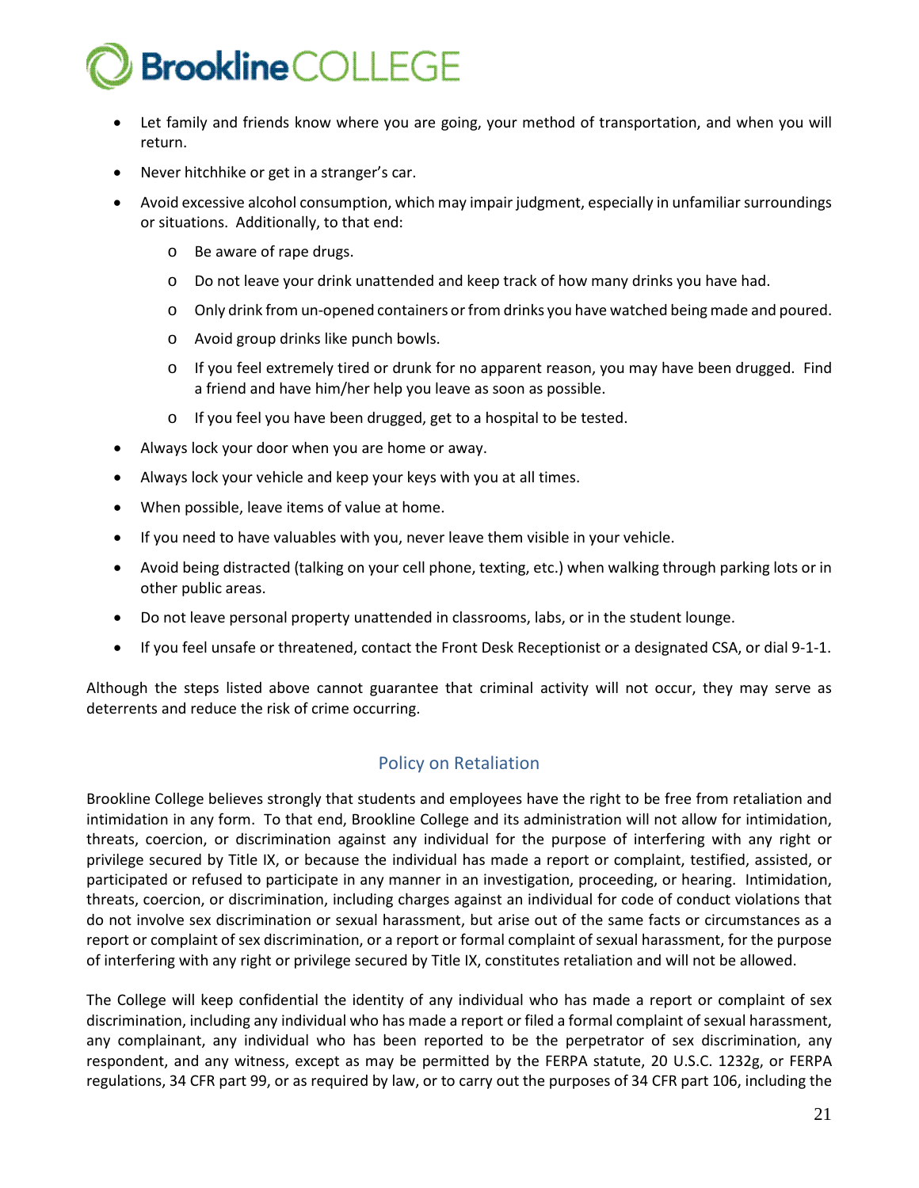- Let family and friends know where you are going, your method of transportation, and when you will return.
- Never hitchhike or get in a stranger's car.
- Avoid excessive alcohol consumption, which may impair judgment, especially in unfamiliar surroundings or situations. Additionally, to that end:
  - Be aware of rape drugs.
  - Do not leave your drink unattended and keep track of how many drinks you have had.
  - Only drink from un-opened containers or from drinks you have watched being made and poured.
  - Avoid group drinks like punch bowls.
  - If you feel extremely tired or drunk for no apparent reason, you may have been drugged. Find a friend and have him/her help you leave as soon as possible.
  - If you feel you have been drugged, get to a hospital to be tested.
- Always lock your door when you are home or away.
- Always lock your vehicle and keep your keys with you at all times.
- When possible, leave items of value at home.
- If you need to have valuables with you, never leave them visible in your vehicle.
- Avoid being distracted (talking on your cell phone, texting, etc.) when walking through parking lots or in other public areas.
- Do not leave personal property unattended in classrooms, labs, or in the student lounge.
- If you feel unsafe or threatened, contact the Front Desk Receptionist or a designated CSA, or dial 9-1-1.

Although the steps listed above cannot guarantee that criminal activity will not occur, they may serve as deterrents and reduce the risk of crime occurring.

## Policy on Retaliation

Brookline College believes strongly that students and employees have the right to be free from retaliation and intimidation in any form. To that end, Brookline College and its administration will not allow for intimidation, threats, coercion, or discrimination against any individual for the purpose of interfering with any right or privilege secured by Title IX, or because the individual has made a report or complaint, testified, assisted, or participated or refused to participate in any manner in an investigation, proceeding, or hearing. Intimidation, threats, coercion, or discrimination, including charges against an individual for code of conduct violations that do not involve sex discrimination or sexual harassment, but arise out of the same facts or circumstances as a report or complaint of sex discrimination, or a report or formal complaint of sexual harassment, for the purpose of interfering with any right or privilege secured by Title IX, constitutes retaliation and will not be allowed.

The College will keep confidential the identity of any individual who has made a report or complaint of sex discrimination, including any individual who has made a report or filed a formal complaint of sexual harassment, any complainant, any individual who has been reported to be the perpetrator of sex discrimination, any respondent, and any witness, except as may be permitted by the FERPA statute, 20 U.S.C. 1232g, or FERPA regulations, 34 CFR part 99, or as required by law, or to carry out the purposes of 34 CFR part 106, including the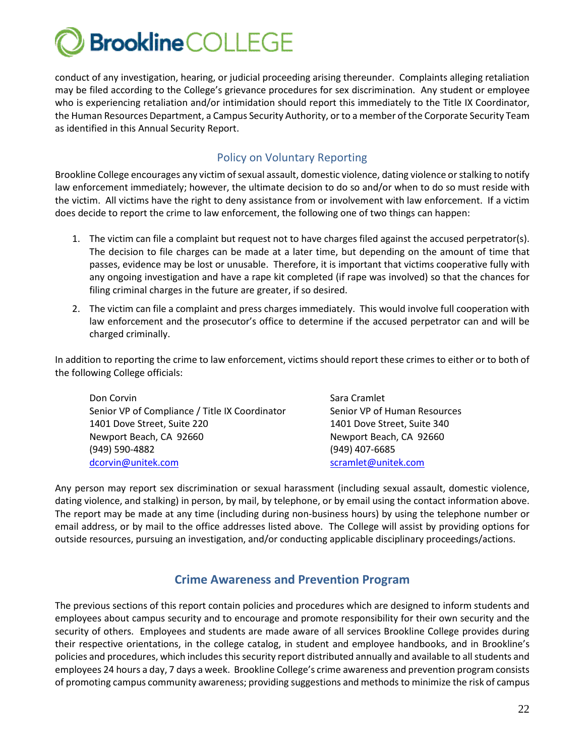conduct of any investigation, hearing, or judicial proceeding arising thereunder. Complaints alleging retaliation may be filed according to the College's grievance procedures for sex discrimination. Any student or employee who is experiencing retaliation and/or intimidation should report this immediately to the Title IX Coordinator, the Human Resources Department, a Campus Security Authority, or to a member of the Corporate Security Team as identified in this Annual Security Report.

## Policy on Voluntary Reporting

Brookline College encourages any victim of sexual assault, domestic violence, dating violence or stalking to notify law enforcement immediately; however, the ultimate decision to do so and/or when to do so must reside with the victim. All victims have the right to deny assistance from or involvement with law enforcement. If a victim does decide to report the crime to law enforcement, the following one of two things can happen:

1. The victim can file a complaint but request not to have charges filed against the accused perpetrator(s). The decision to file charges can be made at a later time, but depending on the amount of time that passes, evidence may be lost or unusable. Therefore, it is important that victims cooperative fully with any ongoing investigation and have a rape kit completed (if rape was involved) so that the chances for filing criminal charges in the future are greater, if so desired.
2. The victim can file a complaint and press charges immediately. This would involve full cooperation with law enforcement and the prosecutor's office to determine if the accused perpetrator can and will be charged criminally.

In addition to reporting the crime to law enforcement, victims should report these crimes to either or to both of the following College officials:

Don Corvin
Senior VP of Compliance / Title IX Coordinator
1401 Dove Street, Suite 220
Newport Beach, CA 92660
(949) 590-4882
dcorvin@unitek.com

Sara Cramlet
Senior VP of Human Resources
1401 Dove Street, Suite 340
Newport Beach, CA 92660
(949) 407-6685
scramlet@unitek.com

Any person may report sex discrimination or sexual harassment (including sexual assault, domestic violence, dating violence, and stalking) in person, by mail, by telephone, or by email using the contact information above. The report may be made at any time (including during non-business hours) by using the telephone number or email address, or by mail to the office addresses listed above. The College will assist by providing options for outside resources, pursuing an investigation, and/or conducting applicable disciplinary proceedings/actions.

## Crime Awareness and Prevention Program

The previous sections of this report contain policies and procedures which are designed to inform students and employees about campus security and to encourage and promote responsibility for their own security and the security of others. Employees and students are made aware of all services Brookline College provides during their respective orientations, in the college catalog, in student and employee handbooks, and in Brookline's policies and procedures, which includes this security report distributed annually and available to all students and employees 24 hours a day, 7 days a week. Brookline College's crime awareness and prevention program consists of promoting campus community awareness; providing suggestions and methods to minimize the risk of campus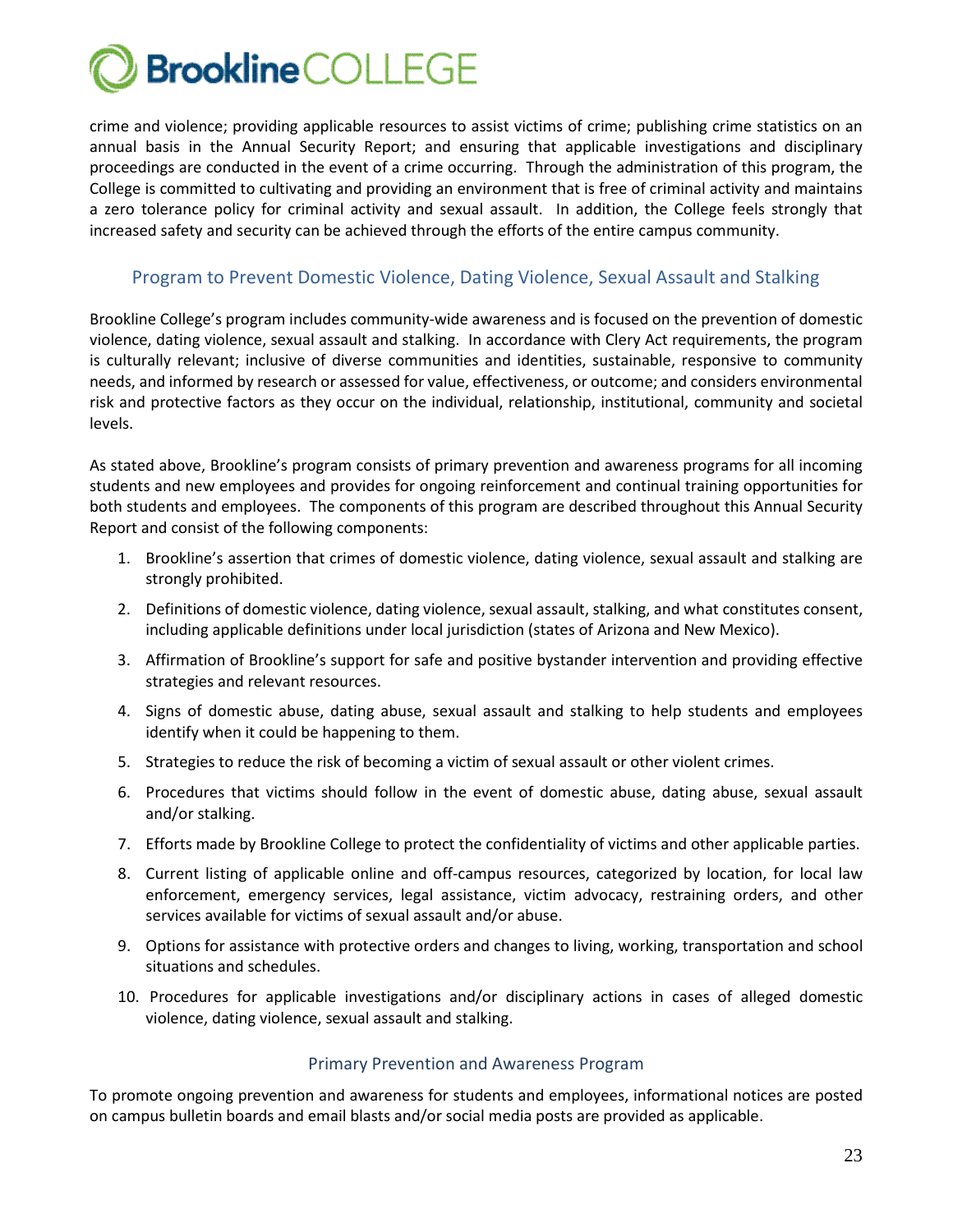crime and violence; providing applicable resources to assist victims of crime; publishing crime statistics on an annual basis in the Annual Security Report; and ensuring that applicable investigations and disciplinary proceedings are conducted in the event of a crime occurring. Through the administration of this program, the College is committed to cultivating and providing an environment that is free of criminal activity and maintains a zero tolerance policy for criminal activity and sexual assault. In addition, the College feels strongly that increased safety and security can be achieved through the efforts of the entire campus community.

## Program to Prevent Domestic Violence, Dating Violence, Sexual Assault and Stalking

Brookline College's program includes community-wide awareness and is focused on the prevention of domestic violence, dating violence, sexual assault and stalking. In accordance with Clery Act requirements, the program is culturally relevant; inclusive of diverse communities and identities, sustainable, responsive to community needs, and informed by research or assessed for value, effectiveness, or outcome; and considers environmental risk and protective factors as they occur on the individual, relationship, institutional, community and societal levels.

As stated above, Brookline's program consists of primary prevention and awareness programs for all incoming students and new employees and provides for ongoing reinforcement and continual training opportunities for both students and employees. The components of this program are described throughout this Annual Security Report and consist of the following components:

1. Brookline's assertion that crimes of domestic violence, dating violence, sexual assault and stalking are strongly prohibited.
2. Definitions of domestic violence, dating violence, sexual assault, stalking, and what constitutes consent, including applicable definitions under local jurisdiction (states of Arizona and New Mexico).
3. Affirmation of Brookline's support for safe and positive bystander intervention and providing effective strategies and relevant resources.
4. Signs of domestic abuse, dating abuse, sexual assault and stalking to help students and employees identify when it could be happening to them.
5. Strategies to reduce the risk of becoming a victim of sexual assault or other violent crimes.
6. Procedures that victims should follow in the event of domestic abuse, dating abuse, sexual assault and/or stalking.
7. Efforts made by Brookline College to protect the confidentiality of victims and other applicable parties.
8. Current listing of applicable online and off-campus resources, categorized by location, for local law enforcement, emergency services, legal assistance, victim advocacy, restraining orders, and other services available for victims of sexual assault and/or abuse.
9. Options for assistance with protective orders and changes to living, working, transportation and school situations and schedules.
10. Procedures for applicable investigations and/or disciplinary actions in cases of alleged domestic violence, dating violence, sexual assault and stalking.

### Primary Prevention and Awareness Program

To promote ongoing prevention and awareness for students and employees, informational notices are posted on campus bulletin boards and email blasts and/or social media posts are provided as applicable.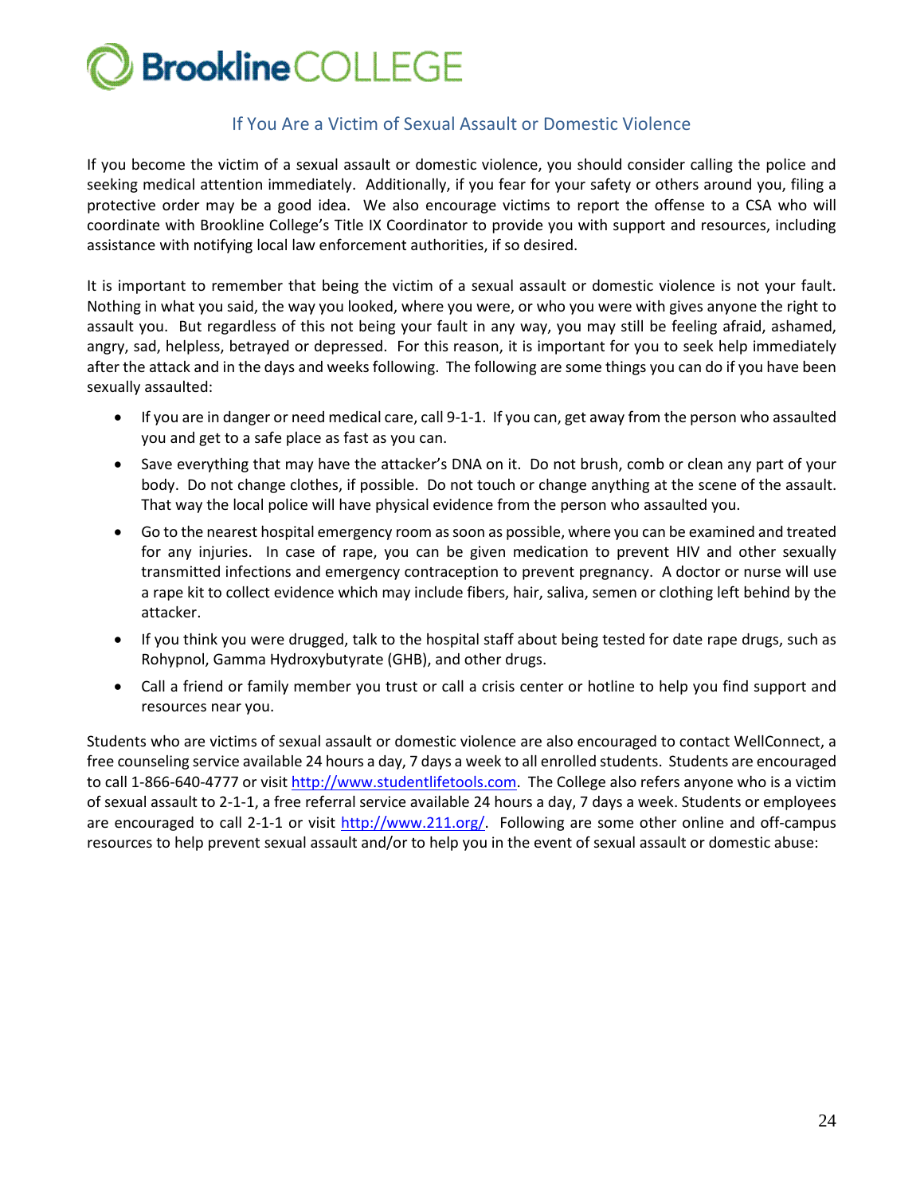## If You Are a Victim of Sexual Assault or Domestic Violence

If you become the victim of a sexual assault or domestic violence, you should consider calling the police and seeking medical attention immediately. Additionally, if you fear for your safety or others around you, filing a protective order may be a good idea. We also encourage victims to report the offense to a CSA who will coordinate with Brookline College's Title IX Coordinator to provide you with support and resources, including assistance with notifying local law enforcement authorities, if so desired.

It is important to remember that being the victim of a sexual assault or domestic violence is not your fault. Nothing in what you said, the way you looked, where you were, or who you were with gives anyone the right to assault you. But regardless of this not being your fault in any way, you may still be feeling afraid, ashamed, angry, sad, helpless, betrayed or depressed. For this reason, it is important for you to seek help immediately after the attack and in the days and weeks following. The following are some things you can do if you have been sexually assaulted:

- If you are in danger or need medical care, call 9-1-1. If you can, get away from the person who assaulted you and get to a safe place as fast as you can.
- Save everything that may have the attacker's DNA on it. Do not brush, comb or clean any part of your body. Do not change clothes, if possible. Do not touch or change anything at the scene of the assault. That way the local police will have physical evidence from the person who assaulted you.
- Go to the nearest hospital emergency room as soon as possible, where you can be examined and treated for any injuries. In case of rape, you can be given medication to prevent HIV and other sexually transmitted infections and emergency contraception to prevent pregnancy. A doctor or nurse will use a rape kit to collect evidence which may include fibers, hair, saliva, semen or clothing left behind by the attacker.
- If you think you were drugged, talk to the hospital staff about being tested for date rape drugs, such as Rohypnol, Gamma Hydroxybutyrate (GHB), and other drugs.
- Call a friend or family member you trust or call a crisis center or hotline to help you find support and resources near you.

Students who are victims of sexual assault or domestic violence are also encouraged to contact WellConnect, a free counseling service available 24 hours a day, 7 days a week to all enrolled students. Students are encouraged to call 1-866-640-4777 or visit http://www.studentlifetools.com. The College also refers anyone who is a victim of sexual assault to 2-1-1, a free referral service available 24 hours a day, 7 days a week. Students or employees are encouraged to call 2-1-1 or visit http://www.211.org/. Following are some other online and off-campus resources to help prevent sexual assault and/or to help you in the event of sexual assault or domestic abuse: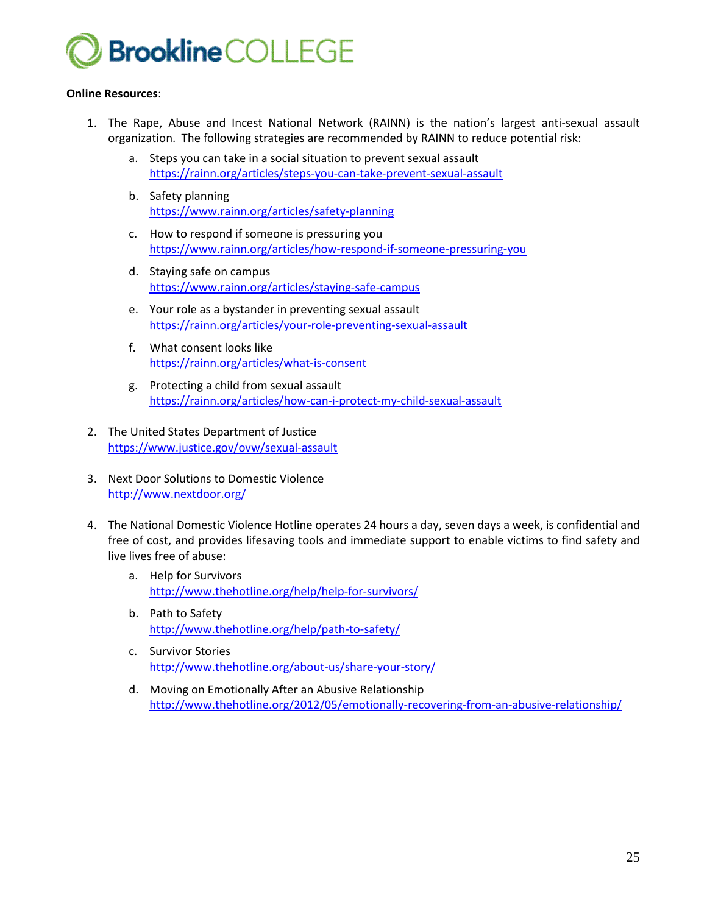**Online Resources**:

1. The Rape, Abuse and Incest National Network (RAINN) is the nation's largest anti-sexual assault organization. The following strategies are recommended by RAINN to reduce potential risk:
    a. Steps you can take in a social situation to prevent sexual assault
       https://rainn.org/articles/steps-you-can-take-prevent-sexual-assault
    b. Safety planning
       https://www.rainn.org/articles/safety-planning
    c. How to respond if someone is pressuring you
       https://www.rainn.org/articles/how-respond-if-someone-pressuring-you
    d. Staying safe on campus
       https://www.rainn.org/articles/staying-safe-campus
    e. Your role as a bystander in preventing sexual assault
       https://rainn.org/articles/your-role-preventing-sexual-assault
    f. What consent looks like
       https://rainn.org/articles/what-is-consent
    g. Protecting a child from sexual assault
       https://rainn.org/articles/how-can-i-protect-my-child-sexual-assault

2. The United States Department of Justice
   https://www.justice.gov/ovw/sexual-assault

3. Next Door Solutions to Domestic Violence
   http://www.nextdoor.org/

4. The National Domestic Violence Hotline operates 24 hours a day, seven days a week, is confidential and free of cost, and provides lifesaving tools and immediate support to enable victims to find safety and live lives free of abuse:
    a. Help for Survivors
       http://www.thehotline.org/help/help-for-survivors/
    b. Path to Safety
       http://www.thehotline.org/help/path-to-safety/
    c. Survivor Stories
       http://www.thehotline.org/about-us/share-your-story/
    d. Moving on Emotionally After an Abusive Relationship
       http://www.thehotline.org/2012/05/emotionally-recovering-from-an-abusive-relationship/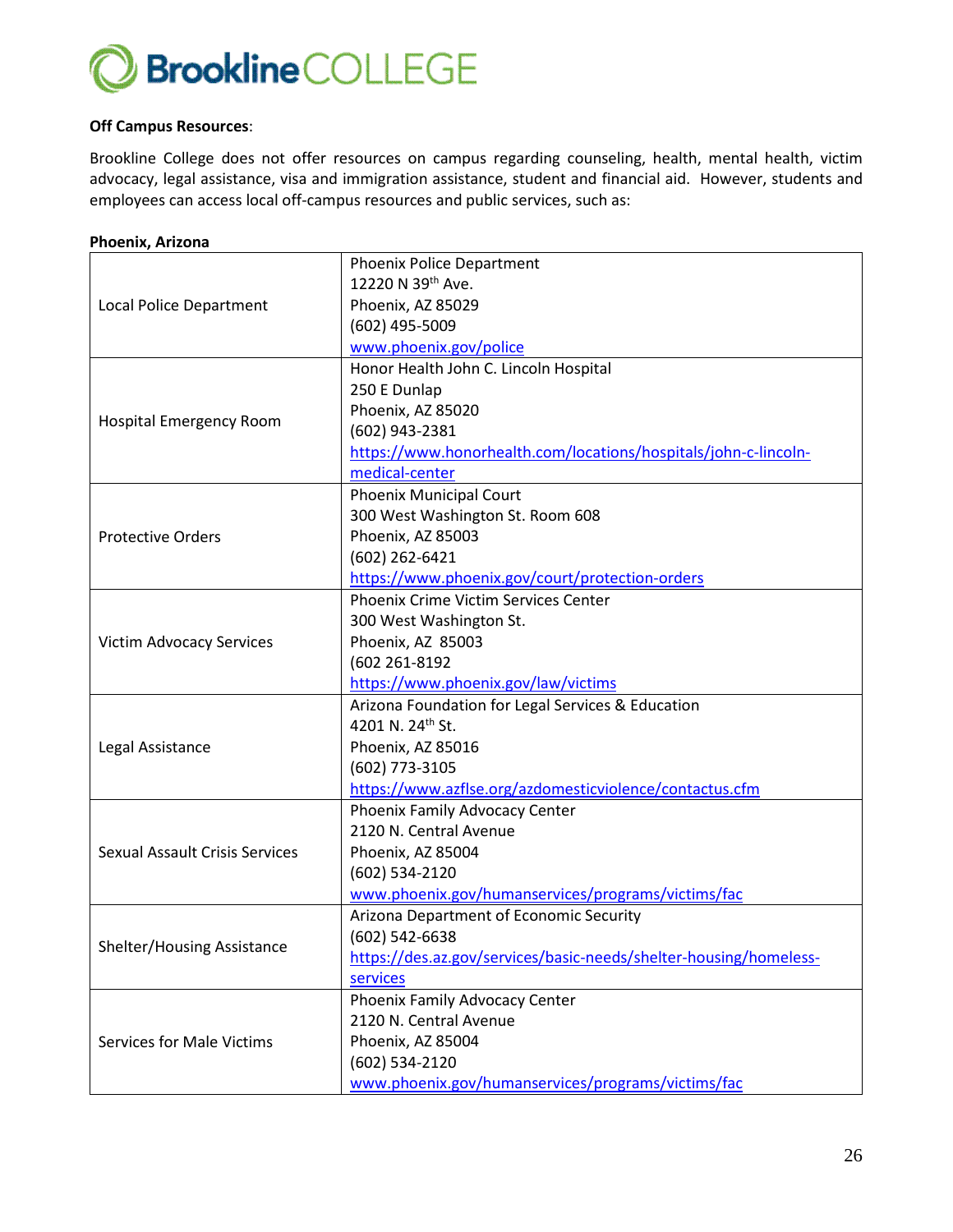**Off Campus Resources**:

Brookline College does not offer resources on campus regarding counseling, health, mental health, victim advocacy, legal assistance, visa and immigration assistance, student and financial aid. However, students and employees can access local off-campus resources and public services, such as:

**Phoenix, Arizona**

| | |
|---|---|
| Local Police Department | Phoenix Police Department<br>12220 N 39th Ave.<br>Phoenix, AZ 85029<br>(602) 495-5009<br>www.phoenix.gov/police |
| Hospital Emergency Room | Honor Health John C. Lincoln Hospital<br>250 E Dunlap<br>Phoenix, AZ 85020<br>(602) 943-2381<br>https://www.honorhealth.com/locations/hospitals/john-c-lincoln-medical-center |
| Protective Orders | Phoenix Municipal Court<br>300 West Washington St. Room 608<br>Phoenix, AZ 85003<br>(602) 262-6421<br>https://www.phoenix.gov/court/protection-orders |
| Victim Advocacy Services | Phoenix Crime Victim Services Center<br>300 West Washington St.<br>Phoenix, AZ 85003<br>(602 261-8192<br>https://www.phoenix.gov/law/victims |
| Legal Assistance | Arizona Foundation for Legal Services & Education<br>4201 N. 24th St.<br>Phoenix, AZ 85016<br>(602) 773-3105<br>https://www.azflse.org/azdomesticviolence/contactus.cfm |
| Sexual Assault Crisis Services | Phoenix Family Advocacy Center<br>2120 N. Central Avenue<br>Phoenix, AZ 85004<br>(602) 534-2120<br>www.phoenix.gov/humanservices/programs/victims/fac |
| Shelter/Housing Assistance | Arizona Department of Economic Security<br>(602) 542-6638<br>https://des.az.gov/services/basic-needs/shelter-housing/homeless-services |
| Services for Male Victims | Phoenix Family Advocacy Center<br>2120 N. Central Avenue<br>Phoenix, AZ 85004<br>(602) 534-2120<br>www.phoenix.gov/humanservices/programs/victims/fac |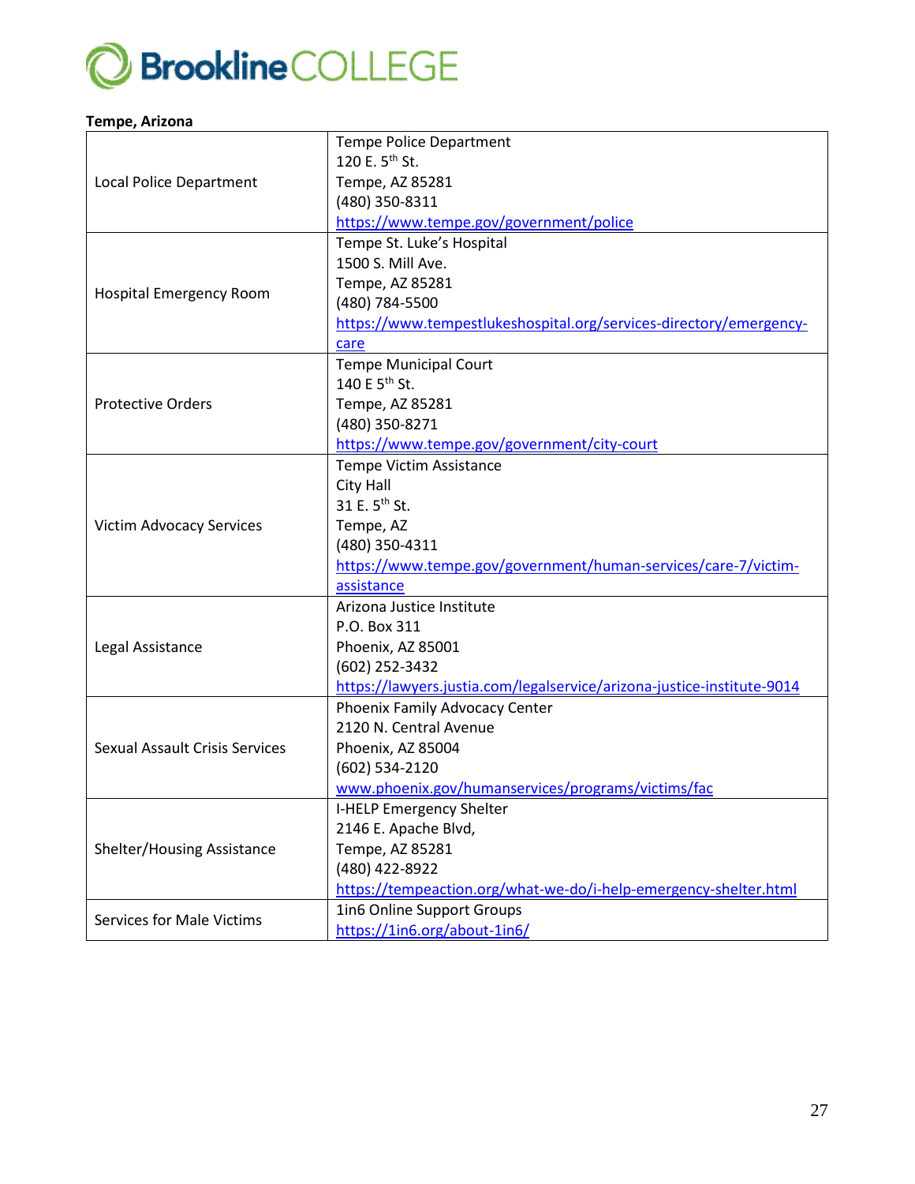**Tempe, Arizona**

| | |
|---|---|
| Local Police Department | Tempe Police Department<br>120 E. 5th St.<br>Tempe, AZ 85281<br>(480) 350-8311<br>https://www.tempe.gov/government/police |
| Hospital Emergency Room | Tempe St. Luke's Hospital<br>1500 S. Mill Ave.<br>Tempe, AZ 85281<br>(480) 784-5500<br>https://www.tempestlukeshospital.org/services-directory/emergency-care |
| Protective Orders | Tempe Municipal Court<br>140 E 5th St.<br>Tempe, AZ 85281<br>(480) 350-8271<br>https://www.tempe.gov/government/city-court |
| Victim Advocacy Services | Tempe Victim Assistance<br>City Hall<br>31 E. 5th St.<br>Tempe, AZ<br>(480) 350-4311<br>https://www.tempe.gov/government/human-services/care-7/victim-assistance |
| Legal Assistance | Arizona Justice Institute<br>P.O. Box 311<br>Phoenix, AZ 85001<br>(602) 252-3432<br>https://lawyers.justia.com/legalservice/arizona-justice-institute-9014 |
| Sexual Assault Crisis Services | Phoenix Family Advocacy Center<br>2120 N. Central Avenue<br>Phoenix, AZ 85004<br>(602) 534-2120<br>www.phoenix.gov/humanservices/programs/victims/fac |
| Shelter/Housing Assistance | I-HELP Emergency Shelter<br>2146 E. Apache Blvd,<br>Tempe, AZ 85281<br>(480) 422-8922<br>https://tempeaction.org/what-we-do/i-help-emergency-shelter.html |
| Services for Male Victims | 1in6 Online Support Groups<br>https://1in6.org/about-1in6/ |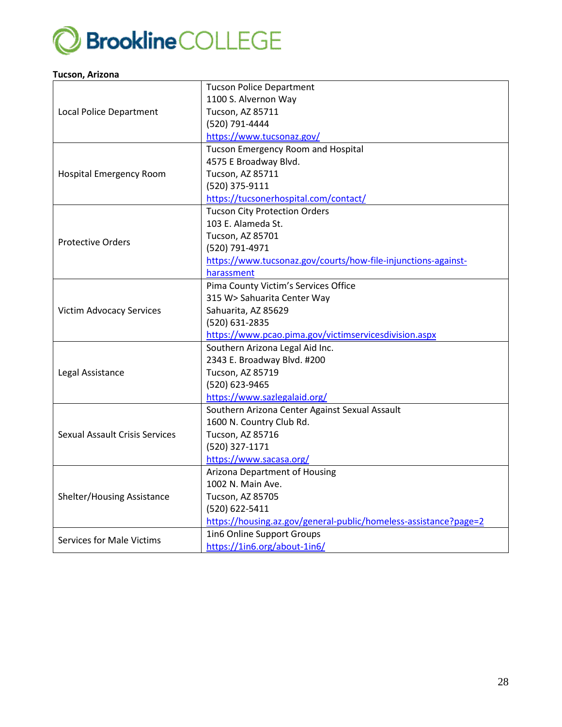**Tucson, Arizona**

| | |
|---|---|
| Local Police Department | Tucson Police Department<br>1100 S. Alvernon Way<br>Tucson, AZ 85711<br>(520) 791-4444<br>https://www.tucsonaz.gov/ |
| Hospital Emergency Room | Tucson Emergency Room and Hospital<br>4575 E Broadway Blvd.<br>Tucson, AZ 85711<br>(520) 375-9111<br>https://tucsonerhospital.com/contact/ |
| Protective Orders | Tucson City Protection Orders<br>103 E. Alameda St.<br>Tucson, AZ 85701<br>(520) 791-4971<br>https://www.tucsonaz.gov/courts/how-file-injunctions-against-harassment |
| Victim Advocacy Services | Pima County Victim's Services Office<br>315 W> Sahuarita Center Way<br>Sahuarita, AZ 85629<br>(520) 631-2835<br>https://www.pcao.pima.gov/victimservicesdivision.aspx |
| Legal Assistance | Southern Arizona Legal Aid Inc.<br>2343 E. Broadway Blvd. #200<br>Tucson, AZ 85719<br>(520) 623-9465<br>https://www.sazlegalaid.org/ |
| Sexual Assault Crisis Services | Southern Arizona Center Against Sexual Assault<br>1600 N. Country Club Rd.<br>Tucson, AZ 85716<br>(520) 327-1171<br>https://www.sacasa.org/ |
| Shelter/Housing Assistance | Arizona Department of Housing<br>1002 N. Main Ave.<br>Tucson, AZ 85705<br>(520) 622-5411<br>https://housing.az.gov/general-public/homeless-assistance?page=2 |
| Services for Male Victims | 1in6 Online Support Groups<br>https://1in6.org/about-1in6/ |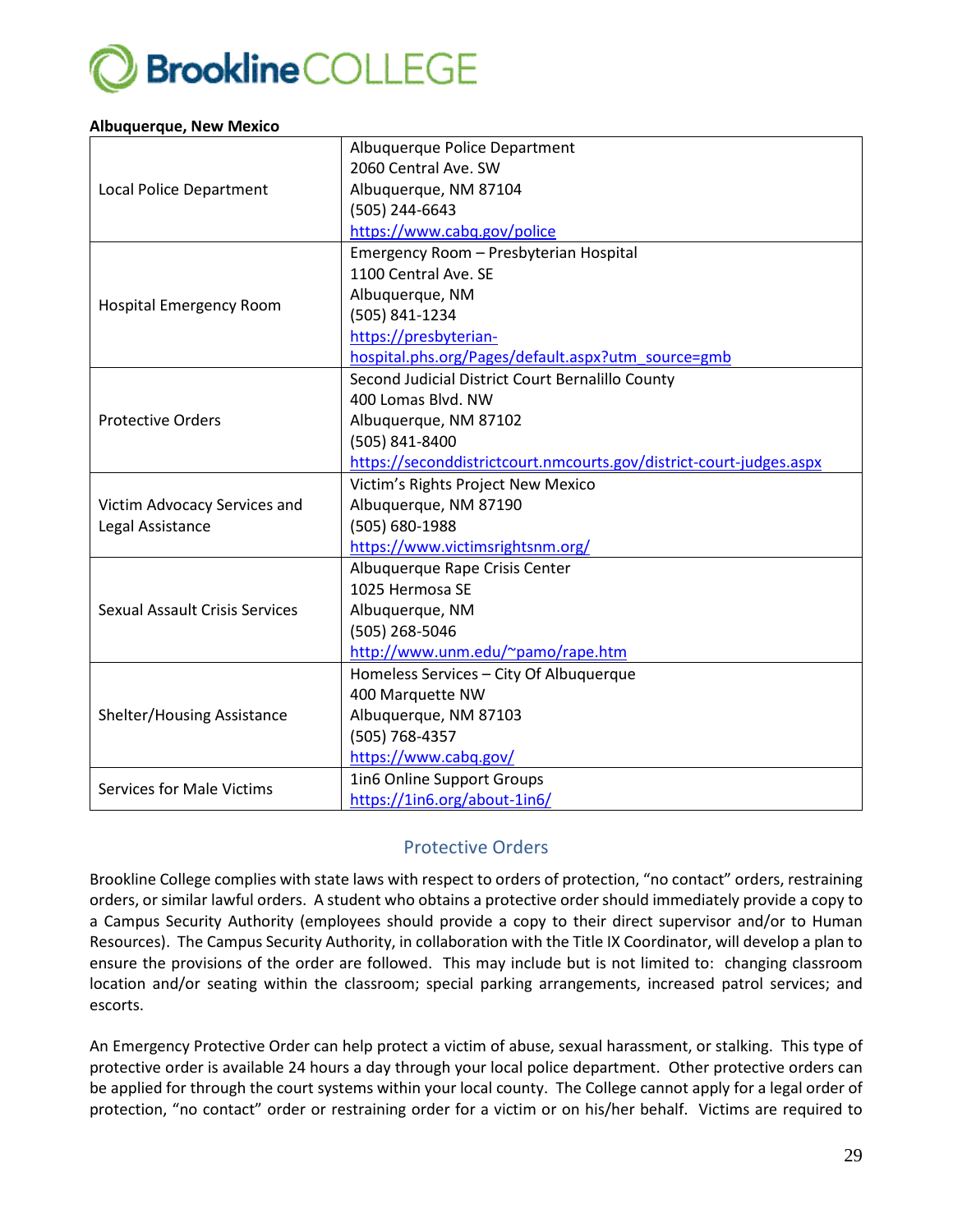**Albuquerque, New Mexico**

| | |
|---|---|
| Local Police Department | Albuquerque Police Department<br>2060 Central Ave. SW<br>Albuquerque, NM 87104<br>(505) 244-6643<br>https://www.cabq.gov/police |
| Hospital Emergency Room | Emergency Room – Presbyterian Hospital<br>1100 Central Ave. SE<br>Albuquerque, NM<br>(505) 841-1234<br>https://presbyterian-hospital.phs.org/Pages/default.aspx?utm_source=gmb |
| Protective Orders | Second Judicial District Court Bernalillo County<br>400 Lomas Blvd. NW<br>Albuquerque, NM 87102<br>(505) 841-8400<br>https://seconddistrictcourt.nmcourts.gov/district-court-judges.aspx |
| Victim Advocacy Services and Legal Assistance | Victim's Rights Project New Mexico<br>Albuquerque, NM 87190<br>(505) 680-1988<br>https://www.victimsrightsnm.org/ |
| Sexual Assault Crisis Services | Albuquerque Rape Crisis Center<br>1025 Hermosa SE<br>Albuquerque, NM<br>(505) 268-5046<br>http://www.unm.edu/~pamo/rape.htm |
| Shelter/Housing Assistance | Homeless Services – City Of Albuquerque<br>400 Marquette NW<br>Albuquerque, NM 87103<br>(505) 768-4357<br>https://www.cabq.gov/ |
| Services for Male Victims | 1in6 Online Support Groups<br>https://1in6.org/about-1in6/ |

## Protective Orders

Brookline College complies with state laws with respect to orders of protection, "no contact" orders, restraining orders, or similar lawful orders. A student who obtains a protective order should immediately provide a copy to a Campus Security Authority (employees should provide a copy to their direct supervisor and/or to Human Resources). The Campus Security Authority, in collaboration with the Title IX Coordinator, will develop a plan to ensure the provisions of the order are followed. This may include but is not limited to: changing classroom location and/or seating within the classroom; special parking arrangements, increased patrol services; and escorts.

An Emergency Protective Order can help protect a victim of abuse, sexual harassment, or stalking. This type of protective order is available 24 hours a day through your local police department. Other protective orders can be applied for through the court systems within your local county. The College cannot apply for a legal order of protection, "no contact" order or restraining order for a victim or on his/her behalf. Victims are required to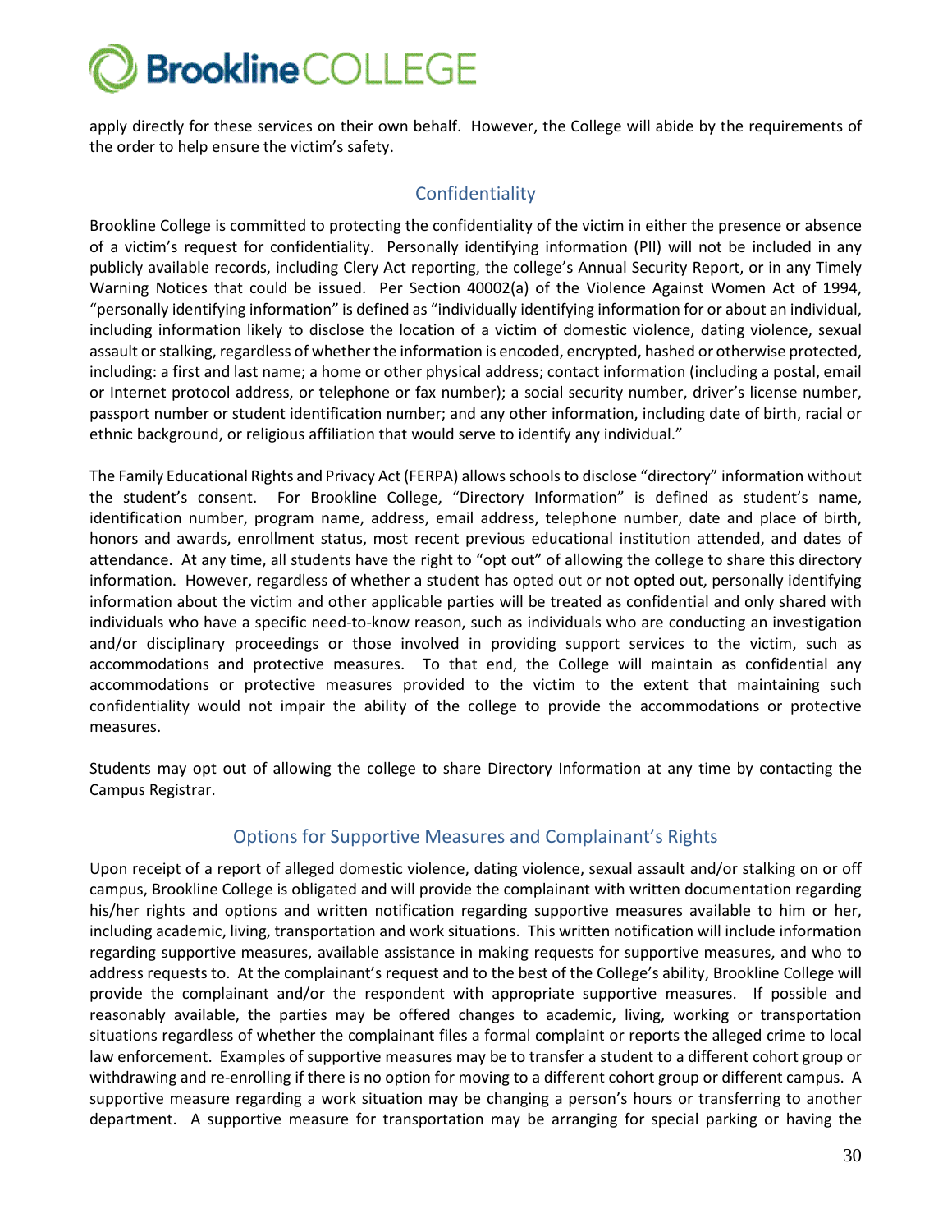apply directly for these services on their own behalf. However, the College will abide by the requirements of the order to help ensure the victim's safety.

## Confidentiality

Brookline College is committed to protecting the confidentiality of the victim in either the presence or absence of a victim's request for confidentiality. Personally identifying information (PII) will not be included in any publicly available records, including Clery Act reporting, the college's Annual Security Report, or in any Timely Warning Notices that could be issued. Per Section 40002(a) of the Violence Against Women Act of 1994, "personally identifying information" is defined as "individually identifying information for or about an individual, including information likely to disclose the location of a victim of domestic violence, dating violence, sexual assault or stalking, regardless of whether the information is encoded, encrypted, hashed or otherwise protected, including: a first and last name; a home or other physical address; contact information (including a postal, email or Internet protocol address, or telephone or fax number); a social security number, driver's license number, passport number or student identification number; and any other information, including date of birth, racial or ethnic background, or religious affiliation that would serve to identify any individual."

The Family Educational Rights and Privacy Act (FERPA) allows schools to disclose "directory" information without the student's consent. For Brookline College, "Directory Information" is defined as student's name, identification number, program name, address, email address, telephone number, date and place of birth, honors and awards, enrollment status, most recent previous educational institution attended, and dates of attendance. At any time, all students have the right to "opt out" of allowing the college to share this directory information. However, regardless of whether a student has opted out or not opted out, personally identifying information about the victim and other applicable parties will be treated as confidential and only shared with individuals who have a specific need-to-know reason, such as individuals who are conducting an investigation and/or disciplinary proceedings or those involved in providing support services to the victim, such as accommodations and protective measures. To that end, the College will maintain as confidential any accommodations or protective measures provided to the victim to the extent that maintaining such confidentiality would not impair the ability of the college to provide the accommodations or protective measures.

Students may opt out of allowing the college to share Directory Information at any time by contacting the Campus Registrar.

## Options for Supportive Measures and Complainant's Rights

Upon receipt of a report of alleged domestic violence, dating violence, sexual assault and/or stalking on or off campus, Brookline College is obligated and will provide the complainant with written documentation regarding his/her rights and options and written notification regarding supportive measures available to him or her, including academic, living, transportation and work situations. This written notification will include information regarding supportive measures, available assistance in making requests for supportive measures, and who to address requests to. At the complainant's request and to the best of the College's ability, Brookline College will provide the complainant and/or the respondent with appropriate supportive measures. If possible and reasonably available, the parties may be offered changes to academic, living, working or transportation situations regardless of whether the complainant files a formal complaint or reports the alleged crime to local law enforcement. Examples of supportive measures may be to transfer a student to a different cohort group or withdrawing and re-enrolling if there is no option for moving to a different cohort group or different campus. A supportive measure regarding a work situation may be changing a person's hours or transferring to another department. A supportive measure for transportation may be arranging for special parking or having the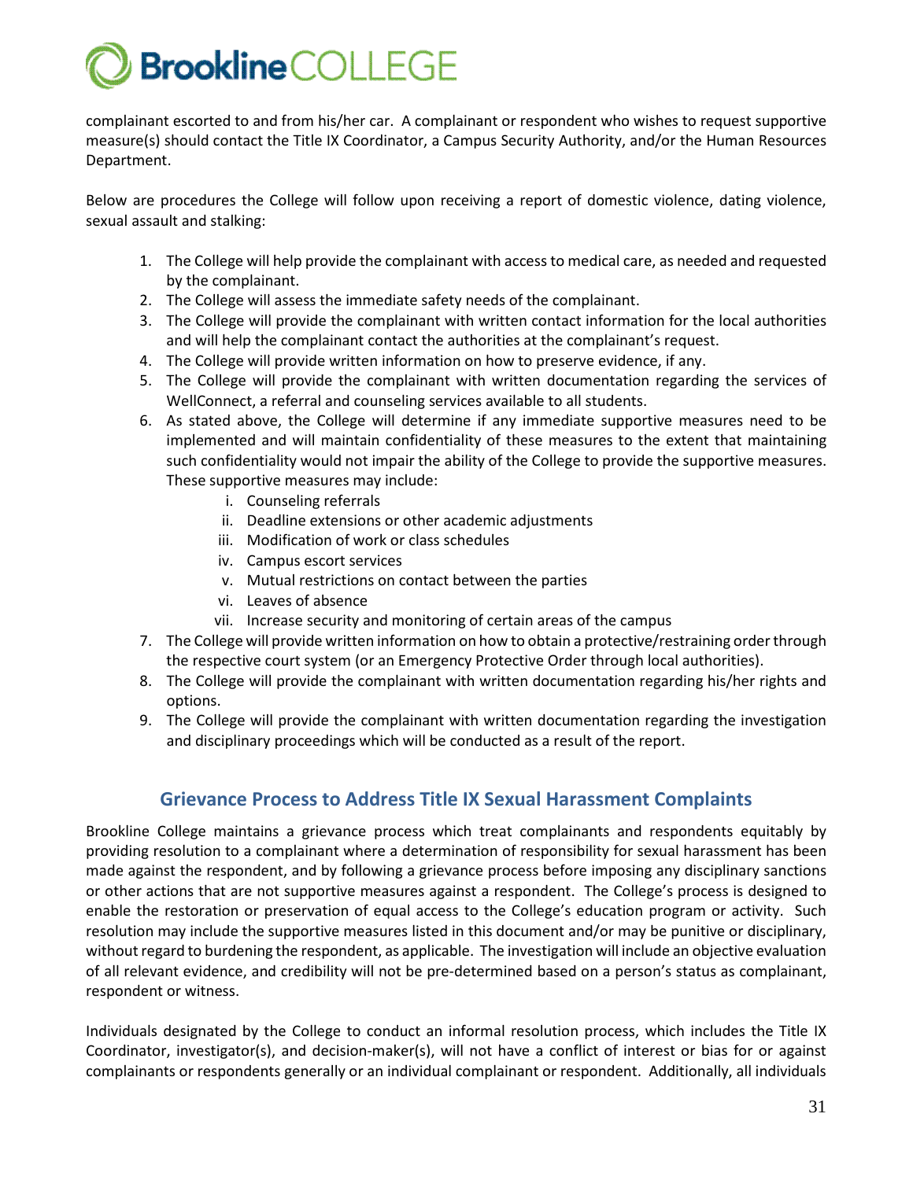complainant escorted to and from his/her car. A complainant or respondent who wishes to request supportive measure(s) should contact the Title IX Coordinator, a Campus Security Authority, and/or the Human Resources Department.

Below are procedures the College will follow upon receiving a report of domestic violence, dating violence, sexual assault and stalking:

1. The College will help provide the complainant with access to medical care, as needed and requested by the complainant.
2. The College will assess the immediate safety needs of the complainant.
3. The College will provide the complainant with written contact information for the local authorities and will help the complainant contact the authorities at the complainant's request.
4. The College will provide written information on how to preserve evidence, if any.
5. The College will provide the complainant with written documentation regarding the services of WellConnect, a referral and counseling services available to all students.
6. As stated above, the College will determine if any immediate supportive measures need to be implemented and will maintain confidentiality of these measures to the extent that maintaining such confidentiality would not impair the ability of the College to provide the supportive measures. These supportive measures may include:
   i. Counseling referrals
   ii. Deadline extensions or other academic adjustments
   iii. Modification of work or class schedules
   iv. Campus escort services
   v. Mutual restrictions on contact between the parties
   vi. Leaves of absence
   vii. Increase security and monitoring of certain areas of the campus
7. The College will provide written information on how to obtain a protective/restraining order through the respective court system (or an Emergency Protective Order through local authorities).
8. The College will provide the complainant with written documentation regarding his/her rights and options.
9. The College will provide the complainant with written documentation regarding the investigation and disciplinary proceedings which will be conducted as a result of the report.

## Grievance Process to Address Title IX Sexual Harassment Complaints

Brookline College maintains a grievance process which treat complainants and respondents equitably by providing resolution to a complainant where a determination of responsibility for sexual harassment has been made against the respondent, and by following a grievance process before imposing any disciplinary sanctions or other actions that are not supportive measures against a respondent. The College's process is designed to enable the restoration or preservation of equal access to the College's education program or activity. Such resolution may include the supportive measures listed in this document and/or may be punitive or disciplinary, without regard to burdening the respondent, as applicable. The investigation will include an objective evaluation of all relevant evidence, and credibility will not be pre-determined based on a person's status as complainant, respondent or witness.

Individuals designated by the College to conduct an informal resolution process, which includes the Title IX Coordinator, investigator(s), and decision-maker(s), will not have a conflict of interest or bias for or against complainants or respondents generally or an individual complainant or respondent. Additionally, all individuals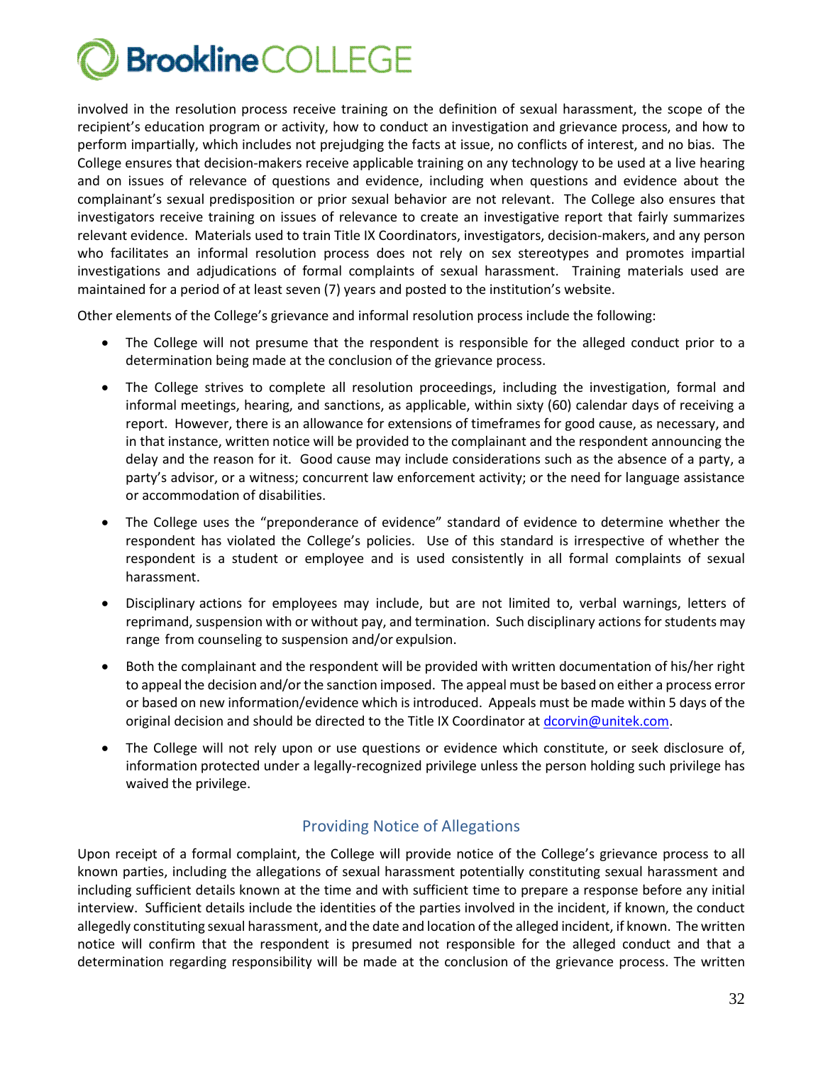involved in the resolution process receive training on the definition of sexual harassment, the scope of the recipient's education program or activity, how to conduct an investigation and grievance process, and how to perform impartially, which includes not prejudging the facts at issue, no conflicts of interest, and no bias. The College ensures that decision-makers receive applicable training on any technology to be used at a live hearing and on issues of relevance of questions and evidence, including when questions and evidence about the complainant's sexual predisposition or prior sexual behavior are not relevant. The College also ensures that investigators receive training on issues of relevance to create an investigative report that fairly summarizes relevant evidence. Materials used to train Title IX Coordinators, investigators, decision-makers, and any person who facilitates an informal resolution process does not rely on sex stereotypes and promotes impartial investigations and adjudications of formal complaints of sexual harassment. Training materials used are maintained for a period of at least seven (7) years and posted to the institution's website.

Other elements of the College's grievance and informal resolution process include the following:

- The College will not presume that the respondent is responsible for the alleged conduct prior to a determination being made at the conclusion of the grievance process.
- The College strives to complete all resolution proceedings, including the investigation, formal and informal meetings, hearing, and sanctions, as applicable, within sixty (60) calendar days of receiving a report. However, there is an allowance for extensions of timeframes for good cause, as necessary, and in that instance, written notice will be provided to the complainant and the respondent announcing the delay and the reason for it. Good cause may include considerations such as the absence of a party, a party's advisor, or a witness; concurrent law enforcement activity; or the need for language assistance or accommodation of disabilities.
- The College uses the "preponderance of evidence" standard of evidence to determine whether the respondent has violated the College's policies. Use of this standard is irrespective of whether the respondent is a student or employee and is used consistently in all formal complaints of sexual harassment.
- Disciplinary actions for employees may include, but are not limited to, verbal warnings, letters of reprimand, suspension with or without pay, and termination. Such disciplinary actions for students may range from counseling to suspension and/or expulsion.
- Both the complainant and the respondent will be provided with written documentation of his/her right to appeal the decision and/or the sanction imposed. The appeal must be based on either a process error or based on new information/evidence which is introduced. Appeals must be made within 5 days of the original decision and should be directed to the Title IX Coordinator at dcorvin@unitek.com.
- The College will not rely upon or use questions or evidence which constitute, or seek disclosure of, information protected under a legally-recognized privilege unless the person holding such privilege has waived the privilege.

## Providing Notice of Allegations

Upon receipt of a formal complaint, the College will provide notice of the College's grievance process to all known parties, including the allegations of sexual harassment potentially constituting sexual harassment and including sufficient details known at the time and with sufficient time to prepare a response before any initial interview. Sufficient details include the identities of the parties involved in the incident, if known, the conduct allegedly constituting sexual harassment, and the date and location of the alleged incident, if known. The written notice will confirm that the respondent is presumed not responsible for the alleged conduct and that a determination regarding responsibility will be made at the conclusion of the grievance process. The written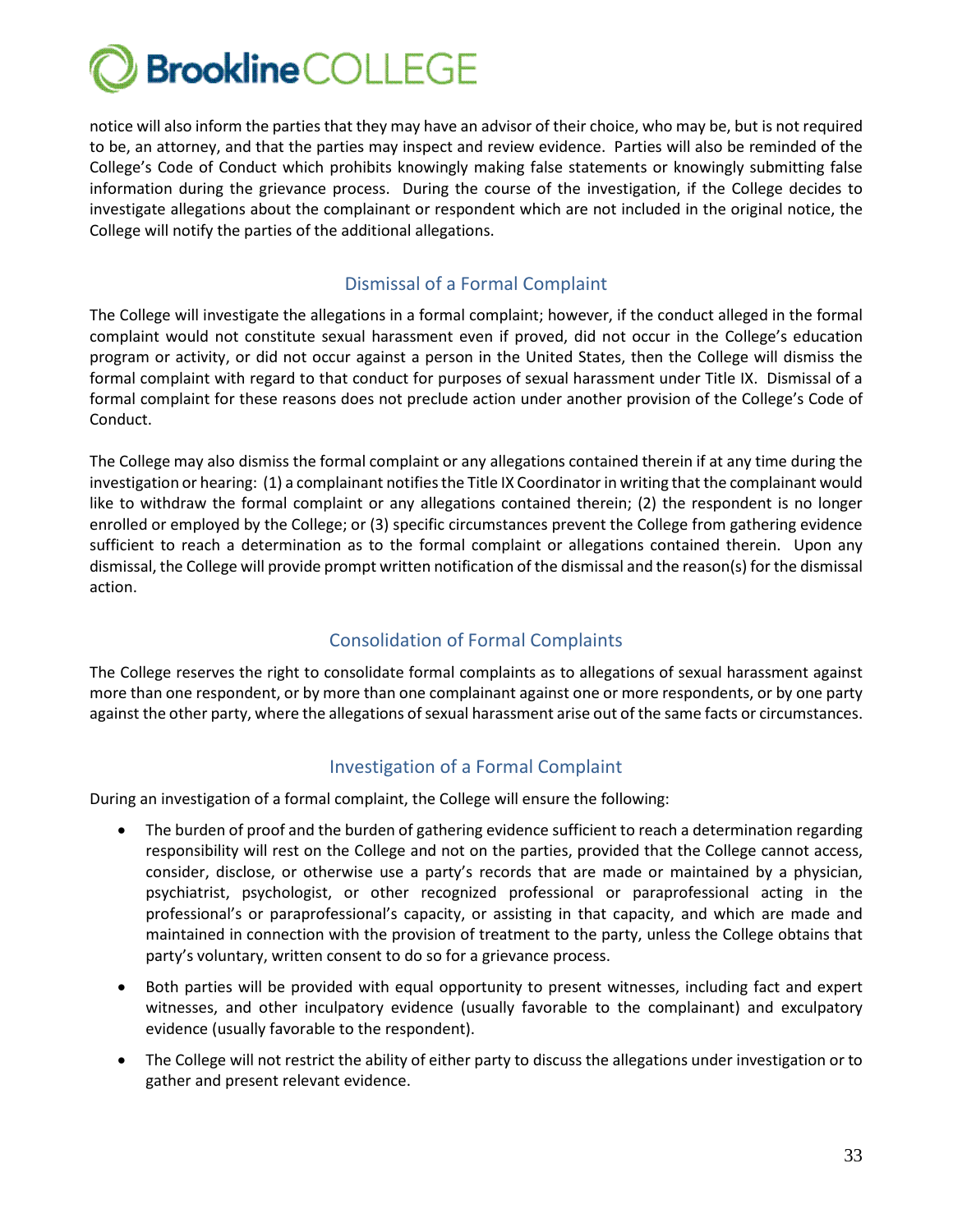notice will also inform the parties that they may have an advisor of their choice, who may be, but is not required to be, an attorney, and that the parties may inspect and review evidence. Parties will also be reminded of the College's Code of Conduct which prohibits knowingly making false statements or knowingly submitting false information during the grievance process. During the course of the investigation, if the College decides to investigate allegations about the complainant or respondent which are not included in the original notice, the College will notify the parties of the additional allegations.

## Dismissal of a Formal Complaint

The College will investigate the allegations in a formal complaint; however, if the conduct alleged in the formal complaint would not constitute sexual harassment even if proved, did not occur in the College's education program or activity, or did not occur against a person in the United States, then the College will dismiss the formal complaint with regard to that conduct for purposes of sexual harassment under Title IX. Dismissal of a formal complaint for these reasons does not preclude action under another provision of the College's Code of Conduct.

The College may also dismiss the formal complaint or any allegations contained therein if at any time during the investigation or hearing: (1) a complainant notifies the Title IX Coordinator in writing that the complainant would like to withdraw the formal complaint or any allegations contained therein; (2) the respondent is no longer enrolled or employed by the College; or (3) specific circumstances prevent the College from gathering evidence sufficient to reach a determination as to the formal complaint or allegations contained therein. Upon any dismissal, the College will provide prompt written notification of the dismissal and the reason(s) for the dismissal action.

## Consolidation of Formal Complaints

The College reserves the right to consolidate formal complaints as to allegations of sexual harassment against more than one respondent, or by more than one complainant against one or more respondents, or by one party against the other party, where the allegations of sexual harassment arise out of the same facts or circumstances.

## Investigation of a Formal Complaint

During an investigation of a formal complaint, the College will ensure the following:

- The burden of proof and the burden of gathering evidence sufficient to reach a determination regarding responsibility will rest on the College and not on the parties, provided that the College cannot access, consider, disclose, or otherwise use a party's records that are made or maintained by a physician, psychiatrist, psychologist, or other recognized professional or paraprofessional acting in the professional's or paraprofessional's capacity, or assisting in that capacity, and which are made and maintained in connection with the provision of treatment to the party, unless the College obtains that party's voluntary, written consent to do so for a grievance process.
- Both parties will be provided with equal opportunity to present witnesses, including fact and expert witnesses, and other inculpatory evidence (usually favorable to the complainant) and exculpatory evidence (usually favorable to the respondent).
- The College will not restrict the ability of either party to discuss the allegations under investigation or to gather and present relevant evidence.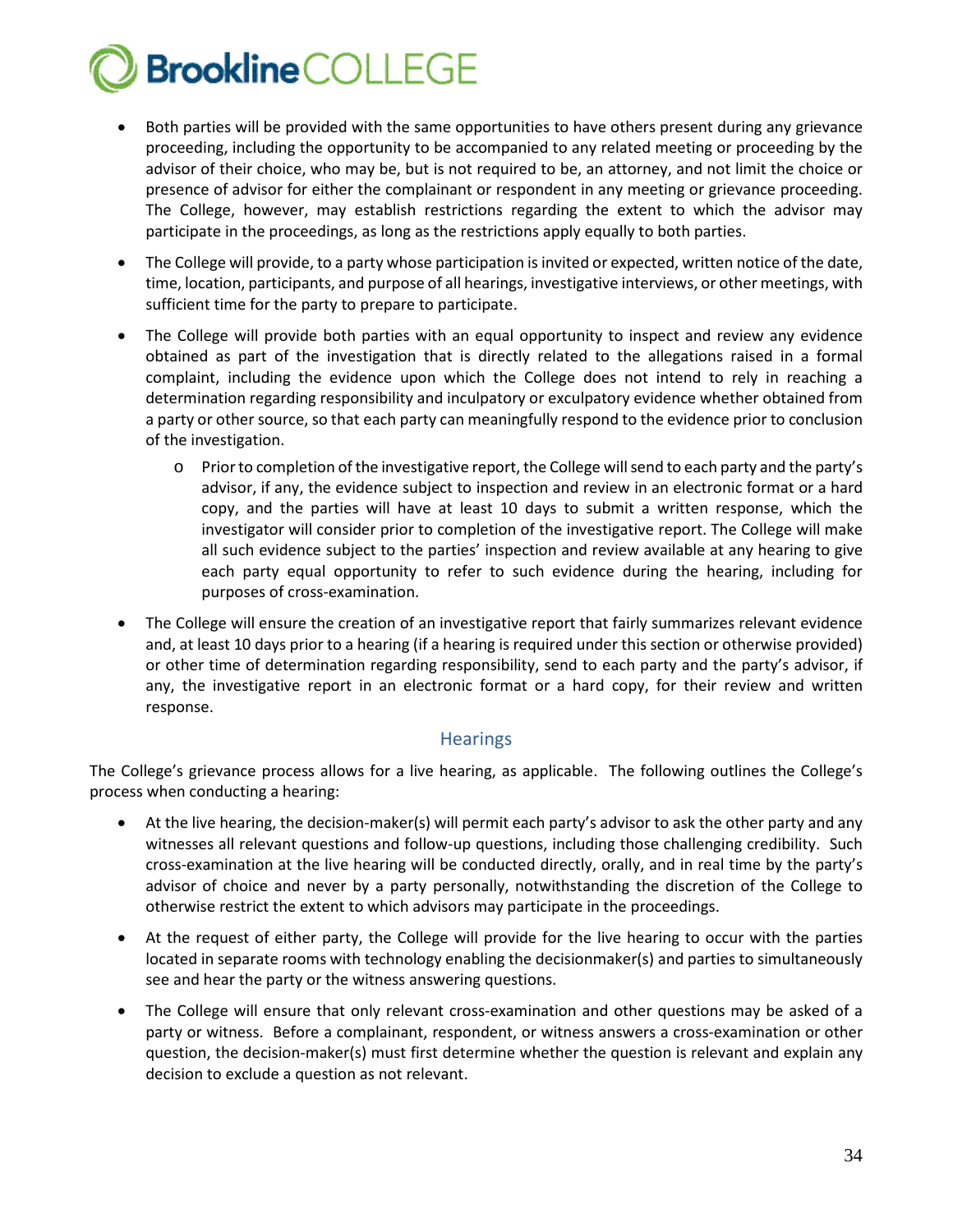- Both parties will be provided with the same opportunities to have others present during any grievance proceeding, including the opportunity to be accompanied to any related meeting or proceeding by the advisor of their choice, who may be, but is not required to be, an attorney, and not limit the choice or presence of advisor for either the complainant or respondent in any meeting or grievance proceeding. The College, however, may establish restrictions regarding the extent to which the advisor may participate in the proceedings, as long as the restrictions apply equally to both parties.
- The College will provide, to a party whose participation is invited or expected, written notice of the date, time, location, participants, and purpose of all hearings, investigative interviews, or other meetings, with sufficient time for the party to prepare to participate.
- The College will provide both parties with an equal opportunity to inspect and review any evidence obtained as part of the investigation that is directly related to the allegations raised in a formal complaint, including the evidence upon which the College does not intend to rely in reaching a determination regarding responsibility and inculpatory or exculpatory evidence whether obtained from a party or other source, so that each party can meaningfully respond to the evidence prior to conclusion of the investigation.
    - Prior to completion of the investigative report, the College will send to each party and the party's advisor, if any, the evidence subject to inspection and review in an electronic format or a hard copy, and the parties will have at least 10 days to submit a written response, which the investigator will consider prior to completion of the investigative report. The College will make all such evidence subject to the parties' inspection and review available at any hearing to give each party equal opportunity to refer to such evidence during the hearing, including for purposes of cross-examination.
- The College will ensure the creation of an investigative report that fairly summarizes relevant evidence and, at least 10 days prior to a hearing (if a hearing is required under this section or otherwise provided) or other time of determination regarding responsibility, send to each party and the party's advisor, if any, the investigative report in an electronic format or a hard copy, for their review and written response.

## Hearings

The College's grievance process allows for a live hearing, as applicable. The following outlines the College's process when conducting a hearing:

- At the live hearing, the decision-maker(s) will permit each party's advisor to ask the other party and any witnesses all relevant questions and follow-up questions, including those challenging credibility. Such cross-examination at the live hearing will be conducted directly, orally, and in real time by the party's advisor of choice and never by a party personally, notwithstanding the discretion of the College to otherwise restrict the extent to which advisors may participate in the proceedings.
- At the request of either party, the College will provide for the live hearing to occur with the parties located in separate rooms with technology enabling the decisionmaker(s) and parties to simultaneously see and hear the party or the witness answering questions.
- The College will ensure that only relevant cross-examination and other questions may be asked of a party or witness. Before a complainant, respondent, or witness answers a cross-examination or other question, the decision-maker(s) must first determine whether the question is relevant and explain any decision to exclude a question as not relevant.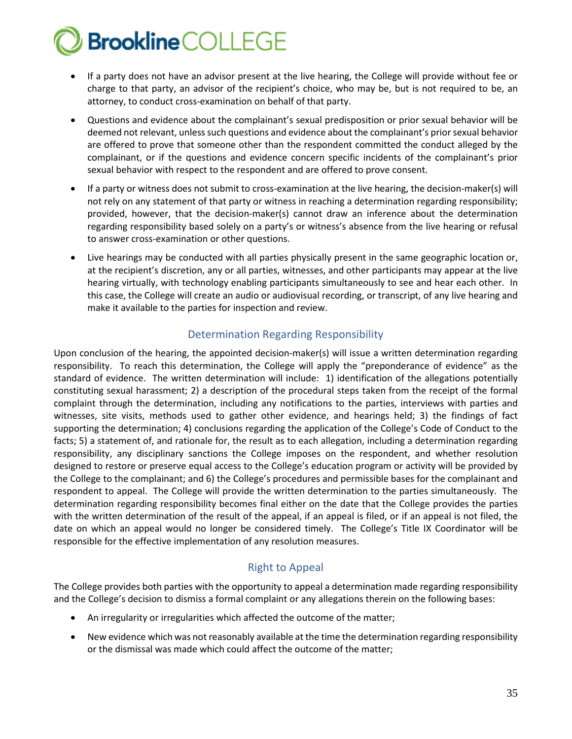- If a party does not have an advisor present at the live hearing, the College will provide without fee or charge to that party, an advisor of the recipient's choice, who may be, but is not required to be, an attorney, to conduct cross-examination on behalf of that party.
- Questions and evidence about the complainant's sexual predisposition or prior sexual behavior will be deemed not relevant, unless such questions and evidence about the complainant's prior sexual behavior are offered to prove that someone other than the respondent committed the conduct alleged by the complainant, or if the questions and evidence concern specific incidents of the complainant's prior sexual behavior with respect to the respondent and are offered to prove consent.
- If a party or witness does not submit to cross-examination at the live hearing, the decision-maker(s) will not rely on any statement of that party or witness in reaching a determination regarding responsibility; provided, however, that the decision-maker(s) cannot draw an inference about the determination regarding responsibility based solely on a party's or witness's absence from the live hearing or refusal to answer cross-examination or other questions.
- Live hearings may be conducted with all parties physically present in the same geographic location or, at the recipient's discretion, any or all parties, witnesses, and other participants may appear at the live hearing virtually, with technology enabling participants simultaneously to see and hear each other. In this case, the College will create an audio or audiovisual recording, or transcript, of any live hearing and make it available to the parties for inspection and review.

## Determination Regarding Responsibility

Upon conclusion of the hearing, the appointed decision-maker(s) will issue a written determination regarding responsibility. To reach this determination, the College will apply the "preponderance of evidence" as the standard of evidence. The written determination will include: 1) identification of the allegations potentially constituting sexual harassment; 2) a description of the procedural steps taken from the receipt of the formal complaint through the determination, including any notifications to the parties, interviews with parties and witnesses, site visits, methods used to gather other evidence, and hearings held; 3) the findings of fact supporting the determination; 4) conclusions regarding the application of the College's Code of Conduct to the facts; 5) a statement of, and rationale for, the result as to each allegation, including a determination regarding responsibility, any disciplinary sanctions the College imposes on the respondent, and whether resolution designed to restore or preserve equal access to the College's education program or activity will be provided by the College to the complainant; and 6) the College's procedures and permissible bases for the complainant and respondent to appeal. The College will provide the written determination to the parties simultaneously. The determination regarding responsibility becomes final either on the date that the College provides the parties with the written determination of the result of the appeal, if an appeal is filed, or if an appeal is not filed, the date on which an appeal would no longer be considered timely. The College's Title IX Coordinator will be responsible for the effective implementation of any resolution measures.

## Right to Appeal

The College provides both parties with the opportunity to appeal a determination made regarding responsibility and the College's decision to dismiss a formal complaint or any allegations therein on the following bases:

- An irregularity or irregularities which affected the outcome of the matter;
- New evidence which was not reasonably available at the time the determination regarding responsibility or the dismissal was made which could affect the outcome of the matter;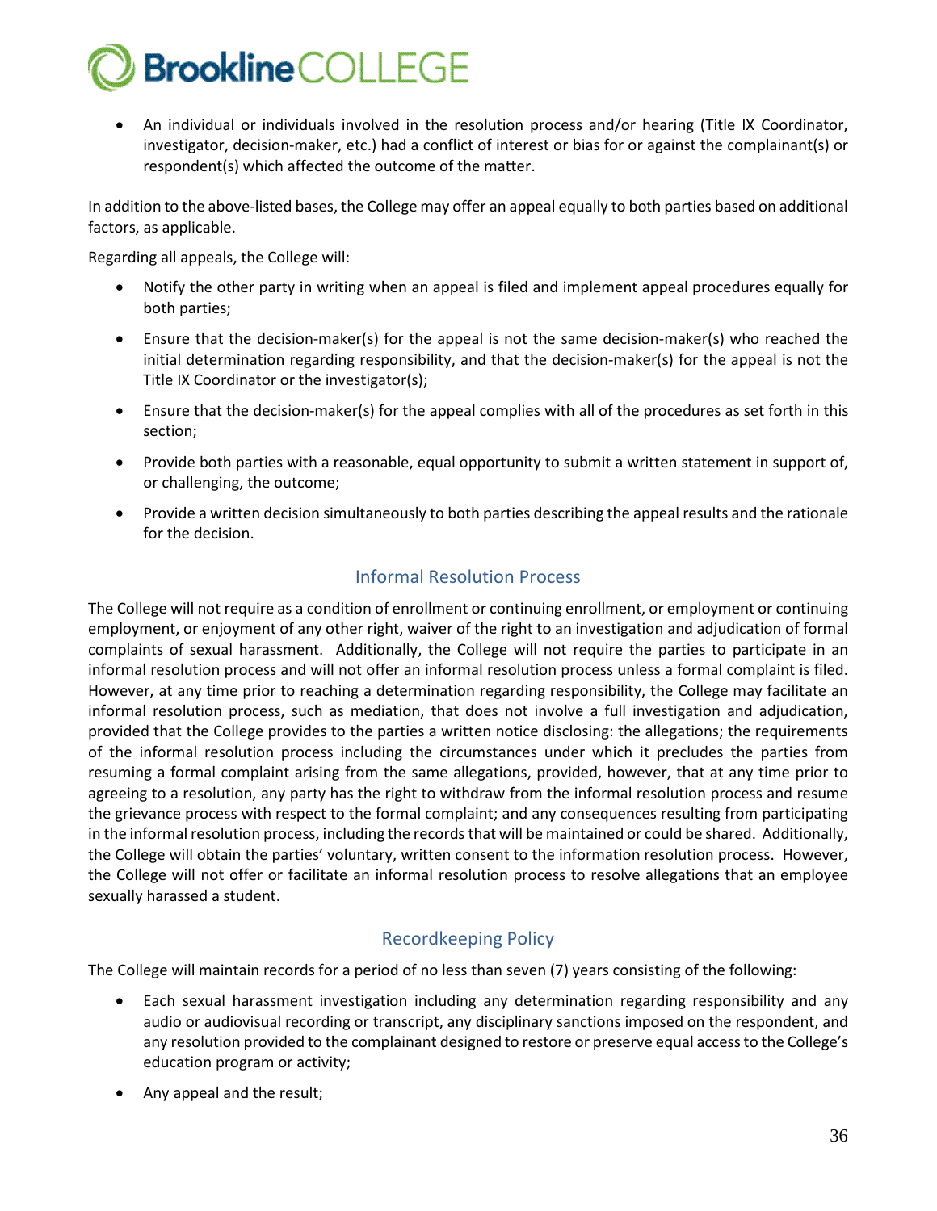- An individual or individuals involved in the resolution process and/or hearing (Title IX Coordinator, investigator, decision-maker, etc.) had a conflict of interest or bias for or against the complainant(s) or respondent(s) which affected the outcome of the matter.

In addition to the above-listed bases, the College may offer an appeal equally to both parties based on additional factors, as applicable.

Regarding all appeals, the College will:

- Notify the other party in writing when an appeal is filed and implement appeal procedures equally for both parties;
- Ensure that the decision-maker(s) for the appeal is not the same decision-maker(s) who reached the initial determination regarding responsibility, and that the decision-maker(s) for the appeal is not the Title IX Coordinator or the investigator(s);
- Ensure that the decision-maker(s) for the appeal complies with all of the procedures as set forth in this section;
- Provide both parties with a reasonable, equal opportunity to submit a written statement in support of, or challenging, the outcome;
- Provide a written decision simultaneously to both parties describing the appeal results and the rationale for the decision.

## Informal Resolution Process

The College will not require as a condition of enrollment or continuing enrollment, or employment or continuing employment, or enjoyment of any other right, waiver of the right to an investigation and adjudication of formal complaints of sexual harassment. Additionally, the College will not require the parties to participate in an informal resolution process and will not offer an informal resolution process unless a formal complaint is filed. However, at any time prior to reaching a determination regarding responsibility, the College may facilitate an informal resolution process, such as mediation, that does not involve a full investigation and adjudication, provided that the College provides to the parties a written notice disclosing: the allegations; the requirements of the informal resolution process including the circumstances under which it precludes the parties from resuming a formal complaint arising from the same allegations, provided, however, that at any time prior to agreeing to a resolution, any party has the right to withdraw from the informal resolution process and resume the grievance process with respect to the formal complaint; and any consequences resulting from participating in the informal resolution process, including the records that will be maintained or could be shared. Additionally, the College will obtain the parties' voluntary, written consent to the information resolution process. However, the College will not offer or facilitate an informal resolution process to resolve allegations that an employee sexually harassed a student.

## Recordkeeping Policy

The College will maintain records for a period of no less than seven (7) years consisting of the following:

- Each sexual harassment investigation including any determination regarding responsibility and any audio or audiovisual recording or transcript, any disciplinary sanctions imposed on the respondent, and any resolution provided to the complainant designed to restore or preserve equal access to the College's education program or activity;
- Any appeal and the result;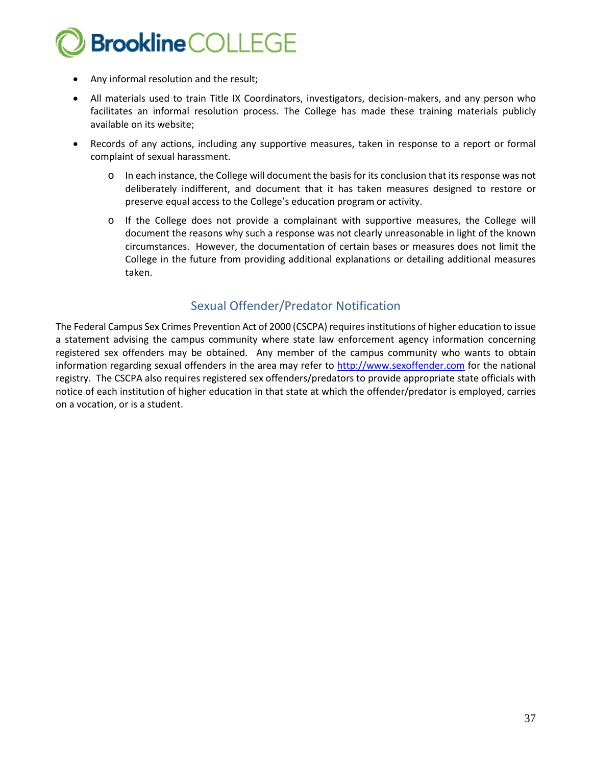- Any informal resolution and the result;
- All materials used to train Title IX Coordinators, investigators, decision-makers, and any person who facilitates an informal resolution process. The College has made these training materials publicly available on its website;
- Records of any actions, including any supportive measures, taken in response to a report or formal complaint of sexual harassment.
  - In each instance, the College will document the basis for its conclusion that its response was not deliberately indifferent, and document that it has taken measures designed to restore or preserve equal access to the College's education program or activity.
  - If the College does not provide a complainant with supportive measures, the College will document the reasons why such a response was not clearly unreasonable in light of the known circumstances. However, the documentation of certain bases or measures does not limit the College in the future from providing additional explanations or detailing additional measures taken.

## Sexual Offender/Predator Notification

The Federal Campus Sex Crimes Prevention Act of 2000 (CSCPA) requires institutions of higher education to issue a statement advising the campus community where state law enforcement agency information concerning registered sex offenders may be obtained. Any member of the campus community who wants to obtain information regarding sexual offenders in the area may refer to [http://www.sexoffender.com](http://www.sexoffender.com) for the national registry. The CSCPA also requires registered sex offenders/predators to provide appropriate state officials with notice of each institution of higher education in that state at which the offender/predator is employed, carries on a vocation, or is a student.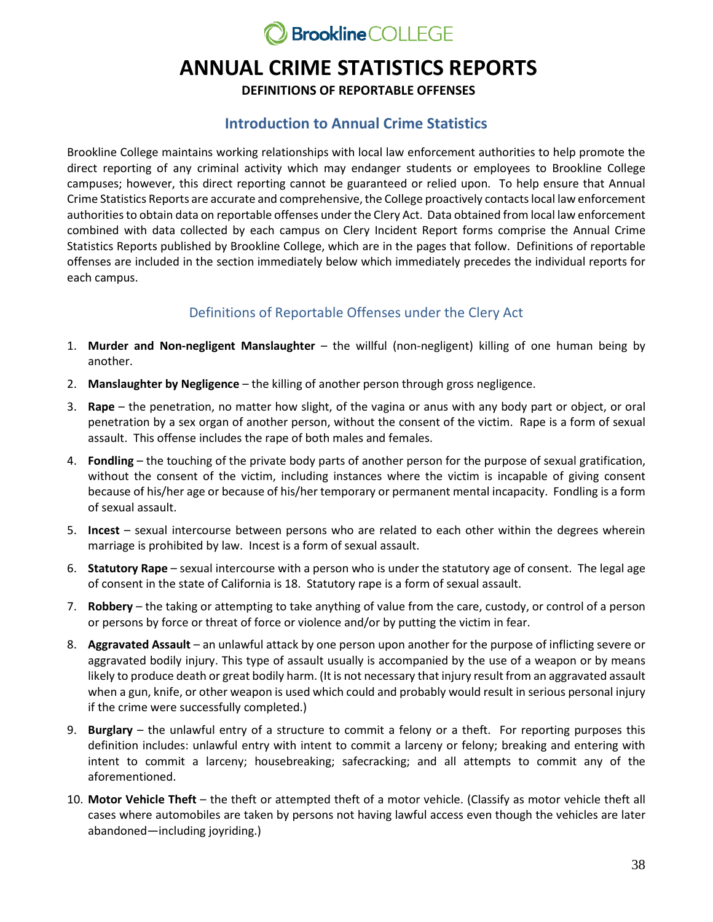Brookline COLLEGE

# ANNUAL CRIME STATISTICS REPORTS

**DEFINITIONS OF REPORTABLE OFFENSES**

## Introduction to Annual Crime Statistics

Brookline College maintains working relationships with local law enforcement authorities to help promote the direct reporting of any criminal activity which may endanger students or employees to Brookline College campuses; however, this direct reporting cannot be guaranteed or relied upon. To help ensure that Annual Crime Statistics Reports are accurate and comprehensive, the College proactively contacts local law enforcement authorities to obtain data on reportable offenses under the Clery Act. Data obtained from local law enforcement combined with data collected by each campus on Clery Incident Report forms comprise the Annual Crime Statistics Reports published by Brookline College, which are in the pages that follow. Definitions of reportable offenses are included in the section immediately below which immediately precedes the individual reports for each campus.

### Definitions of Reportable Offenses under the Clery Act

1. **Murder and Non-negligent Manslaughter** – the willful (non-negligent) killing of one human being by another.
2. **Manslaughter by Negligence** – the killing of another person through gross negligence.
3. **Rape** – the penetration, no matter how slight, of the vagina or anus with any body part or object, or oral penetration by a sex organ of another person, without the consent of the victim. Rape is a form of sexual assault. This offense includes the rape of both males and females.
4. **Fondling** – the touching of the private body parts of another person for the purpose of sexual gratification, without the consent of the victim, including instances where the victim is incapable of giving consent because of his/her age or because of his/her temporary or permanent mental incapacity. Fondling is a form of sexual assault.
5. **Incest** – sexual intercourse between persons who are related to each other within the degrees wherein marriage is prohibited by law. Incest is a form of sexual assault.
6. **Statutory Rape** – sexual intercourse with a person who is under the statutory age of consent. The legal age of consent in the state of California is 18. Statutory rape is a form of sexual assault.
7. **Robbery** – the taking or attempting to take anything of value from the care, custody, or control of a person or persons by force or threat of force or violence and/or by putting the victim in fear.
8. **Aggravated Assault** – an unlawful attack by one person upon another for the purpose of inflicting severe or aggravated bodily injury. This type of assault usually is accompanied by the use of a weapon or by means likely to produce death or great bodily harm. (It is not necessary that injury result from an aggravated assault when a gun, knife, or other weapon is used which could and probably would result in serious personal injury if the crime were successfully completed.)
9. **Burglary** – the unlawful entry of a structure to commit a felony or a theft. For reporting purposes this definition includes: unlawful entry with intent to commit a larceny or felony; breaking and entering with intent to commit a larceny; housebreaking; safecracking; and all attempts to commit any of the aforementioned.
10. **Motor Vehicle Theft** – the theft or attempted theft of a motor vehicle. (Classify as motor vehicle theft all cases where automobiles are taken by persons not having lawful access even though the vehicles are later abandoned—including joyriding.)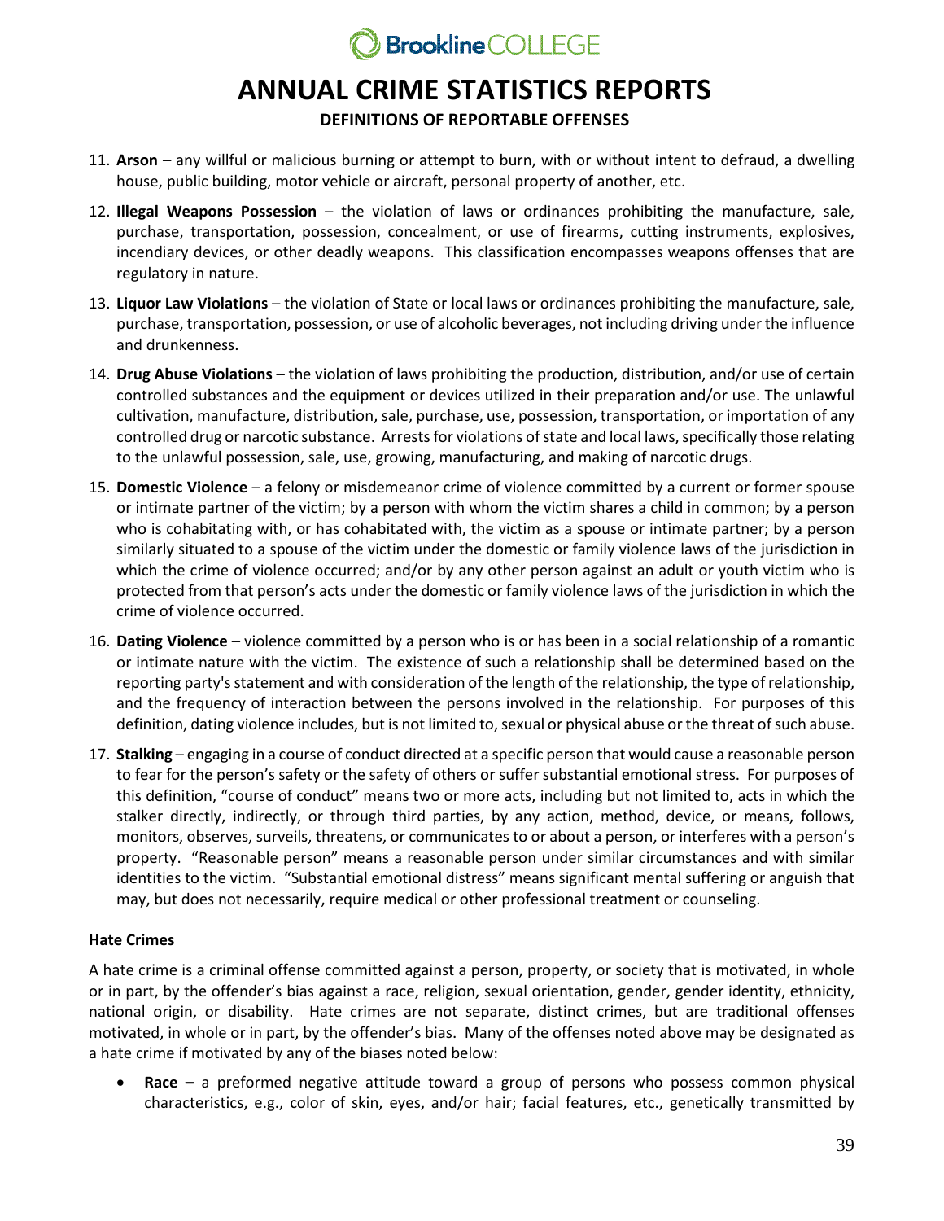# ANNUAL CRIME STATISTICS REPORTS

## DEFINITIONS OF REPORTABLE OFFENSES

11. **Arson** – any willful or malicious burning or attempt to burn, with or without intent to defraud, a dwelling house, public building, motor vehicle or aircraft, personal property of another, etc.
12. **Illegal Weapons Possession** – the violation of laws or ordinances prohibiting the manufacture, sale, purchase, transportation, possession, concealment, or use of firearms, cutting instruments, explosives, incendiary devices, or other deadly weapons. This classification encompasses weapons offenses that are regulatory in nature.
13. **Liquor Law Violations** – the violation of State or local laws or ordinances prohibiting the manufacture, sale, purchase, transportation, possession, or use of alcoholic beverages, not including driving under the influence and drunkenness.
14. **Drug Abuse Violations** – the violation of laws prohibiting the production, distribution, and/or use of certain controlled substances and the equipment or devices utilized in their preparation and/or use. The unlawful cultivation, manufacture, distribution, sale, purchase, use, possession, transportation, or importation of any controlled drug or narcotic substance. Arrests for violations of state and local laws, specifically those relating to the unlawful possession, sale, use, growing, manufacturing, and making of narcotic drugs.
15. **Domestic Violence** – a felony or misdemeanor crime of violence committed by a current or former spouse or intimate partner of the victim; by a person with whom the victim shares a child in common; by a person who is cohabitating with, or has cohabitated with, the victim as a spouse or intimate partner; by a person similarly situated to a spouse of the victim under the domestic or family violence laws of the jurisdiction in which the crime of violence occurred; and/or by any other person against an adult or youth victim who is protected from that person's acts under the domestic or family violence laws of the jurisdiction in which the crime of violence occurred.
16. **Dating Violence** – violence committed by a person who is or has been in a social relationship of a romantic or intimate nature with the victim. The existence of such a relationship shall be determined based on the reporting party's statement and with consideration of the length of the relationship, the type of relationship, and the frequency of interaction between the persons involved in the relationship. For purposes of this definition, dating violence includes, but is not limited to, sexual or physical abuse or the threat of such abuse.
17. **Stalking** – engaging in a course of conduct directed at a specific person that would cause a reasonable person to fear for the person's safety or the safety of others or suffer substantial emotional stress. For purposes of this definition, "course of conduct" means two or more acts, including but not limited to, acts in which the stalker directly, indirectly, or through third parties, by any action, method, device, or means, follows, monitors, observes, surveils, threatens, or communicates to or about a person, or interferes with a person's property. "Reasonable person" means a reasonable person under similar circumstances and with similar identities to the victim. "Substantial emotional distress" means significant mental suffering or anguish that may, but does not necessarily, require medical or other professional treatment or counseling.

**Hate Crimes**

A hate crime is a criminal offense committed against a person, property, or society that is motivated, in whole or in part, by the offender's bias against a race, religion, sexual orientation, gender, gender identity, ethnicity, national origin, or disability. Hate crimes are not separate, distinct crimes, but are traditional offenses motivated, in whole or in part, by the offender's bias. Many of the offenses noted above may be designated as a hate crime if motivated by any of the biases noted below:

- **Race –** a preformed negative attitude toward a group of persons who possess common physical characteristics, e.g., color of skin, eyes, and/or hair; facial features, etc., genetically transmitted by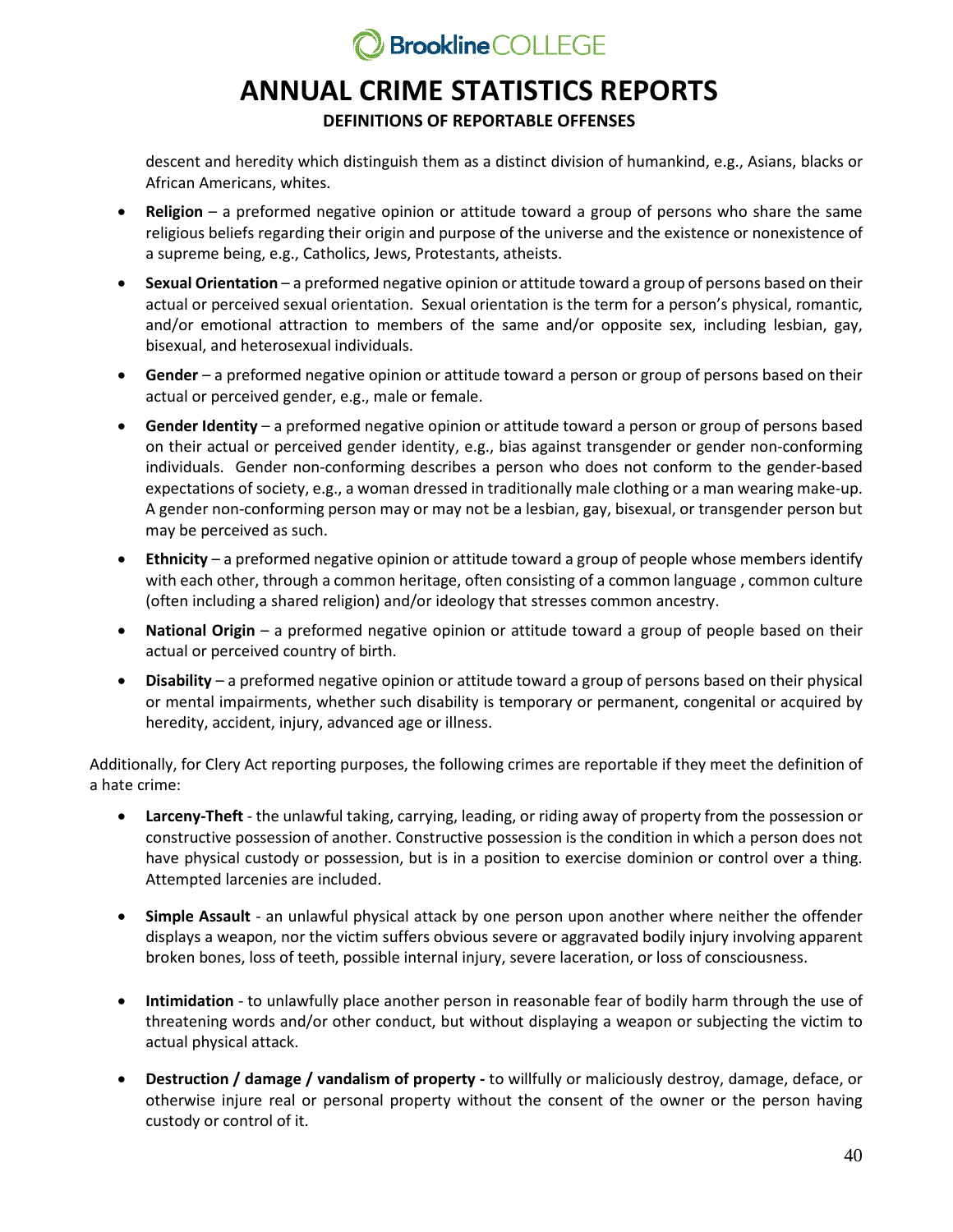descent and heredity which distinguish them as a distinct division of humankind, e.g., Asians, blacks or African Americans, whites.

- **Religion** – a preformed negative opinion or attitude toward a group of persons who share the same religious beliefs regarding their origin and purpose of the universe and the existence or nonexistence of a supreme being, e.g., Catholics, Jews, Protestants, atheists.
- **Sexual Orientation** – a preformed negative opinion or attitude toward a group of persons based on their actual or perceived sexual orientation. Sexual orientation is the term for a person's physical, romantic, and/or emotional attraction to members of the same and/or opposite sex, including lesbian, gay, bisexual, and heterosexual individuals.
- **Gender** – a preformed negative opinion or attitude toward a person or group of persons based on their actual or perceived gender, e.g., male or female.
- **Gender Identity** – a preformed negative opinion or attitude toward a person or group of persons based on their actual or perceived gender identity, e.g., bias against transgender or gender non-conforming individuals. Gender non-conforming describes a person who does not conform to the gender-based expectations of society, e.g., a woman dressed in traditionally male clothing or a man wearing make-up. A gender non-conforming person may or may not be a lesbian, gay, bisexual, or transgender person but may be perceived as such.
- **Ethnicity** – a preformed negative opinion or attitude toward a group of people whose members identify with each other, through a common heritage, often consisting of a common language , common culture (often including a shared religion) and/or ideology that stresses common ancestry.
- **National Origin** – a preformed negative opinion or attitude toward a group of people based on their actual or perceived country of birth.
- **Disability** – a preformed negative opinion or attitude toward a group of persons based on their physical or mental impairments, whether such disability is temporary or permanent, congenital or acquired by heredity, accident, injury, advanced age or illness.

Additionally, for Clery Act reporting purposes, the following crimes are reportable if they meet the definition of a hate crime:

- **Larceny-Theft** - the unlawful taking, carrying, leading, or riding away of property from the possession or constructive possession of another. Constructive possession is the condition in which a person does not have physical custody or possession, but is in a position to exercise dominion or control over a thing. Attempted larcenies are included.
- **Simple Assault** - an unlawful physical attack by one person upon another where neither the offender displays a weapon, nor the victim suffers obvious severe or aggravated bodily injury involving apparent broken bones, loss of teeth, possible internal injury, severe laceration, or loss of consciousness.
- **Intimidation** - to unlawfully place another person in reasonable fear of bodily harm through the use of threatening words and/or other conduct, but without displaying a weapon or subjecting the victim to actual physical attack.
- **Destruction / damage / vandalism of property -** to willfully or maliciously destroy, damage, deface, or otherwise injure real or personal property without the consent of the owner or the person having custody or control of it.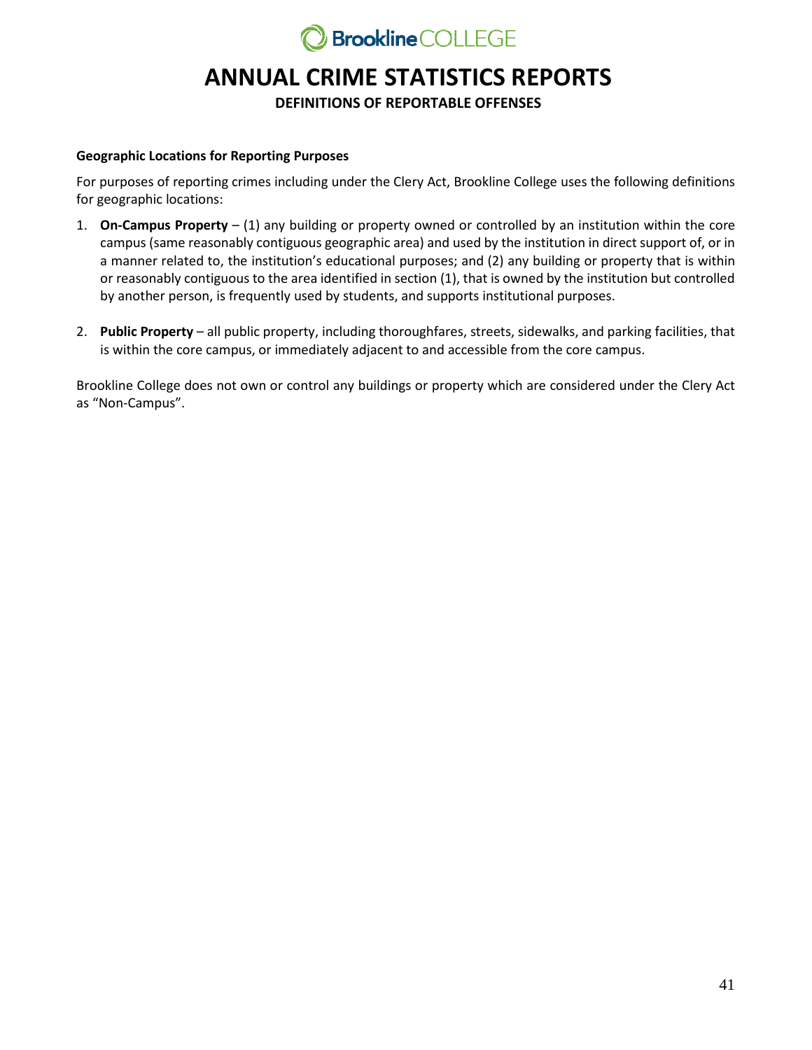# ANNUAL CRIME STATISTICS REPORTS

## DEFINITIONS OF REPORTABLE OFFENSES

**Geographic Locations for Reporting Purposes**

For purposes of reporting crimes including under the Clery Act, Brookline College uses the following definitions for geographic locations:

1. **On-Campus Property** – (1) any building or property owned or controlled by an institution within the core campus (same reasonably contiguous geographic area) and used by the institution in direct support of, or in a manner related to, the institution's educational purposes; and (2) any building or property that is within or reasonably contiguous to the area identified in section (1), that is owned by the institution but controlled by another person, is frequently used by students, and supports institutional purposes.

2. **Public Property** – all public property, including thoroughfares, streets, sidewalks, and parking facilities, that is within the core campus, or immediately adjacent to and accessible from the core campus.

Brookline College does not own or control any buildings or property which are considered under the Clery Act as "Non-Campus".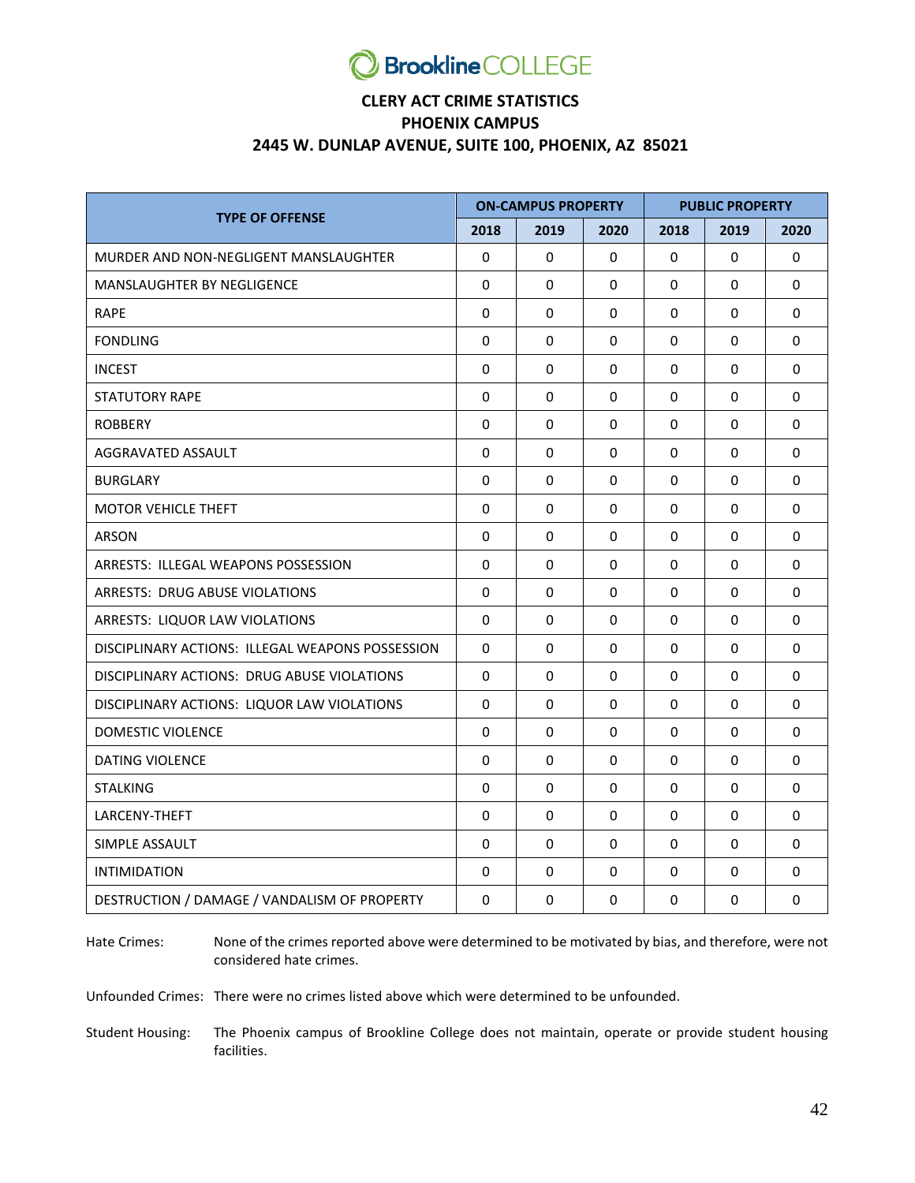# Brookline COLLEGE

## CLERY ACT CRIME STATISTICS
## PHOENIX CAMPUS
## 2445 W. DUNLAP AVENUE, SUITE 100, PHOENIX, AZ 85021

| TYPE OF OFFENSE | ON-CAMPUS PROPERTY | | | PUBLIC PROPERTY | | |
|---|---|---|---|---|---|---|
| | 2018 | 2019 | 2020 | 2018 | 2019 | 2020 |
| MURDER AND NON-NEGLIGENT MANSLAUGHTER | 0 | 0 | 0 | 0 | 0 | 0 |
| MANSLAUGHTER BY NEGLIGENCE | 0 | 0 | 0 | 0 | 0 | 0 |
| RAPE | 0 | 0 | 0 | 0 | 0 | 0 |
| FONDLING | 0 | 0 | 0 | 0 | 0 | 0 |
| INCEST | 0 | 0 | 0 | 0 | 0 | 0 |
| STATUTORY RAPE | 0 | 0 | 0 | 0 | 0 | 0 |
| ROBBERY | 0 | 0 | 0 | 0 | 0 | 0 |
| AGGRAVATED ASSAULT | 0 | 0 | 0 | 0 | 0 | 0 |
| BURGLARY | 0 | 0 | 0 | 0 | 0 | 0 |
| MOTOR VEHICLE THEFT | 0 | 0 | 0 | 0 | 0 | 0 |
| ARSON | 0 | 0 | 0 | 0 | 0 | 0 |
| ARRESTS: ILLEGAL WEAPONS POSSESSION | 0 | 0 | 0 | 0 | 0 | 0 |
| ARRESTS: DRUG ABUSE VIOLATIONS | 0 | 0 | 0 | 0 | 0 | 0 |
| ARRESTS: LIQUOR LAW VIOLATIONS | 0 | 0 | 0 | 0 | 0 | 0 |
| DISCIPLINARY ACTIONS: ILLEGAL WEAPONS POSSESSION | 0 | 0 | 0 | 0 | 0 | 0 |
| DISCIPLINARY ACTIONS: DRUG ABUSE VIOLATIONS | 0 | 0 | 0 | 0 | 0 | 0 |
| DISCIPLINARY ACTIONS: LIQUOR LAW VIOLATIONS | 0 | 0 | 0 | 0 | 0 | 0 |
| DOMESTIC VIOLENCE | 0 | 0 | 0 | 0 | 0 | 0 |
| DATING VIOLENCE | 0 | 0 | 0 | 0 | 0 | 0 |
| STALKING | 0 | 0 | 0 | 0 | 0 | 0 |
| LARCENY-THEFT | 0 | 0 | 0 | 0 | 0 | 0 |
| SIMPLE ASSAULT | 0 | 0 | 0 | 0 | 0 | 0 |
| INTIMIDATION | 0 | 0 | 0 | 0 | 0 | 0 |
| DESTRUCTION / DAMAGE / VANDALISM OF PROPERTY | 0 | 0 | 0 | 0 | 0 | 0 |

Hate Crimes: None of the crimes reported above were determined to be motivated by bias, and therefore, were not considered hate crimes.

Unfounded Crimes: There were no crimes listed above which were determined to be unfounded.

Student Housing: The Phoenix campus of Brookline College does not maintain, operate or provide student housing facilities.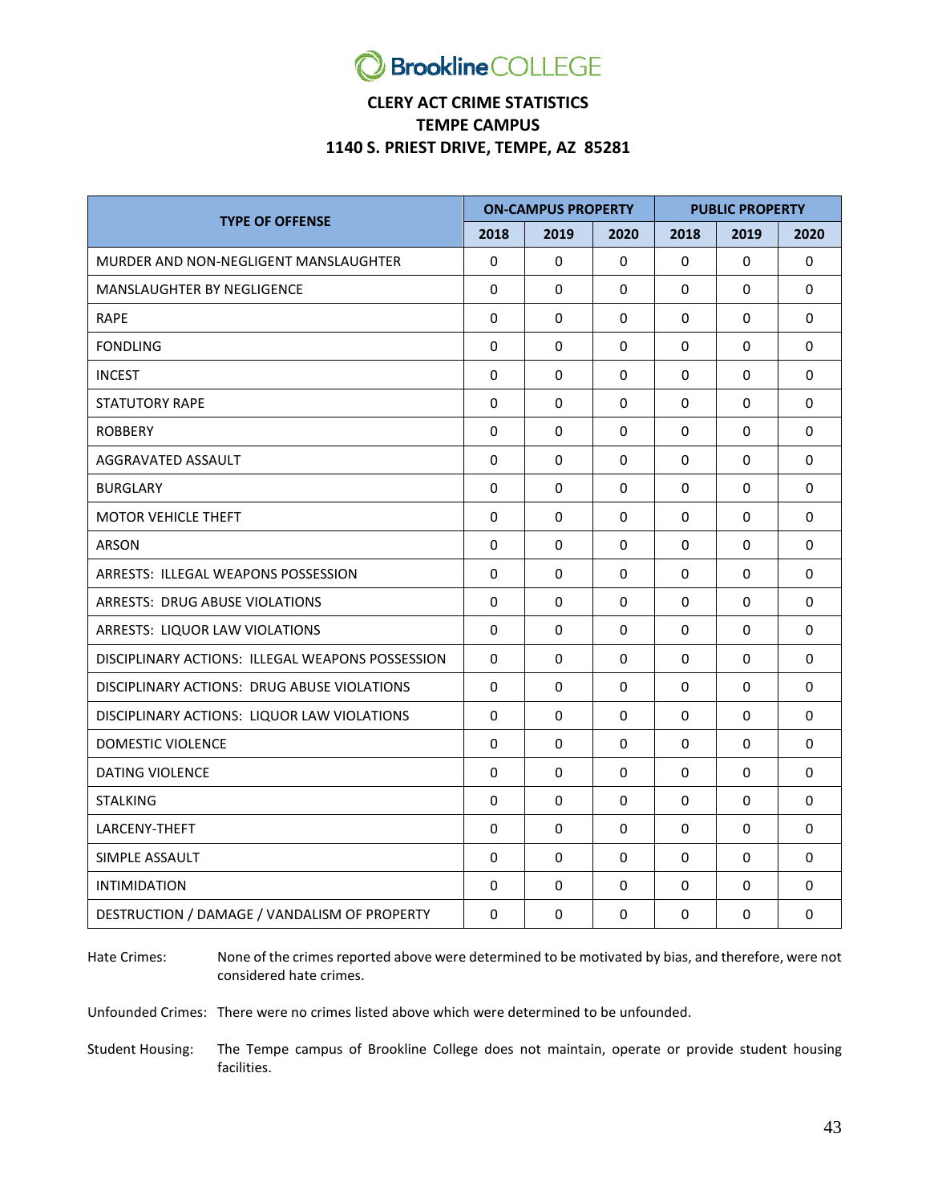Brookline COLLEGE

# CLERY ACT CRIME STATISTICS
## TEMPE CAMPUS
## 1140 S. PRIEST DRIVE, TEMPE, AZ 85281

| TYPE OF OFFENSE | ON-CAMPUS PROPERTY | | | PUBLIC PROPERTY | | |
|---|---|---|---|---|---|---|
| | 2018 | 2019 | 2020 | 2018 | 2019 | 2020 |
| MURDER AND NON-NEGLIGENT MANSLAUGHTER | 0 | 0 | 0 | 0 | 0 | 0 |
| MANSLAUGHTER BY NEGLIGENCE | 0 | 0 | 0 | 0 | 0 | 0 |
| RAPE | 0 | 0 | 0 | 0 | 0 | 0 |
| FONDLING | 0 | 0 | 0 | 0 | 0 | 0 |
| INCEST | 0 | 0 | 0 | 0 | 0 | 0 |
| STATUTORY RAPE | 0 | 0 | 0 | 0 | 0 | 0 |
| ROBBERY | 0 | 0 | 0 | 0 | 0 | 0 |
| AGGRAVATED ASSAULT | 0 | 0 | 0 | 0 | 0 | 0 |
| BURGLARY | 0 | 0 | 0 | 0 | 0 | 0 |
| MOTOR VEHICLE THEFT | 0 | 0 | 0 | 0 | 0 | 0 |
| ARSON | 0 | 0 | 0 | 0 | 0 | 0 |
| ARRESTS: ILLEGAL WEAPONS POSSESSION | 0 | 0 | 0 | 0 | 0 | 0 |
| ARRESTS: DRUG ABUSE VIOLATIONS | 0 | 0 | 0 | 0 | 0 | 0 |
| ARRESTS: LIQUOR LAW VIOLATIONS | 0 | 0 | 0 | 0 | 0 | 0 |
| DISCIPLINARY ACTIONS: ILLEGAL WEAPONS POSSESSION | 0 | 0 | 0 | 0 | 0 | 0 |
| DISCIPLINARY ACTIONS: DRUG ABUSE VIOLATIONS | 0 | 0 | 0 | 0 | 0 | 0 |
| DISCIPLINARY ACTIONS: LIQUOR LAW VIOLATIONS | 0 | 0 | 0 | 0 | 0 | 0 |
| DOMESTIC VIOLENCE | 0 | 0 | 0 | 0 | 0 | 0 |
| DATING VIOLENCE | 0 | 0 | 0 | 0 | 0 | 0 |
| STALKING | 0 | 0 | 0 | 0 | 0 | 0 |
| LARCENY-THEFT | 0 | 0 | 0 | 0 | 0 | 0 |
| SIMPLE ASSAULT | 0 | 0 | 0 | 0 | 0 | 0 |
| INTIMIDATION | 0 | 0 | 0 | 0 | 0 | 0 |
| DESTRUCTION / DAMAGE / VANDALISM OF PROPERTY | 0 | 0 | 0 | 0 | 0 | 0 |

Hate Crimes: None of the crimes reported above were determined to be motivated by bias, and therefore, were not considered hate crimes.

Unfounded Crimes: There were no crimes listed above which were determined to be unfounded.

Student Housing: The Tempe campus of Brookline College does not maintain, operate or provide student housing facilities.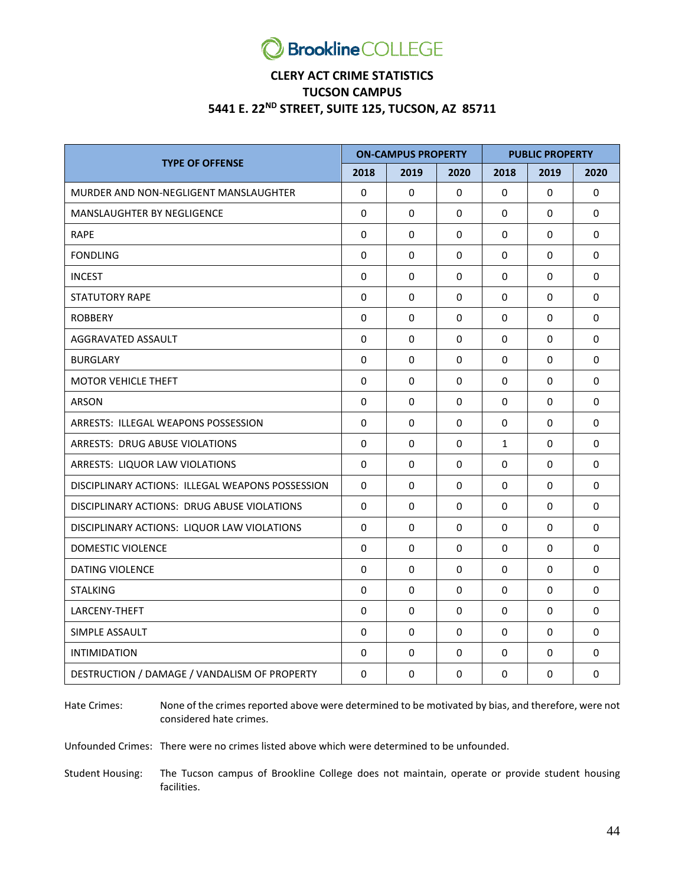# BrooklineCOLLEGE

## CLERY ACT CRIME STATISTICS
## TUCSON CAMPUS
## 5441 E. 22ND STREET, SUITE 125, TUCSON, AZ 85711

| TYPE OF OFFENSE | ON-CAMPUS PROPERTY | | | PUBLIC PROPERTY | | |
|---|---|---|---|---|---|---|
| | 2018 | 2019 | 2020 | 2018 | 2019 | 2020 |
| MURDER AND NON-NEGLIGENT MANSLAUGHTER | 0 | 0 | 0 | 0 | 0 | 0 |
| MANSLAUGHTER BY NEGLIGENCE | 0 | 0 | 0 | 0 | 0 | 0 |
| RAPE | 0 | 0 | 0 | 0 | 0 | 0 |
| FONDLING | 0 | 0 | 0 | 0 | 0 | 0 |
| INCEST | 0 | 0 | 0 | 0 | 0 | 0 |
| STATUTORY RAPE | 0 | 0 | 0 | 0 | 0 | 0 |
| ROBBERY | 0 | 0 | 0 | 0 | 0 | 0 |
| AGGRAVATED ASSAULT | 0 | 0 | 0 | 0 | 0 | 0 |
| BURGLARY | 0 | 0 | 0 | 0 | 0 | 0 |
| MOTOR VEHICLE THEFT | 0 | 0 | 0 | 0 | 0 | 0 |
| ARSON | 0 | 0 | 0 | 0 | 0 | 0 |
| ARRESTS: ILLEGAL WEAPONS POSSESSION | 0 | 0 | 0 | 0 | 0 | 0 |
| ARRESTS: DRUG ABUSE VIOLATIONS | 0 | 0 | 0 | 1 | 0 | 0 |
| ARRESTS: LIQUOR LAW VIOLATIONS | 0 | 0 | 0 | 0 | 0 | 0 |
| DISCIPLINARY ACTIONS: ILLEGAL WEAPONS POSSESSION | 0 | 0 | 0 | 0 | 0 | 0 |
| DISCIPLINARY ACTIONS: DRUG ABUSE VIOLATIONS | 0 | 0 | 0 | 0 | 0 | 0 |
| DISCIPLINARY ACTIONS: LIQUOR LAW VIOLATIONS | 0 | 0 | 0 | 0 | 0 | 0 |
| DOMESTIC VIOLENCE | 0 | 0 | 0 | 0 | 0 | 0 |
| DATING VIOLENCE | 0 | 0 | 0 | 0 | 0 | 0 |
| STALKING | 0 | 0 | 0 | 0 | 0 | 0 |
| LARCENY-THEFT | 0 | 0 | 0 | 0 | 0 | 0 |
| SIMPLE ASSAULT | 0 | 0 | 0 | 0 | 0 | 0 |
| INTIMIDATION | 0 | 0 | 0 | 0 | 0 | 0 |
| DESTRUCTION / DAMAGE / VANDALISM OF PROPERTY | 0 | 0 | 0 | 0 | 0 | 0 |

Hate Crimes: None of the crimes reported above were determined to be motivated by bias, and therefore, were not considered hate crimes.

Unfounded Crimes: There were no crimes listed above which were determined to be unfounded.

Student Housing: The Tucson campus of Brookline College does not maintain, operate or provide student housing facilities.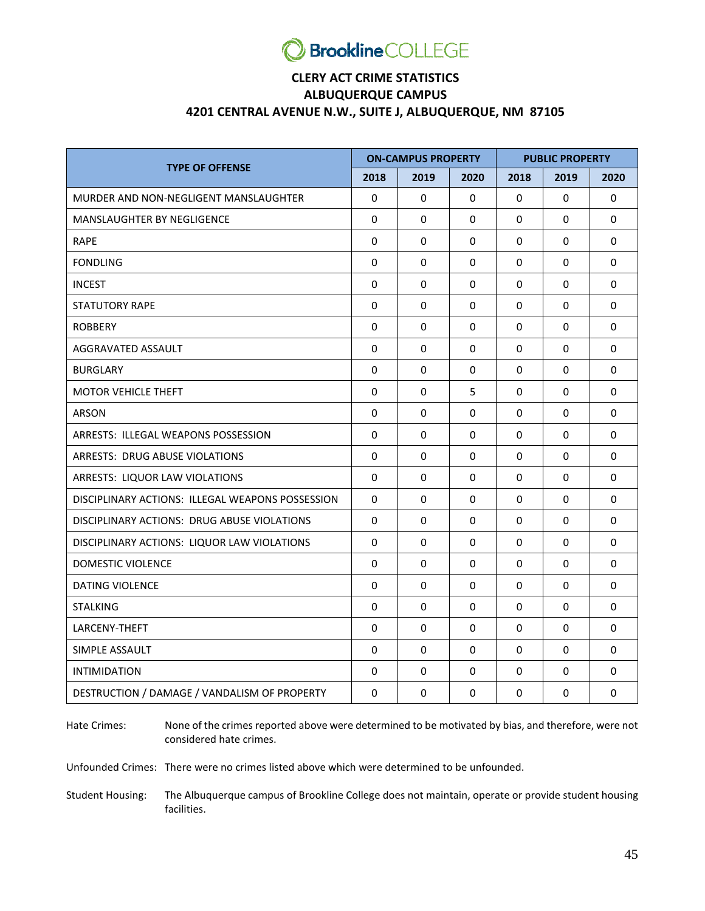# BrooklineCOLLEGE

## CLERY ACT CRIME STATISTICS
## ALBUQUERQUE CAMPUS
## 4201 CENTRAL AVENUE N.W., SUITE J, ALBUQUERQUE, NM 87105

| TYPE OF OFFENSE | ON-CAMPUS PROPERTY | | | PUBLIC PROPERTY | | |
|---|---|---|---|---|---|---|
| | 2018 | 2019 | 2020 | 2018 | 2019 | 2020 |
| MURDER AND NON-NEGLIGENT MANSLAUGHTER | 0 | 0 | 0 | 0 | 0 | 0 |
| MANSLAUGHTER BY NEGLIGENCE | 0 | 0 | 0 | 0 | 0 | 0 |
| RAPE | 0 | 0 | 0 | 0 | 0 | 0 |
| FONDLING | 0 | 0 | 0 | 0 | 0 | 0 |
| INCEST | 0 | 0 | 0 | 0 | 0 | 0 |
| STATUTORY RAPE | 0 | 0 | 0 | 0 | 0 | 0 |
| ROBBERY | 0 | 0 | 0 | 0 | 0 | 0 |
| AGGRAVATED ASSAULT | 0 | 0 | 0 | 0 | 0 | 0 |
| BURGLARY | 0 | 0 | 0 | 0 | 0 | 0 |
| MOTOR VEHICLE THEFT | 0 | 0 | 5 | 0 | 0 | 0 |
| ARSON | 0 | 0 | 0 | 0 | 0 | 0 |
| ARRESTS: ILLEGAL WEAPONS POSSESSION | 0 | 0 | 0 | 0 | 0 | 0 |
| ARRESTS: DRUG ABUSE VIOLATIONS | 0 | 0 | 0 | 0 | 0 | 0 |
| ARRESTS: LIQUOR LAW VIOLATIONS | 0 | 0 | 0 | 0 | 0 | 0 |
| DISCIPLINARY ACTIONS: ILLEGAL WEAPONS POSSESSION | 0 | 0 | 0 | 0 | 0 | 0 |
| DISCIPLINARY ACTIONS: DRUG ABUSE VIOLATIONS | 0 | 0 | 0 | 0 | 0 | 0 |
| DISCIPLINARY ACTIONS: LIQUOR LAW VIOLATIONS | 0 | 0 | 0 | 0 | 0 | 0 |
| DOMESTIC VIOLENCE | 0 | 0 | 0 | 0 | 0 | 0 |
| DATING VIOLENCE | 0 | 0 | 0 | 0 | 0 | 0 |
| STALKING | 0 | 0 | 0 | 0 | 0 | 0 |
| LARCENY-THEFT | 0 | 0 | 0 | 0 | 0 | 0 |
| SIMPLE ASSAULT | 0 | 0 | 0 | 0 | 0 | 0 |
| INTIMIDATION | 0 | 0 | 0 | 0 | 0 | 0 |
| DESTRUCTION / DAMAGE / VANDALISM OF PROPERTY | 0 | 0 | 0 | 0 | 0 | 0 |

Hate Crimes: None of the crimes reported above were determined to be motivated by bias, and therefore, were not considered hate crimes.

Unfounded Crimes: There were no crimes listed above which were determined to be unfounded.

Student Housing: The Albuquerque campus of Brookline College does not maintain, operate or provide student housing facilities.